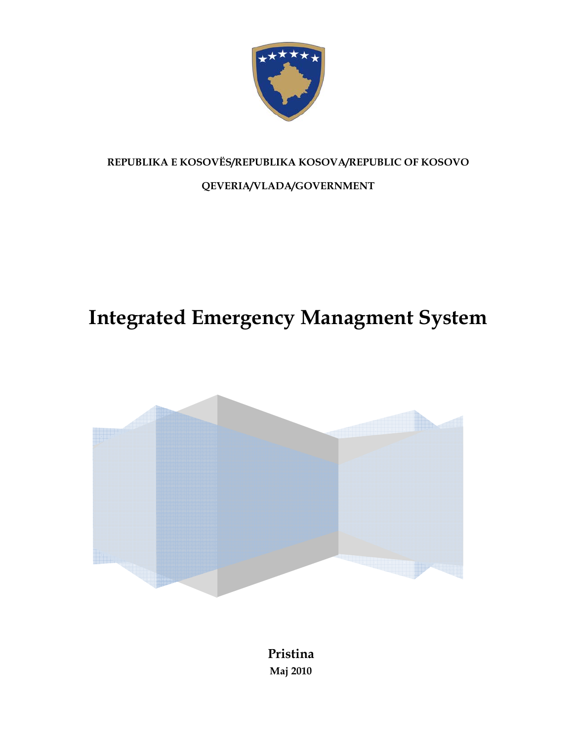**REPUBLIKA E KOSOVËS/REPUBLIKA KOSOVA/REPUBLIC OF KOSOVO**

**QEVERIA/VLADA/GOVERNMENT**

# Integrated Emergency Managment System

**Pristina**

**Maj 2010**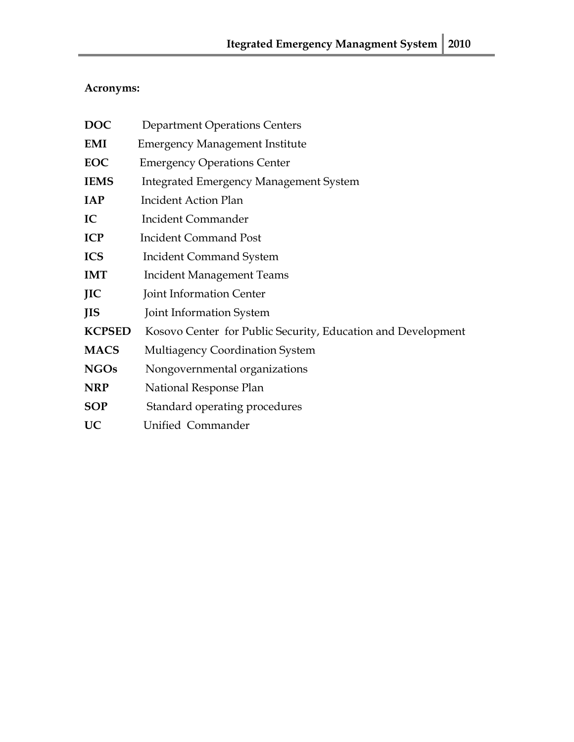**Acronyms:**

| | |
|---|---|
| **DOC** | Department Operations Centers |
| **EMI** | Emergency Management Institute |
| **EOC** | Emergency Operations Center |
| **IEMS** | Integrated Emergency Management System |
| **IAP** | Incident Action Plan |
| **IC** | Incident Commander |
| **ICP** | Incident Command Post |
| **ICS** | Incident Command System |
| **IMT** | Incident Management Teams |
| **JIC** | Joint Information Center |
| **JIS** | Joint Information System |
| **KCPSED** | Kosovo Center for Public Security, Education and Development |
| **MACS** | Multiagency Coordination System |
| **NGOs** | Nongovernmental organizations |
| **NRP** | National Response Plan |
| **SOP** | Standard operating procedures |
| **UC** | Unified Commander |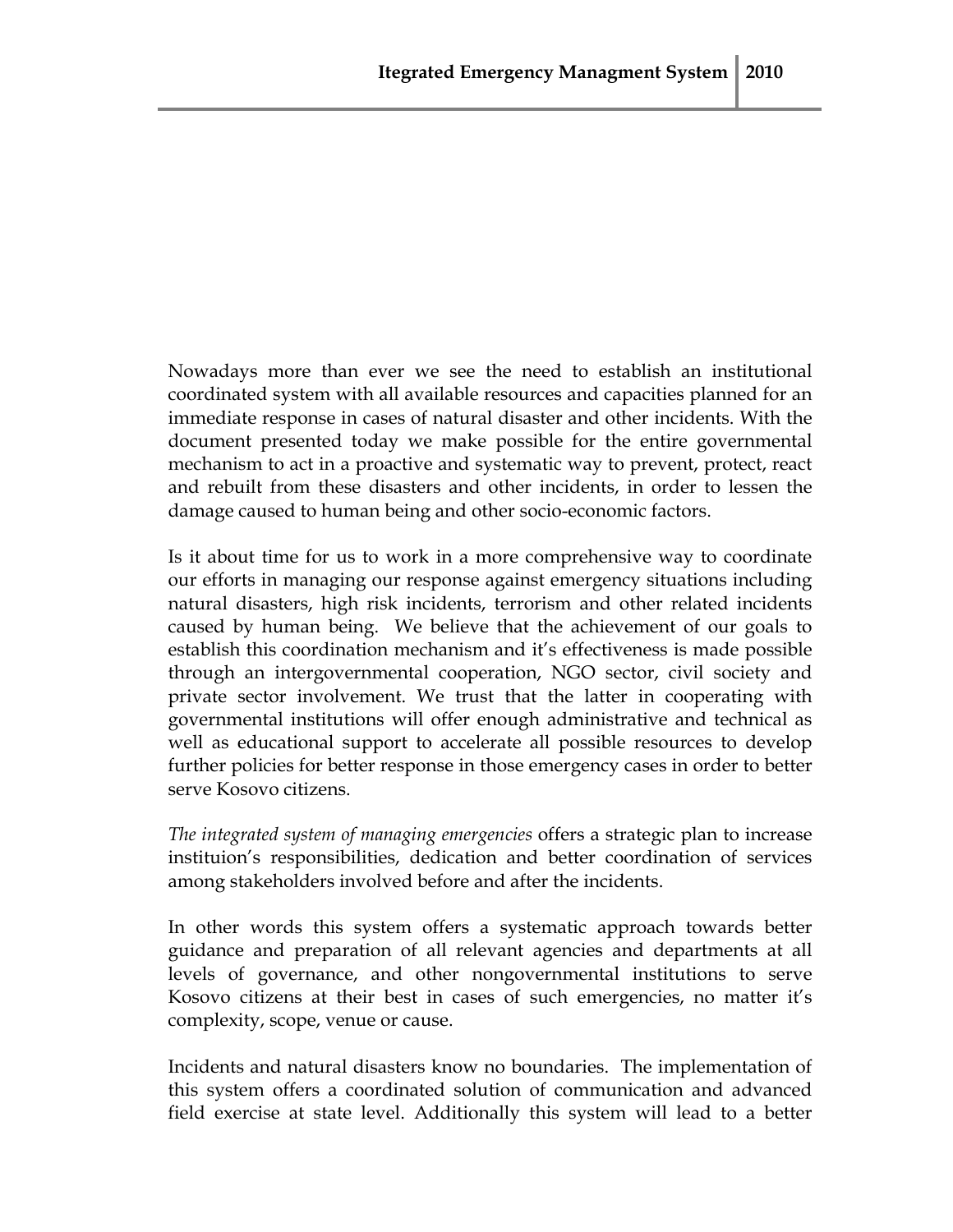Nowadays more than ever we see the need to establish an institutional coordinated system with all available resources and capacities planned for an immediate response in cases of natural disaster and other incidents. With the document presented today we make possible for the entire governmental mechanism to act in a proactive and systematic way to prevent, protect, react and rebuilt from these disasters and other incidents, in order to lessen the damage caused to human being and other socio-economic factors.

Is it about time for us to work in a more comprehensive way to coordinate our efforts in managing our response against emergency situations including natural disasters, high risk incidents, terrorism and other related incidents caused by human being. We believe that the achievement of our goals to establish this coordination mechanism and it's effectiveness is made possible through an intergovernmental cooperation, NGO sector, civil society and private sector involvement. We trust that the latter in cooperating with governmental institutions will offer enough administrative and technical as well as educational support to accelerate all possible resources to develop further policies for better response in those emergency cases in order to better serve Kosovo citizens.

*The integrated system of managing emergencies* offers a strategic plan to increase instituion's responsibilities, dedication and better coordination of services among stakeholders involved before and after the incidents.

In other words this system offers a systematic approach towards better guidance and preparation of all relevant agencies and departments at all levels of governance, and other nongovernmental institutions to serve Kosovo citizens at their best in cases of such emergencies, no matter it's complexity, scope, venue or cause.

Incidents and natural disasters know no boundaries. The implementation of this system offers a coordinated solution of communication and advanced field exercise at state level. Additionally this system will lead to a better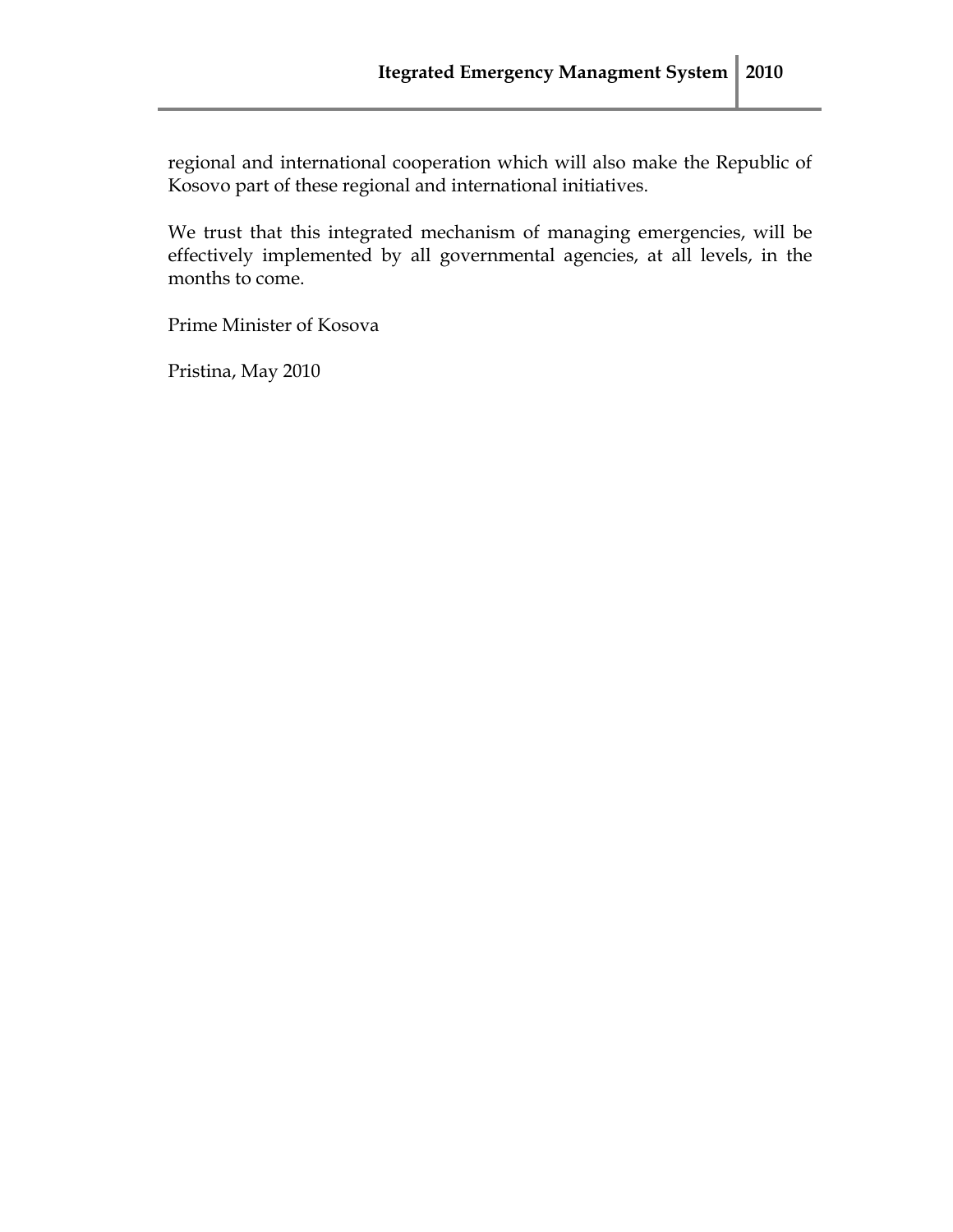regional and international cooperation which will also make the Republic of Kosovo part of these regional and international initiatives.

We trust that this integrated mechanism of managing emergencies, will be effectively implemented by all governmental agencies, at all levels, in the months to come.

Prime Minister of Kosova

Pristina, May 2010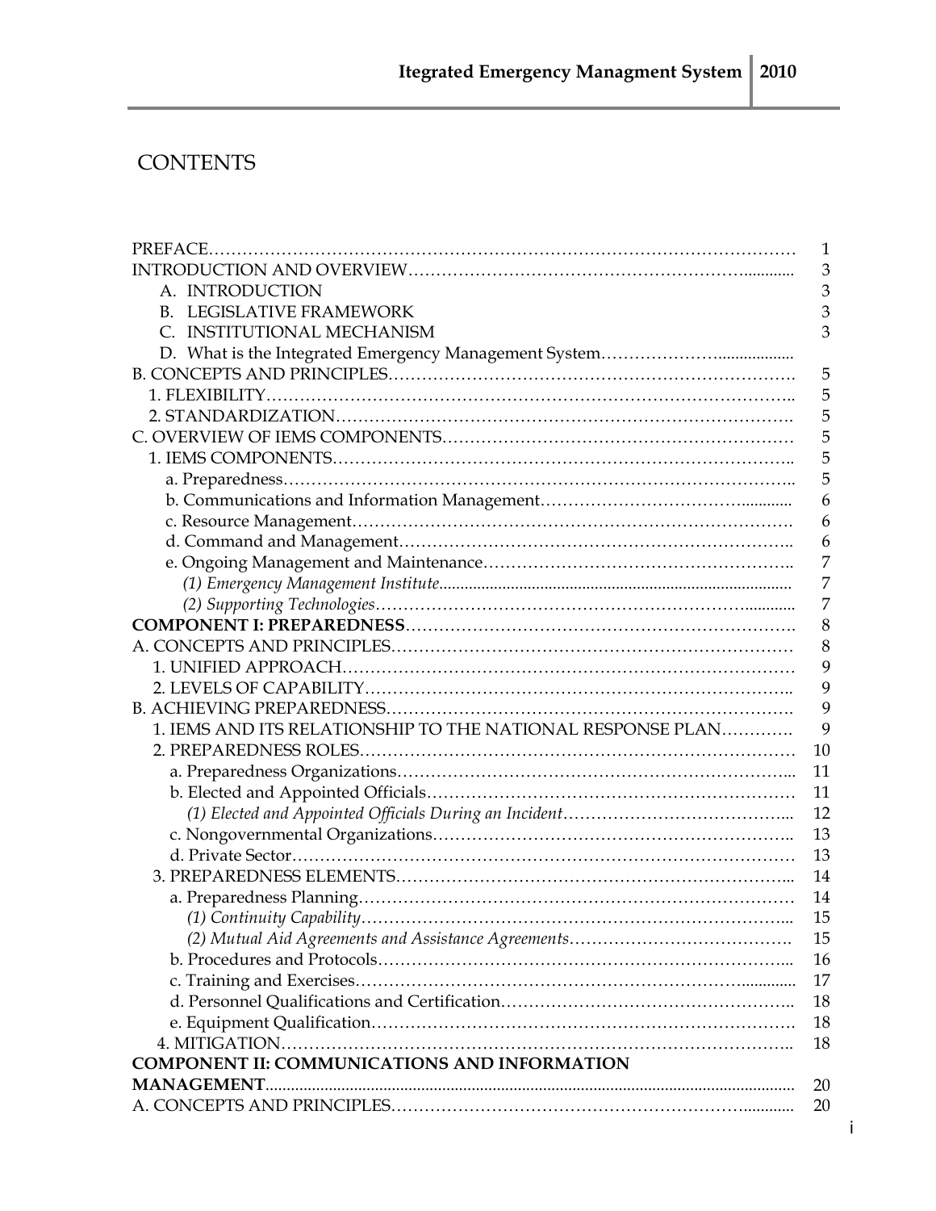# CONTENTS

| | |
|---|---|
| PREFACE | 1 |
| INTRODUCTION AND OVERVIEW | 3 |
| A. INTRODUCTION | 3 |
| B. LEGISLATIVE FRAMEWORK | 3 |
| C. INSTITUTIONAL MECHANISM | 3 |
| D. What is the Integrated Emergency Management System | |
| B. CONCEPTS AND PRINCIPLES | 5 |
| 1. FLEXIBILITY | 5 |
| 2. STANDARDIZATION | 5 |
| C. OVERVIEW OF IEMS COMPONENTS | 5 |
| 1. IEMS COMPONENTS | 5 |
| a. Preparedness | 5 |
| b. Communications and Information Management | 6 |
| c. Resource Management | 6 |
| d. Command and Management | 6 |
| e. Ongoing Management and Maintenance | 7 |
| *(1) Emergency Management Institute* | 7 |
| *(2) Supporting Technologies* | 7 |
| **COMPONENT I: PREPAREDNESS** | 8 |
| A. CONCEPTS AND PRINCIPLES | 8 |
| 1. UNIFIED APPROACH | 9 |
| 2. LEVELS OF CAPABILITY | 9 |
| B. ACHIEVING PREPAREDNESS | 9 |
| 1. IEMS AND ITS RELATIONSHIP TO THE NATIONAL RESPONSE PLAN | 9 |
| 2. PREPAREDNESS ROLES | 10 |
| a. Preparedness Organizations | 11 |
| b. Elected and Appointed Officials | 11 |
| *(1) Elected and Appointed Officials During an Incident* | 12 |
| c. Nongovernmental Organizations | 13 |
| d. Private Sector | 13 |
| 3. PREPAREDNESS ELEMENTS | 14 |
| a. Preparedness Planning | 14 |
| *(1) Continuity Capability* | 15 |
| *(2) Mutual Aid Agreements and Assistance Agreements* | 15 |
| b. Procedures and Protocols | 16 |
| c. Training and Exercises | 17 |
| d. Personnel Qualifications and Certification | 18 |
| e. Equipment Qualification | 18 |
| 4. MITIGATION | 18 |
| **COMPONENT II: COMMUNICATIONS AND INFORMATION MANAGEMENT** | 20 |
| A. CONCEPTS AND PRINCIPLES | 20 |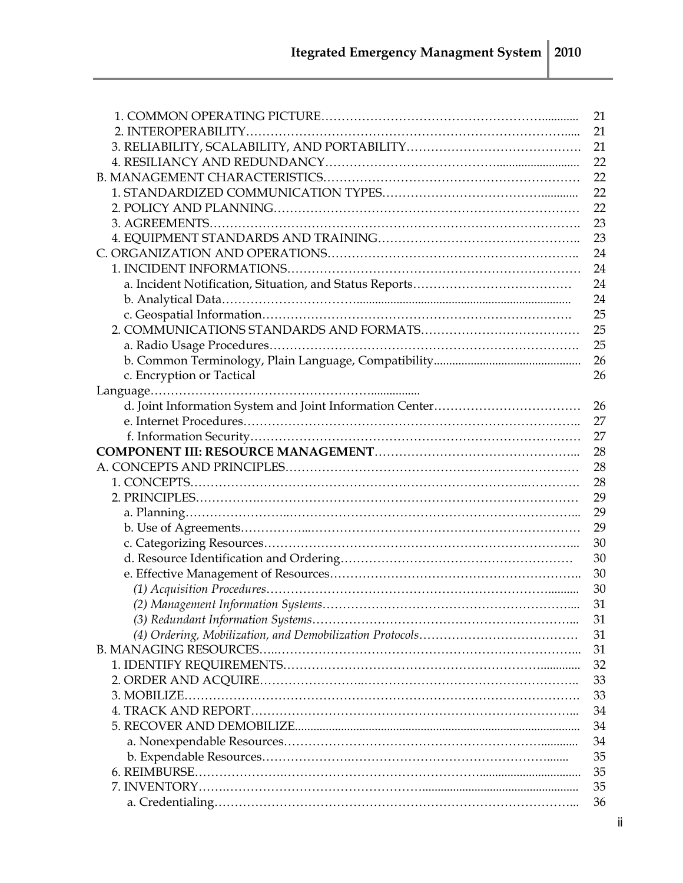| | |
|---|---|
| 1. COMMON OPERATING PICTURE | 21 |
| 2. INTEROPERABILITY | 21 |
| 3. RELIABILITY, SCALABILITY, AND PORTABILITY | 21 |
| 4. RESILIANCY AND REDUNDANCY | 22 |
| B. MANAGEMENT CHARACTERISTICS | 22 |
| 1. STANDARDIZED COMMUNICATION TYPES | 22 |
| 2. POLICY AND PLANNING | 22 |
| 3. AGREEMENTS | 23 |
| 4. EQUIPMENT STANDARDS AND TRAINING | 23 |
| C. ORGANIZATION AND OPERATIONS | 24 |
| 1. INCIDENT INFORMATIONS | 24 |
| a. Incident Notification, Situation, and Status Reports | 24 |
| b. Analytical Data | 24 |
| c. Geospatial Information | 25 |
| 2. COMMUNICATIONS STANDARDS AND FORMATS | 25 |
| a. Radio Usage Procedures | 25 |
| b. Common Terminology, Plain Language, Compatibility | 26 |
| c. Encryption or Tactical Language | 26 |
| d. Joint Information System and Joint Information Center | 26 |
| e. Internet Procedures | 27 |
| f. Information Security | 27 |
| **COMPONENT III: RESOURCE MANAGEMENT** | 28 |
| A. CONCEPTS AND PRINCIPLES | 28 |
| 1. CONCEPTS | 28 |
| 2. PRINCIPLES | 29 |
| a. Planning | 29 |
| b. Use of Agreements | 29 |
| c. Categorizing Resources | 30 |
| d. Resource Identification and Ordering | 30 |
| e. Effective Management of Resources | 30 |
| *(1) Acquisition Procedures* | 30 |
| *(2) Management Information Systems* | 31 |
| *(3) Redundant Information Systems* | 31 |
| *(4) Ordering, Mobilization, and Demobilization Protocols* | 31 |
| B. MANAGING RESOURCES | 31 |
| 1. IDENTIFY REQUIREMENTS | 32 |
| 2. ORDER AND ACQUIRE | 33 |
| 3. MOBILIZE | 33 |
| 4. TRACK AND REPORT | 34 |
| 5. RECOVER AND DEMOBILIZE | 34 |
| a. Nonexpendable Resources | 34 |
| b. Expendable Resources | 35 |
| 6. REIMBURSE | 35 |
| 7. INVENTORY | 35 |
| a. Credentialing | 36 |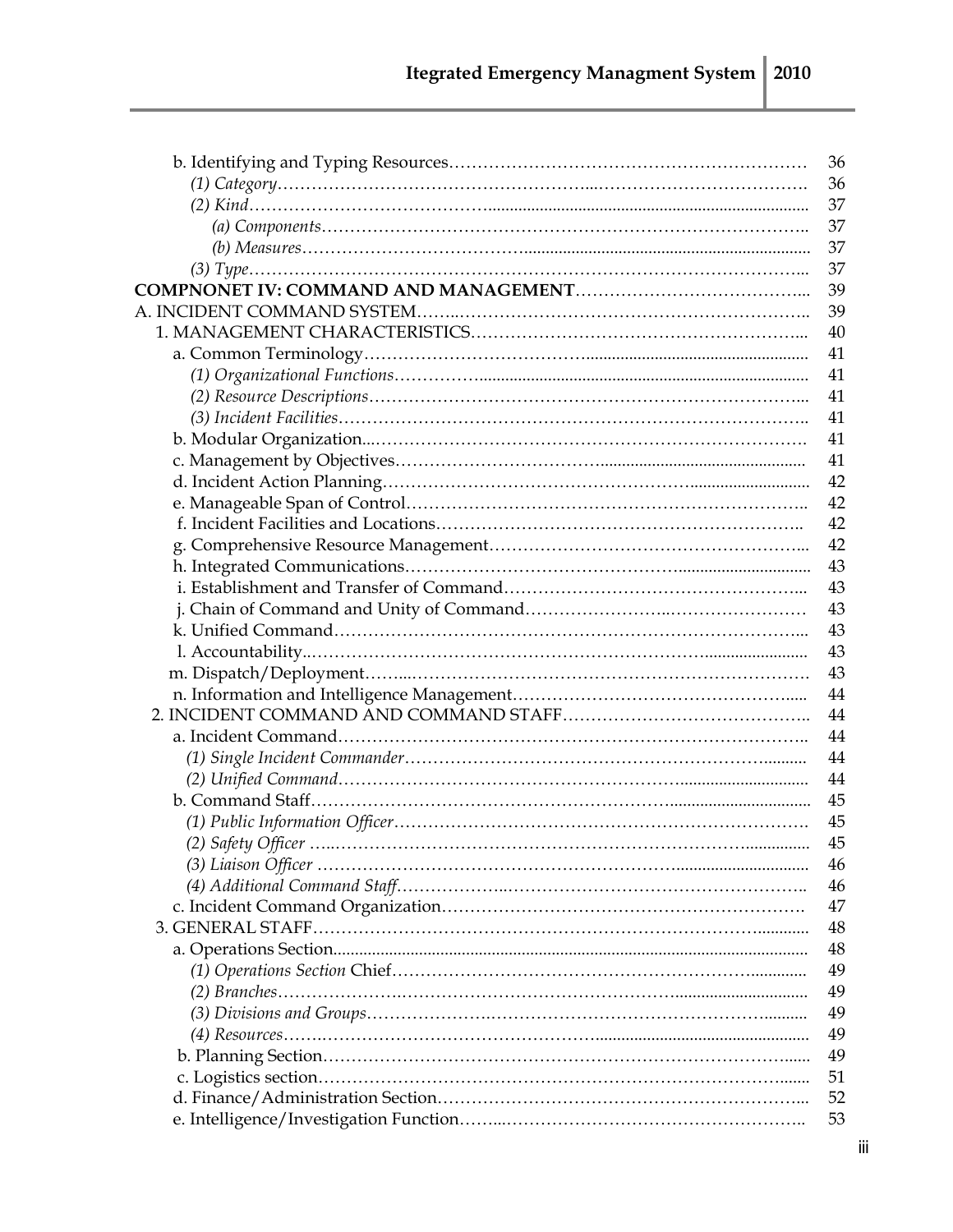b. Identifying and Typing Resources………………………………………………………… 36

*(1) Category*……………………………………………………………………………. 36

*(2) Kind*……………………………………………………………………………………… 37

*(a) Components*…………………………………………………………………………. 37

*(b) Measures*……………………………………………………………………………… 37

*(3) Type*………………………………………………………………………………………. 37

**COMPNONET IV: COMMAND AND MANAGEMENT**………………………………….. 39

A. INCIDENT COMMAND SYSTEM……………………………………………………………. 39

1. MANAGEMENT CHARACTERISTICS…………………………………………………... 40

a. Common Terminology……………………………………………………………………… 41

*(1) Organizational Functions*……………………………………………………………… 41

*(2) Resource Descriptions*………………………………………………………………….. 41

*(3) Incident Facilities*……………………………………………………………………….. 41

b. Modular Organization……………………………………………………………………. 41

c. Management by Objectives……………………………………………………………… 41

d. Incident Action Planning………………………………………………………………… 42

e. Manageable Span of Control…………………………………………………………….. 42

f. Incident Facilities and Locations……………………………………………………….. 42

g. Comprehensive Resource Management………………………………………………... 42

h. Integrated Communications……………………………………………………………… 43

i. Establishment and Transfer of Command………………………………………………... 43

j. Chain of Command and Unity of Command……………………………………………… 43

k. Unified Command…………………………………………………………………………... 43

l. Accountability……………………………………………………………………………… 43

m. Dispatch/Deployment……………………………………………………………………… 43

n. Information and Intelligence Management………………………………………………... 44

2. INCIDENT COMMAND AND COMMAND STAFF…………………………………….. 44

a. Incident Command…………………………………………………………………………. 44

*(1) Single Incident Commander*………………………………………………………………. 44

*(2) Unified Command*…………………………………………………………………………. 44

b. Command Staff……………………………………………………………………………... 45

*(1) Public Information Officer*………………………………………………………………. 45

*(2) Safety Officer* ……………………………………………………………………………… 45

*(3) Liaison Officer* ……………………………………………………………………………. 46

*(4) Additional Command Staff*……………………………………………………………….. 46

c. Incident Command Organization……………………………………………………….. 47

3. GENERAL STAFF………………………………………………………………………….. 48

a. Operations Section………………………………………………………………………… 48

*(1) Operations Section* Chief…………………………………………………………………. 49

*(2) Branches*……………………………………………………………………………………. 49

*(3) Divisions and Groups*……………………………………………………………………… 49

*(4) Resources*………………………………………………………………………………….. 49

b. Planning Section…………………………………………………………………………… 49

c. Logistics section……………………………………………………………………………. 51

d. Finance/Administration Section………………………………………………………….. 52

e. Intelligence/Investigation Function……………………………………………………….. 53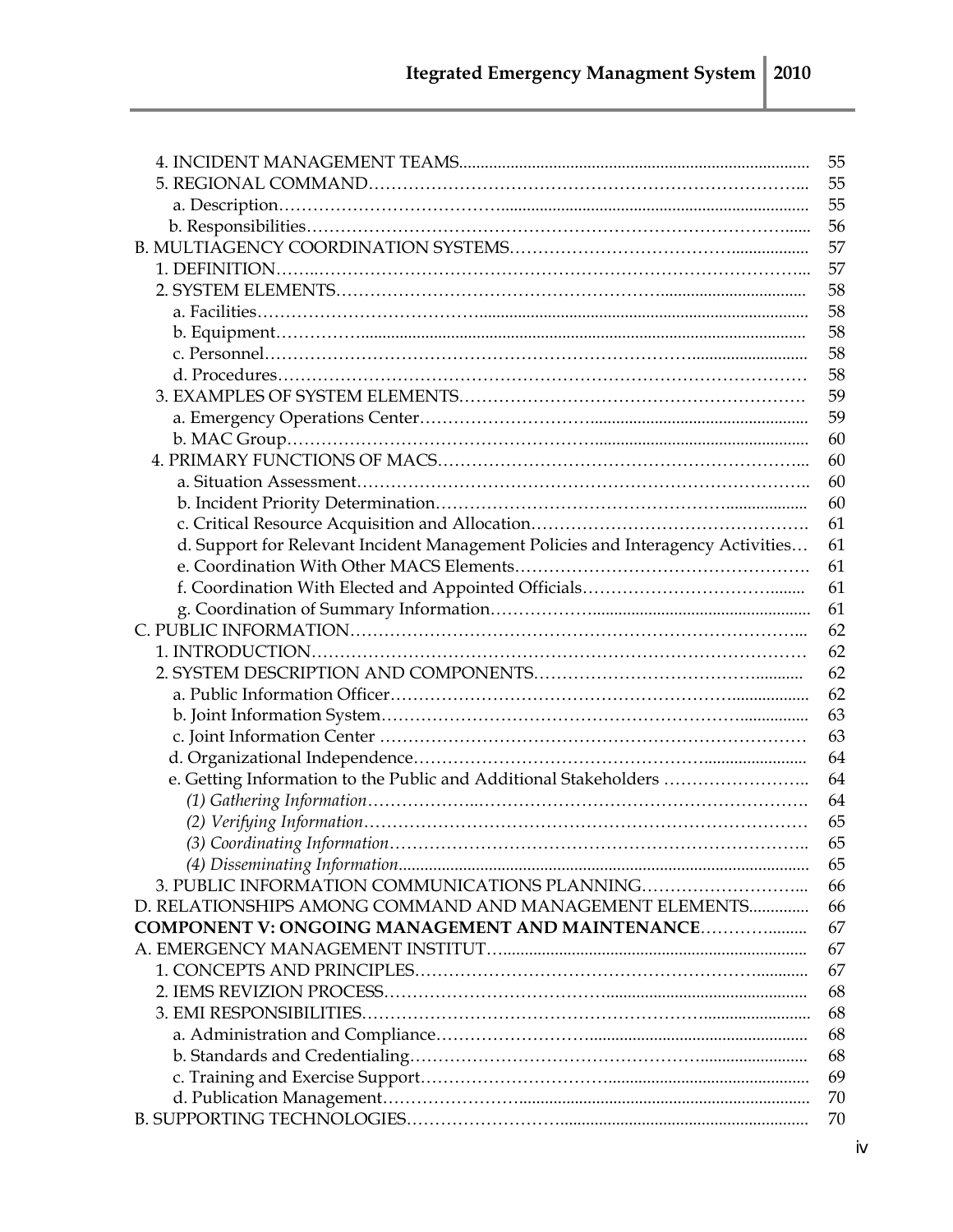| | |
|---|---|
| 4. INCIDENT MANAGEMENT TEAMS | 55 |
| 5. REGIONAL COMMAND | 55 |
| a. Description | 55 |
| b. Responsibilities | 56 |
| B. MULTIAGENCY COORDINATION SYSTEMS | 57 |
| 1. DEFINITION | 57 |
| 2. SYSTEM ELEMENTS | 58 |
| a. Facilities | 58 |
| b. Equipment | 58 |
| c. Personnel | 58 |
| d. Procedures | 58 |
| 3. EXAMPLES OF SYSTEM ELEMENTS | 59 |
| a. Emergency Operations Center | 59 |
| b. MAC Group | 60 |
| 4. PRIMARY FUNCTIONS OF MACS | 60 |
| a. Situation Assessment | 60 |
| b. Incident Priority Determination | 60 |
| c. Critical Resource Acquisition and Allocation | 61 |
| d. Support for Relevant Incident Management Policies and Interagency Activities | 61 |
| e. Coordination With Other MACS Elements | 61 |
| f. Coordination With Elected and Appointed Officials | 61 |
| g. Coordination of Summary Information | 61 |
| C. PUBLIC INFORMATION | 62 |
| 1. INTRODUCTION | 62 |
| 2. SYSTEM DESCRIPTION AND COMPONENTS | 62 |
| a. Public Information Officer | 62 |
| b. Joint Information System | 63 |
| c. Joint Information Center | 63 |
| d. Organizational Independence | 64 |
| e. Getting Information to the Public and Additional Stakeholders | 64 |
| *(1) Gathering Information* | 64 |
| *(2) Verifying Information* | 65 |
| *(3) Coordinating Information* | 65 |
| *(4) Disseminating Information* | 65 |
| 3. PUBLIC INFORMATION COMMUNICATIONS PLANNING | 66 |
| D. RELATIONSHIPS AMONG COMMAND AND MANAGEMENT ELEMENTS | 66 |
| **COMPONENT V: ONGOING MANAGEMENT AND MAINTENANCE** | 67 |
| A. EMERGENCY MANAGEMENT INSTITUT | 67 |
| 1. CONCEPTS AND PRINCIPLES | 67 |
| 2. IEMS REVIZION PROCESS | 68 |
| 3. EMI RESPONSIBILITIES | 68 |
| a. Administration and Compliance | 68 |
| b. Standards and Credentialing | 68 |
| c. Training and Exercise Support | 69 |
| d. Publication Management | 70 |
| B. SUPPORTING TECHNOLOGIES | 70 |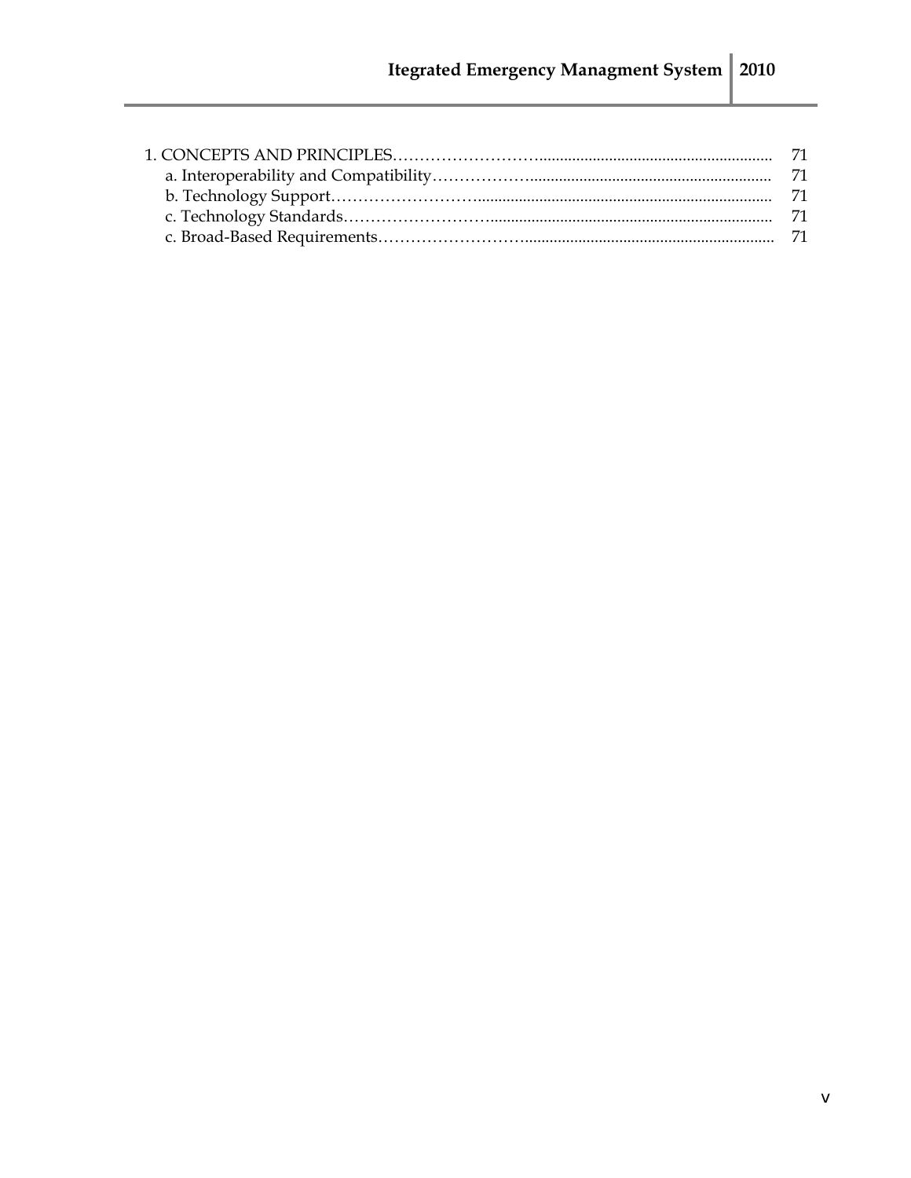1. CONCEPTS AND PRINCIPLES……………………......................................................... 71
   a. Interoperability and Compatibility……………........................................................... 71
   b. Technology Support……………………......................................................................... 71
   c. Technology Standards…………………….................................................................... 71
   c. Broad-Based Requirements……………………............................................................ 71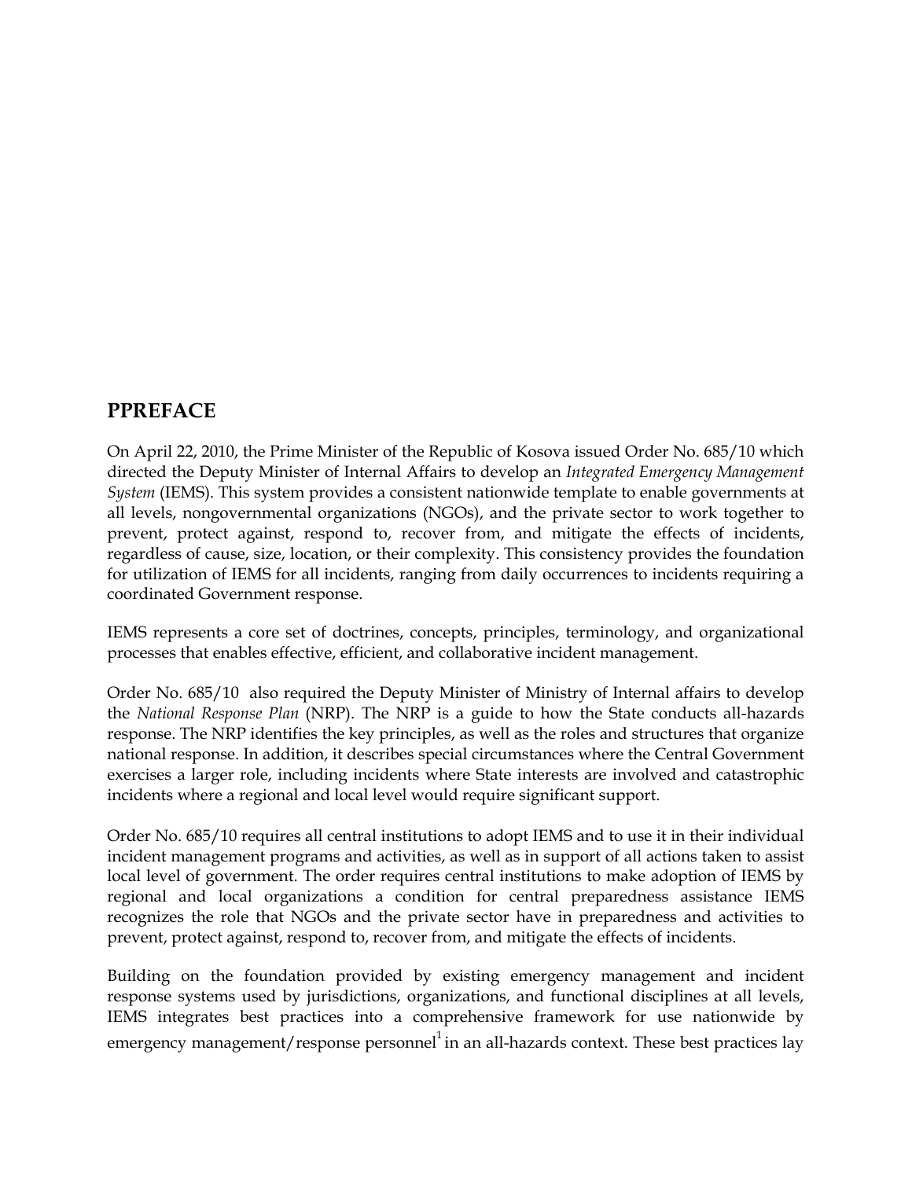## PPREFACE

On April 22, 2010, the Prime Minister of the Republic of Kosova issued Order No. 685/10 which directed the Deputy Minister of Internal Affairs to develop an *Integrated Emergency Management System* (IEMS). This system provides a consistent nationwide template to enable governments at all levels, nongovernmental organizations (NGOs), and the private sector to work together to prevent, protect against, respond to, recover from, and mitigate the effects of incidents, regardless of cause, size, location, or their complexity. This consistency provides the foundation for utilization of IEMS for all incidents, ranging from daily occurrences to incidents requiring a coordinated Government response.

IEMS represents a core set of doctrines, concepts, principles, terminology, and organizational processes that enables effective, efficient, and collaborative incident management.

Order No. 685/10 also required the Deputy Minister of Ministry of Internal affairs to develop the *National Response Plan* (NRP). The NRP is a guide to how the State conducts all-hazards response. The NRP identifies the key principles, as well as the roles and structures that organize national response. In addition, it describes special circumstances where the Central Government exercises a larger role, including incidents where State interests are involved and catastrophic incidents where a regional and local level would require significant support.

Order No. 685/10 requires all central institutions to adopt IEMS and to use it in their individual incident management programs and activities, as well as in support of all actions taken to assist local level of government. The order requires central institutions to make adoption of IEMS by regional and local organizations a condition for central preparedness assistance IEMS recognizes the role that NGOs and the private sector have in preparedness and activities to prevent, protect against, respond to, recover from, and mitigate the effects of incidents.

Building on the foundation provided by existing emergency management and incident response systems used by jurisdictions, organizations, and functional disciplines at all levels, IEMS integrates best practices into a comprehensive framework for use nationwide by emergency management/response personnel[1] in an all-hazards context. These best practices lay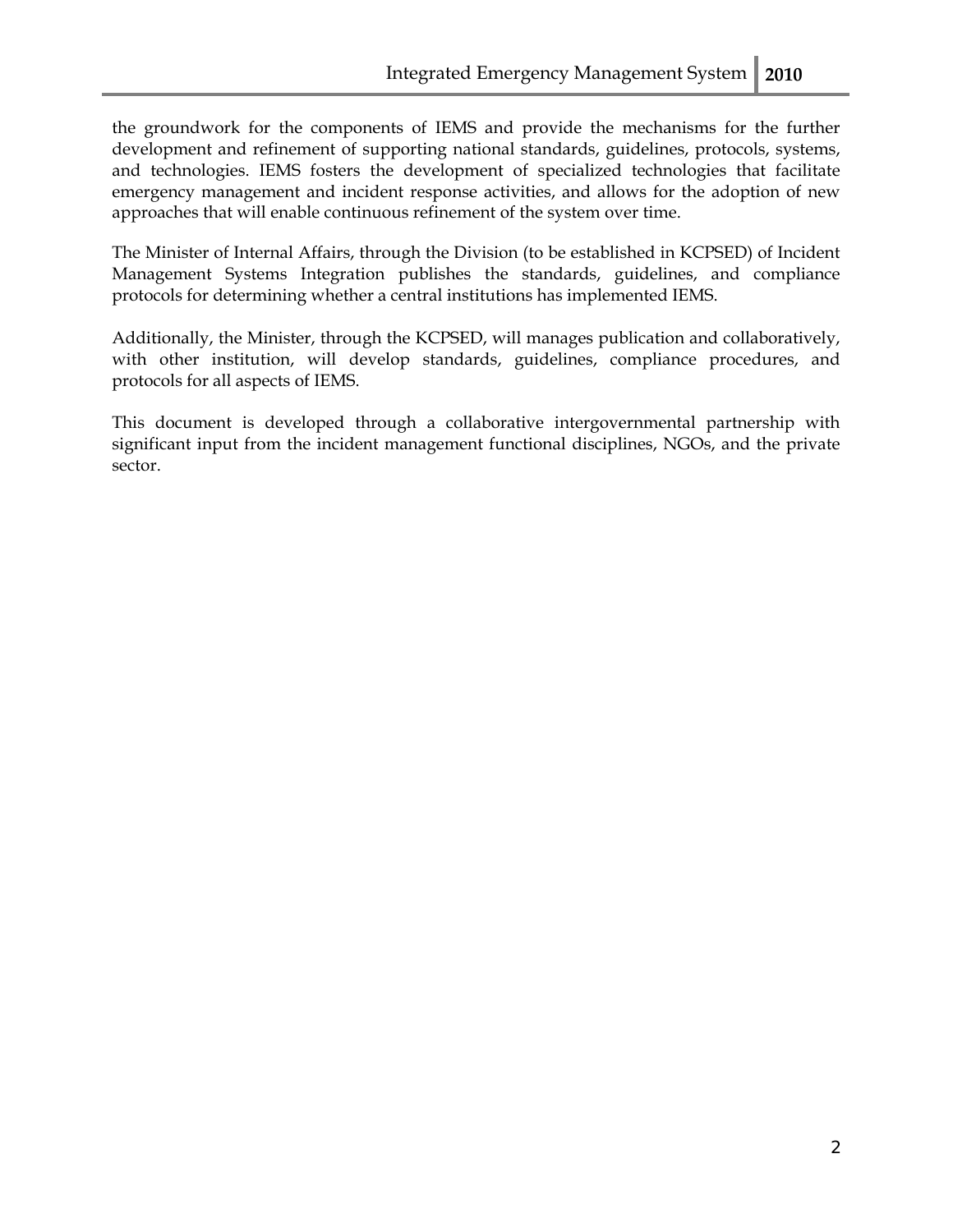the groundwork for the components of IEMS and provide the mechanisms for the further development and refinement of supporting national standards, guidelines, protocols, systems, and technologies. IEMS fosters the development of specialized technologies that facilitate emergency management and incident response activities, and allows for the adoption of new approaches that will enable continuous refinement of the system over time.

The Minister of Internal Affairs, through the Division (to be established in KCPSED) of Incident Management Systems Integration publishes the standards, guidelines, and compliance protocols for determining whether a central institutions has implemented IEMS.

Additionally, the Minister, through the KCPSED, will manages publication and collaboratively, with other institution, will develop standards, guidelines, compliance procedures, and protocols for all aspects of IEMS.

This document is developed through a collaborative intergovernmental partnership with significant input from the incident management functional disciplines, NGOs, and the private sector.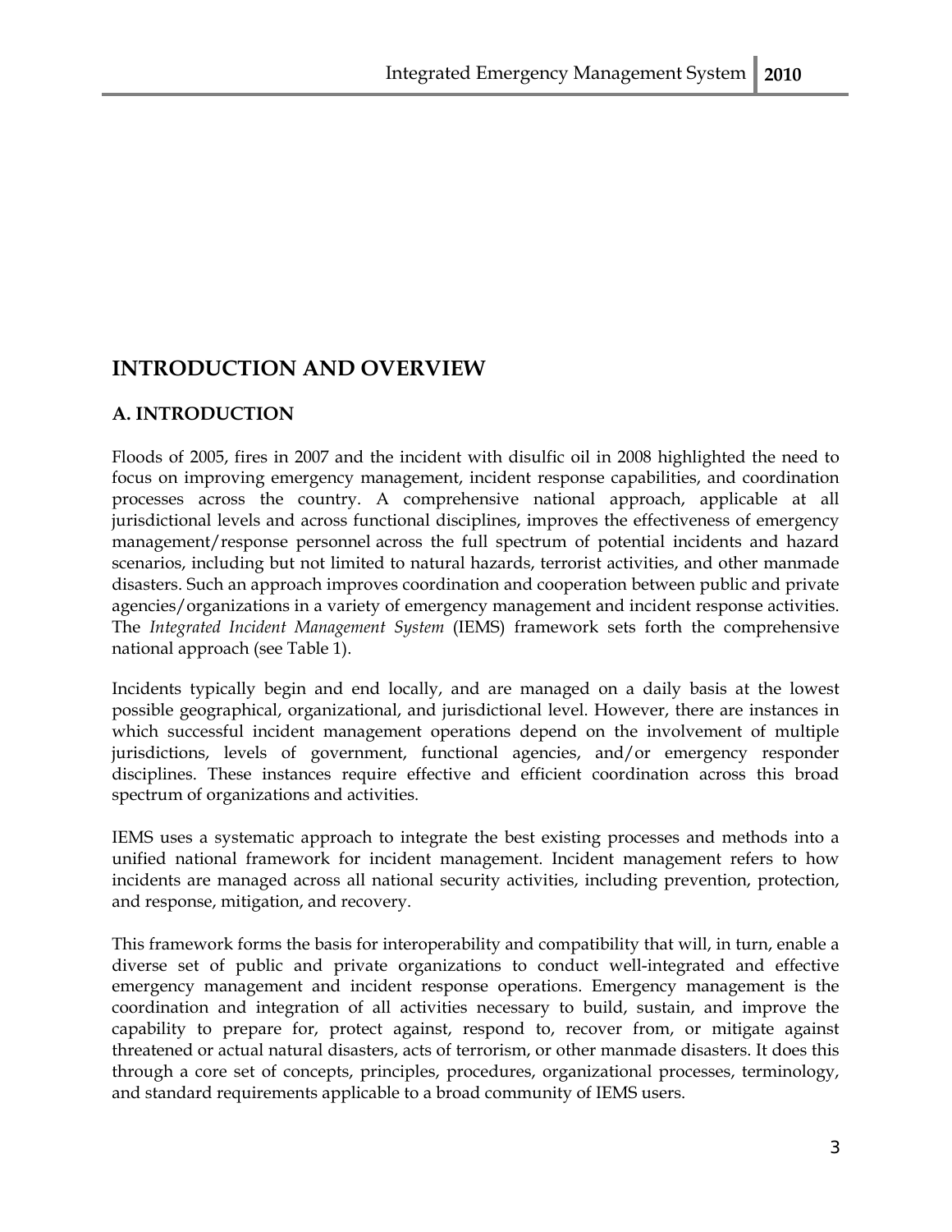# INTRODUCTION AND OVERVIEW

## A. INTRODUCTION

Floods of 2005, fires in 2007 and the incident with disulfic oil in 2008 highlighted the need to focus on improving emergency management, incident response capabilities, and coordination processes across the country. A comprehensive national approach, applicable at all jurisdictional levels and across functional disciplines, improves the effectiveness of emergency management/response personnel across the full spectrum of potential incidents and hazard scenarios, including but not limited to natural hazards, terrorist activities, and other manmade disasters. Such an approach improves coordination and cooperation between public and private agencies/organizations in a variety of emergency management and incident response activities. The *Integrated Incident Management System* (IEMS) framework sets forth the comprehensive national approach (see Table 1).

Incidents typically begin and end locally, and are managed on a daily basis at the lowest possible geographical, organizational, and jurisdictional level. However, there are instances in which successful incident management operations depend on the involvement of multiple jurisdictions, levels of government, functional agencies, and/or emergency responder disciplines. These instances require effective and efficient coordination across this broad spectrum of organizations and activities.

IEMS uses a systematic approach to integrate the best existing processes and methods into a unified national framework for incident management. Incident management refers to how incidents are managed across all national security activities, including prevention, protection, and response, mitigation, and recovery.

This framework forms the basis for interoperability and compatibility that will, in turn, enable a diverse set of public and private organizations to conduct well-integrated and effective emergency management and incident response operations. Emergency management is the coordination and integration of all activities necessary to build, sustain, and improve the capability to prepare for, protect against, respond to, recover from, or mitigate against threatened or actual natural disasters, acts of terrorism, or other manmade disasters. It does this through a core set of concepts, principles, procedures, organizational processes, terminology, and standard requirements applicable to a broad community of IEMS users.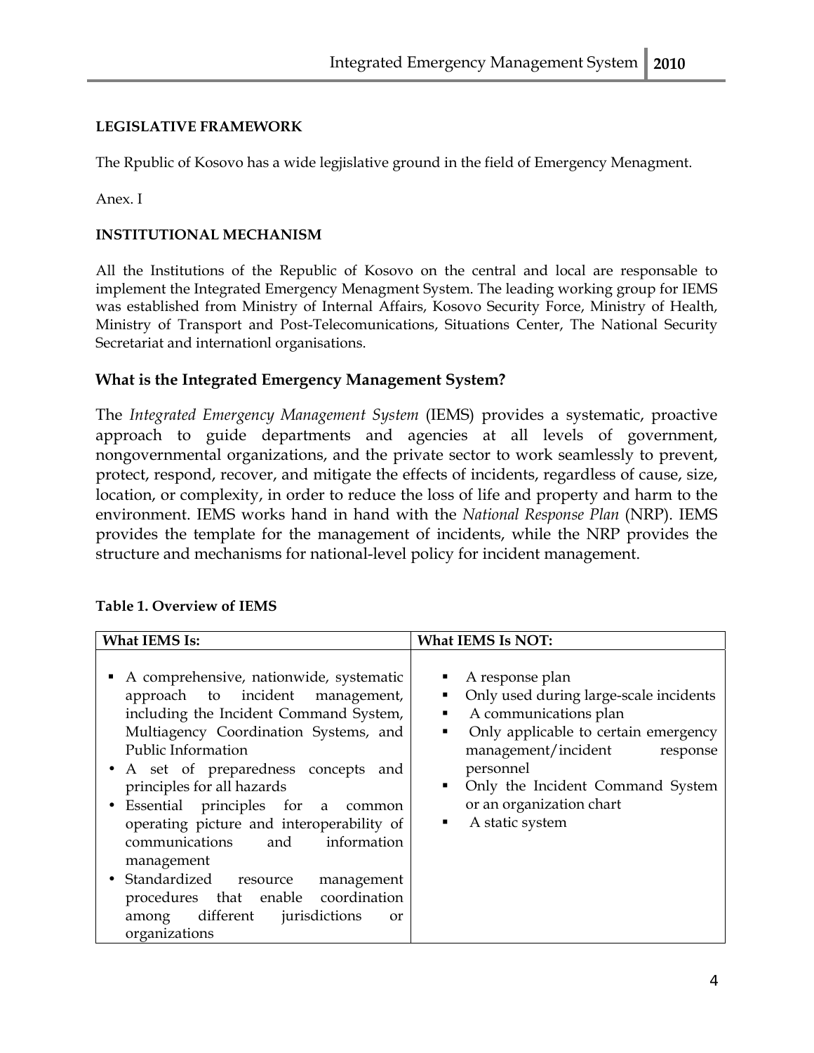**LEGISLATIVE FRAMEWORK**

The Rpublic of Kosovo has a wide legjislative ground in the field of Emergency Menagment.

Anex. I

**INSTITUTIONAL MECHANISM**

All the Institutions of the Republic of Kosovo on the central and local are responsable to implement the Integrated Emergency Menagment System. The leading working group for IEMS was established from Ministry of Internal Affairs, Kosovo Security Force, Ministry of Health, Ministry of Transport and Post-Telecomunications, Situations Center, The National Security Secretariat and internationl organisations.

### What is the Integrated Emergency Management System?

The *Integrated Emergency Management System* (IEMS) provides a systematic, proactive approach to guide departments and agencies at all levels of government, nongovernmental organizations, and the private sector to work seamlessly to prevent, protect, respond, recover, and mitigate the effects of incidents, regardless of cause, size, location, or complexity, in order to reduce the loss of life and property and harm to the environment. IEMS works hand in hand with the *National Response Plan* (NRP). IEMS provides the template for the management of incidents, while the NRP provides the structure and mechanisms for national-level policy for incident management.

**Table 1. Overview of IEMS**

| What IEMS Is: | What IEMS Is NOT: |
|---|---|
| ▪ A comprehensive, nationwide, systematic approach to incident management, including the Incident Command System, Multiagency Coordination Systems, and Public Information<br>• A set of preparedness concepts and principles for all hazards<br>• Essential principles for a common operating picture and interoperability of communications and information management<br>• Standardized resource management procedures that enable coordination among different jurisdictions or organizations | ▪ A response plan<br>▪ Only used during large-scale incidents<br>▪ A communications plan<br>▪ Only applicable to certain emergency management/incident response personnel<br>▪ Only the Incident Command System or an organization chart<br>▪ A static system |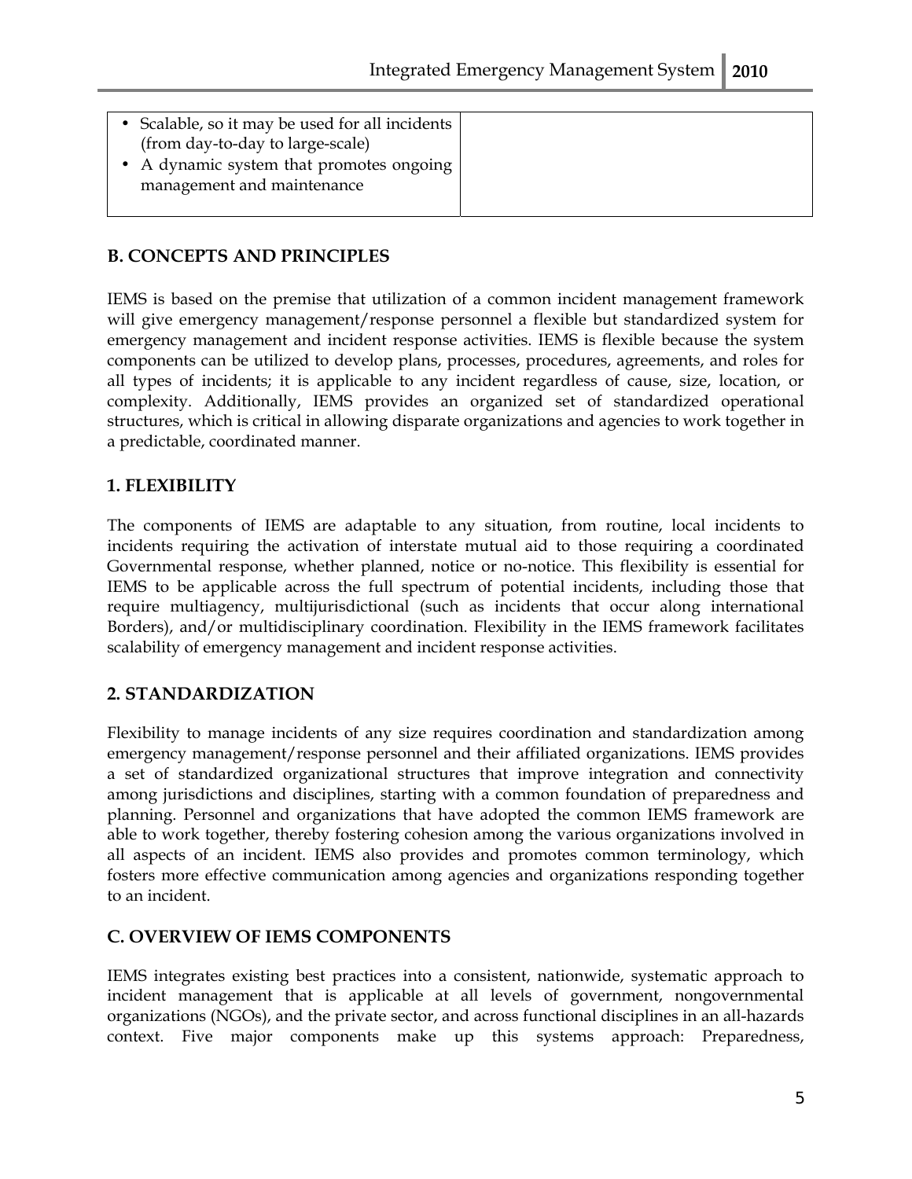| • Scalable, so it may be used for all incidents (from day-to-day to large-scale)<br>• A dynamic system that promotes ongoing management and maintenance | |
|---|---|

## B. CONCEPTS AND PRINCIPLES

IEMS is based on the premise that utilization of a common incident management framework will give emergency management/response personnel a flexible but standardized system for emergency management and incident response activities. IEMS is flexible because the system components can be utilized to develop plans, processes, procedures, agreements, and roles for all types of incidents; it is applicable to any incident regardless of cause, size, location, or complexity. Additionally, IEMS provides an organized set of standardized operational structures, which is critical in allowing disparate organizations and agencies to work together in a predictable, coordinated manner.

### 1. FLEXIBILITY

The components of IEMS are adaptable to any situation, from routine, local incidents to incidents requiring the activation of interstate mutual aid to those requiring a coordinated Governmental response, whether planned, notice or no-notice. This flexibility is essential for IEMS to be applicable across the full spectrum of potential incidents, including those that require multiagency, multijurisdictional (such as incidents that occur along international Borders), and/or multidisciplinary coordination. Flexibility in the IEMS framework facilitates scalability of emergency management and incident response activities.

### 2. STANDARDIZATION

Flexibility to manage incidents of any size requires coordination and standardization among emergency management/response personnel and their affiliated organizations. IEMS provides a set of standardized organizational structures that improve integration and connectivity among jurisdictions and disciplines, starting with a common foundation of preparedness and planning. Personnel and organizations that have adopted the common IEMS framework are able to work together, thereby fostering cohesion among the various organizations involved in all aspects of an incident. IEMS also provides and promotes common terminology, which fosters more effective communication among agencies and organizations responding together to an incident.

## C. OVERVIEW OF IEMS COMPONENTS

IEMS integrates existing best practices into a consistent, nationwide, systematic approach to incident management that is applicable at all levels of government, nongovernmental organizations (NGOs), and the private sector, and across functional disciplines in an all-hazards context. Five major components make up this systems approach: Preparedness,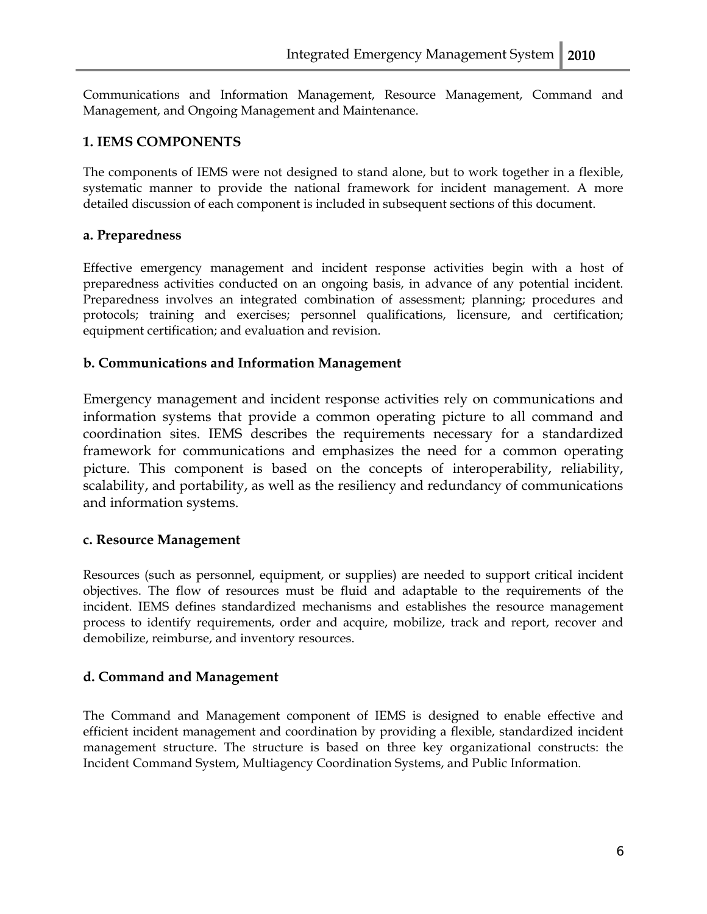Communications and Information Management, Resource Management, Command and Management, and Ongoing Management and Maintenance.

## 1. IEMS COMPONENTS

The components of IEMS were not designed to stand alone, but to work together in a flexible, systematic manner to provide the national framework for incident management. A more detailed discussion of each component is included in subsequent sections of this document.

### a. Preparedness

Effective emergency management and incident response activities begin with a host of preparedness activities conducted on an ongoing basis, in advance of any potential incident. Preparedness involves an integrated combination of assessment; planning; procedures and protocols; training and exercises; personnel qualifications, licensure, and certification; equipment certification; and evaluation and revision.

### b. Communications and Information Management

Emergency management and incident response activities rely on communications and information systems that provide a common operating picture to all command and coordination sites. IEMS describes the requirements necessary for a standardized framework for communications and emphasizes the need for a common operating picture. This component is based on the concepts of interoperability, reliability, scalability, and portability, as well as the resiliency and redundancy of communications and information systems.

### c. Resource Management

Resources (such as personnel, equipment, or supplies) are needed to support critical incident objectives. The flow of resources must be fluid and adaptable to the requirements of the incident. IEMS defines standardized mechanisms and establishes the resource management process to identify requirements, order and acquire, mobilize, track and report, recover and demobilize, reimburse, and inventory resources.

### d. Command and Management

The Command and Management component of IEMS is designed to enable effective and efficient incident management and coordination by providing a flexible, standardized incident management structure. The structure is based on three key organizational constructs: the Incident Command System, Multiagency Coordination Systems, and Public Information.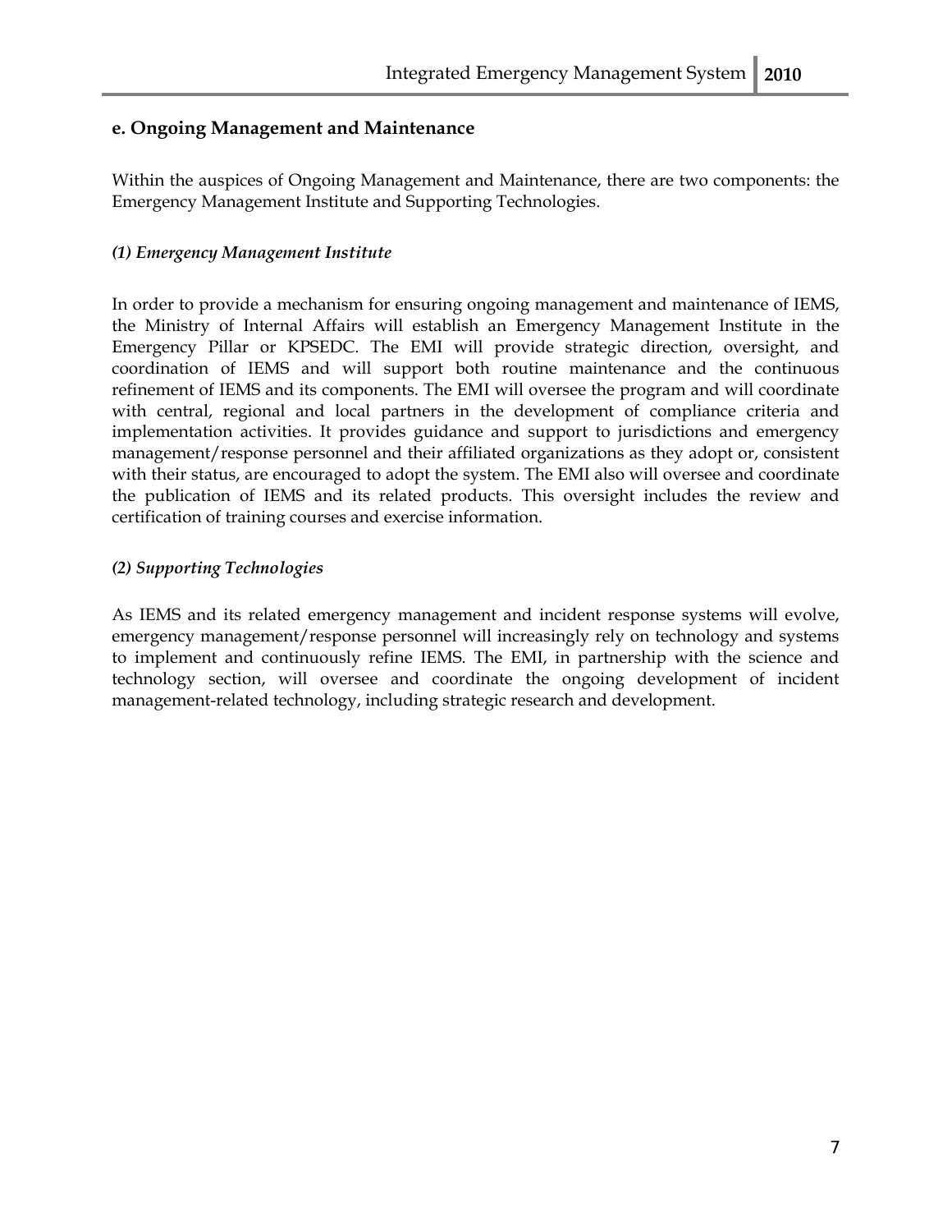### e. Ongoing Management and Maintenance

Within the auspices of Ongoing Management and Maintenance, there are two components: the Emergency Management Institute and Supporting Technologies.

#### *(1) Emergency Management Institute*

In order to provide a mechanism for ensuring ongoing management and maintenance of IEMS, the Ministry of Internal Affairs will establish an Emergency Management Institute in the Emergency Pillar or KPSEDC. The EMI will provide strategic direction, oversight, and coordination of IEMS and will support both routine maintenance and the continuous refinement of IEMS and its components. The EMI will oversee the program and will coordinate with central, regional and local partners in the development of compliance criteria and implementation activities. It provides guidance and support to jurisdictions and emergency management/response personnel and their affiliated organizations as they adopt or, consistent with their status, are encouraged to adopt the system. The EMI also will oversee and coordinate the publication of IEMS and its related products. This oversight includes the review and certification of training courses and exercise information.

#### *(2) Supporting Technologies*

As IEMS and its related emergency management and incident response systems will evolve, emergency management/response personnel will increasingly rely on technology and systems to implement and continuously refine IEMS. The EMI, in partnership with the science and technology section, will oversee and coordinate the ongoing development of incident management-related technology, including strategic research and development.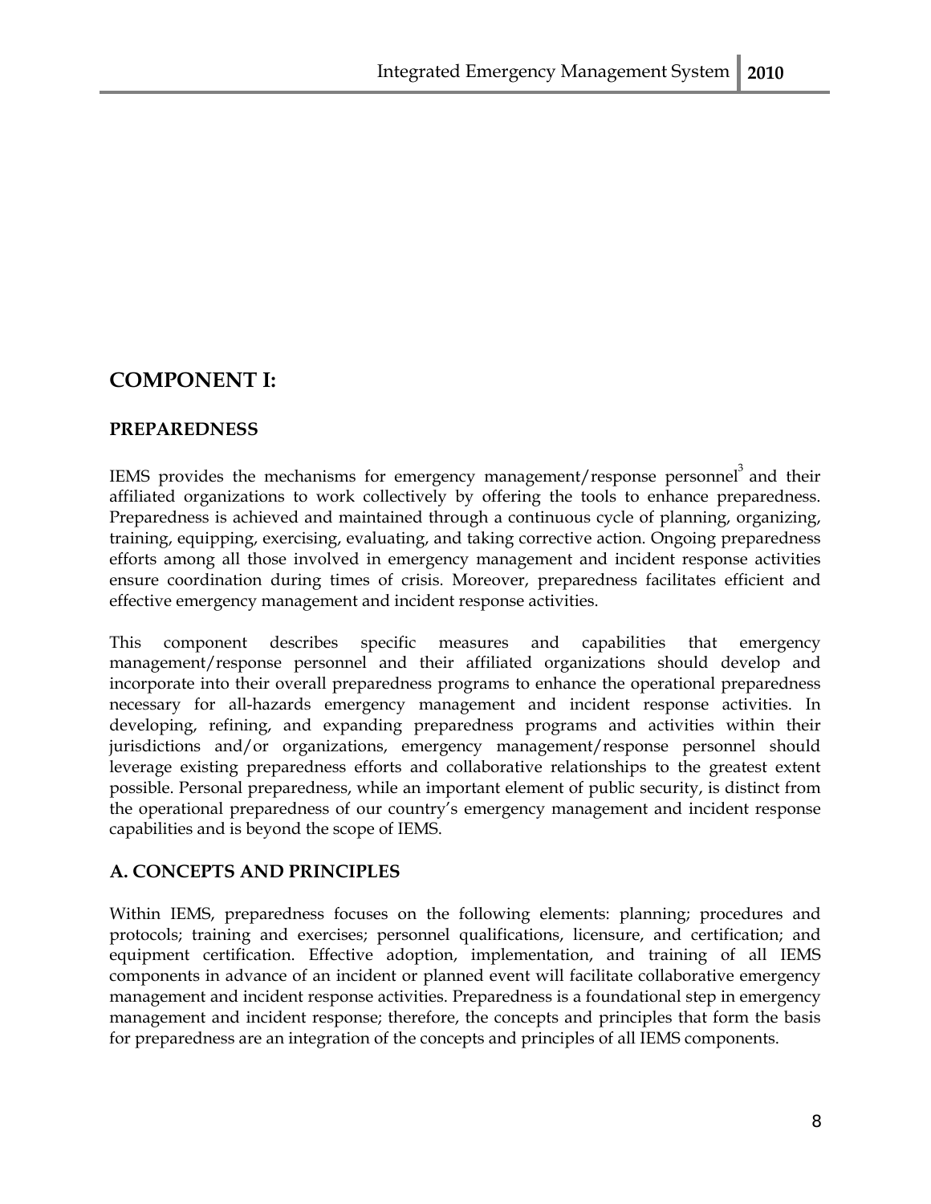## COMPONENT I:

### PREPAREDNESS

IEMS provides the mechanisms for emergency management/response personnel[3] and their affiliated organizations to work collectively by offering the tools to enhance preparedness. Preparedness is achieved and maintained through a continuous cycle of planning, organizing, training, equipping, exercising, evaluating, and taking corrective action. Ongoing preparedness efforts among all those involved in emergency management and incident response activities ensure coordination during times of crisis. Moreover, preparedness facilitates efficient and effective emergency management and incident response activities.

This component describes specific measures and capabilities that emergency management/response personnel and their affiliated organizations should develop and incorporate into their overall preparedness programs to enhance the operational preparedness necessary for all-hazards emergency management and incident response activities. In developing, refining, and expanding preparedness programs and activities within their jurisdictions and/or organizations, emergency management/response personnel should leverage existing preparedness efforts and collaborative relationships to the greatest extent possible. Personal preparedness, while an important element of public security, is distinct from the operational preparedness of our country's emergency management and incident response capabilities and is beyond the scope of IEMS.

### A. CONCEPTS AND PRINCIPLES

Within IEMS, preparedness focuses on the following elements: planning; procedures and protocols; training and exercises; personnel qualifications, licensure, and certification; and equipment certification. Effective adoption, implementation, and training of all IEMS components in advance of an incident or planned event will facilitate collaborative emergency management and incident response activities. Preparedness is a foundational step in emergency management and incident response; therefore, the concepts and principles that form the basis for preparedness are an integration of the concepts and principles of all IEMS components.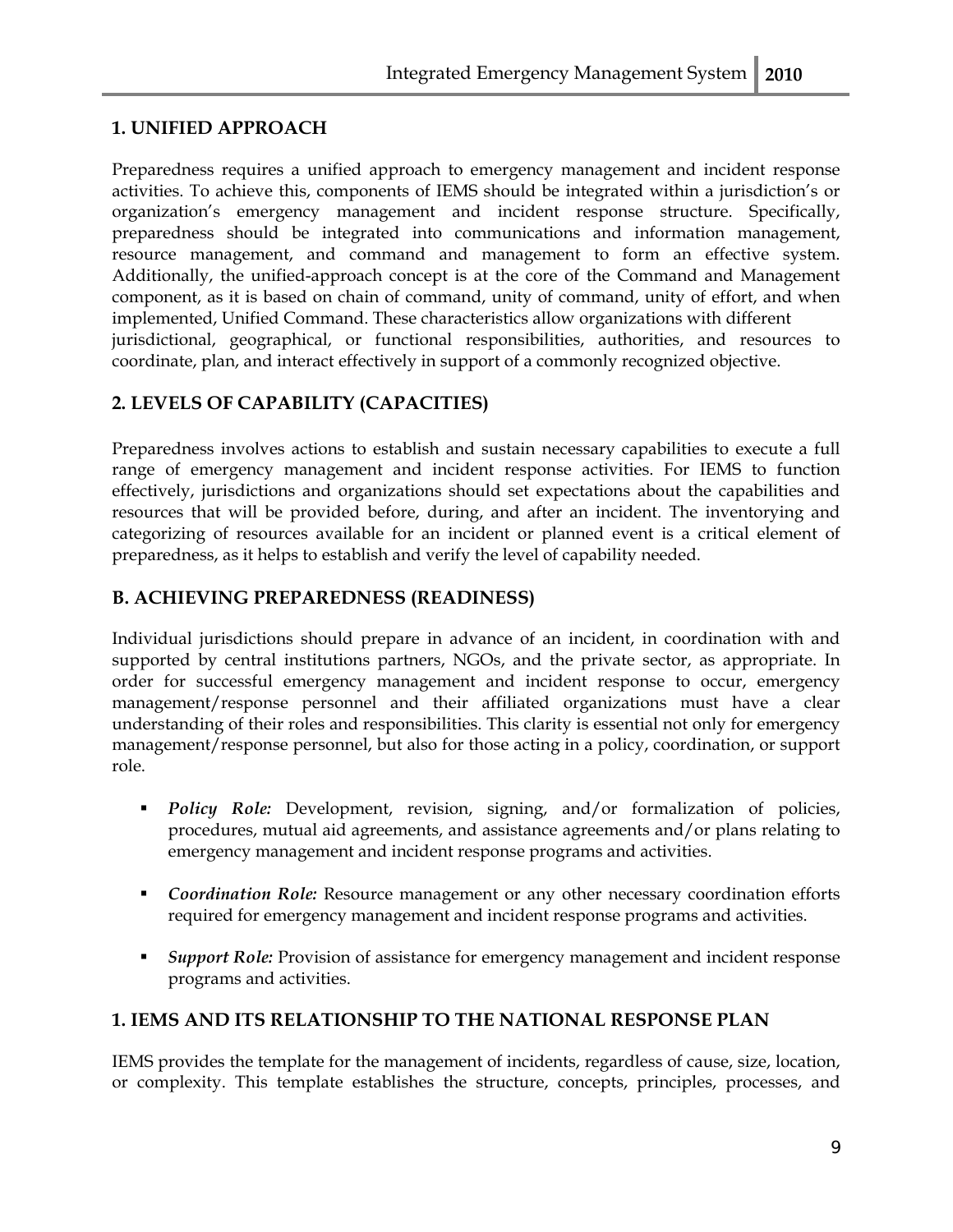## 1. UNIFIED APPROACH

Preparedness requires a unified approach to emergency management and incident response activities. To achieve this, components of IEMS should be integrated within a jurisdiction's or organization's emergency management and incident response structure. Specifically, preparedness should be integrated into communications and information management, resource management, and command and management to form an effective system. Additionally, the unified-approach concept is at the core of the Command and Management component, as it is based on chain of command, unity of command, unity of effort, and when implemented, Unified Command. These characteristics allow organizations with different jurisdictional, geographical, or functional responsibilities, authorities, and resources to coordinate, plan, and interact effectively in support of a commonly recognized objective.

## 2. LEVELS OF CAPABILITY (CAPACITIES)

Preparedness involves actions to establish and sustain necessary capabilities to execute a full range of emergency management and incident response activities. For IEMS to function effectively, jurisdictions and organizations should set expectations about the capabilities and resources that will be provided before, during, and after an incident. The inventorying and categorizing of resources available for an incident or planned event is a critical element of preparedness, as it helps to establish and verify the level of capability needed.

## B. ACHIEVING PREPAREDNESS (READINESS)

Individual jurisdictions should prepare in advance of an incident, in coordination with and supported by central institutions partners, NGOs, and the private sector, as appropriate. In order for successful emergency management and incident response to occur, emergency management/response personnel and their affiliated organizations must have a clear understanding of their roles and responsibilities. This clarity is essential not only for emergency management/response personnel, but also for those acting in a policy, coordination, or support role.

- ***Policy Role:*** Development, revision, signing, and/or formalization of policies, procedures, mutual aid agreements, and assistance agreements and/or plans relating to emergency management and incident response programs and activities.
- ***Coordination Role:*** Resource management or any other necessary coordination efforts required for emergency management and incident response programs and activities.
- ***Support Role:*** Provision of assistance for emergency management and incident response programs and activities.

## 1. IEMS AND ITS RELATIONSHIP TO THE NATIONAL RESPONSE PLAN

IEMS provides the template for the management of incidents, regardless of cause, size, location, or complexity. This template establishes the structure, concepts, principles, processes, and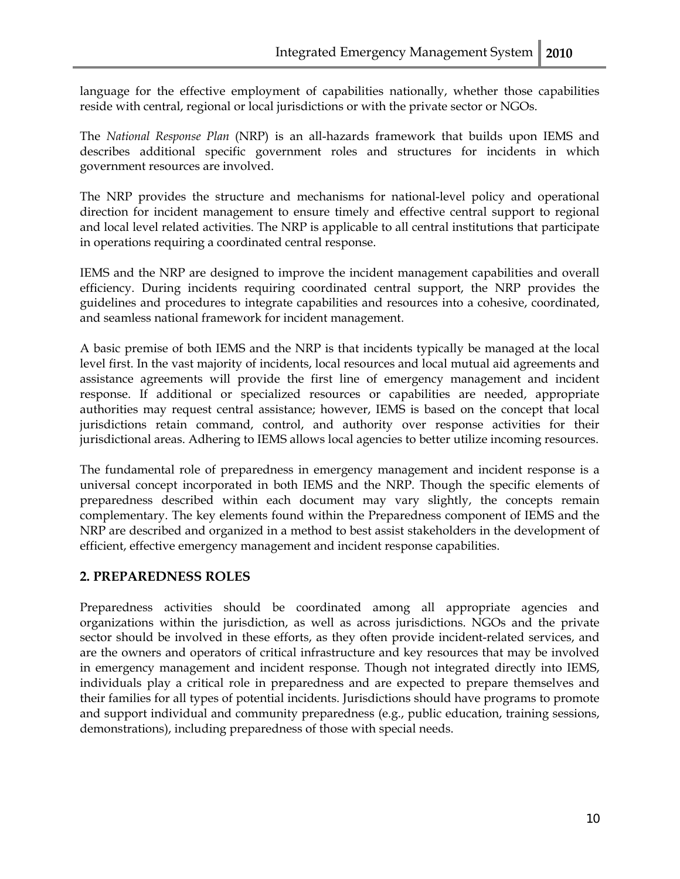language for the effective employment of capabilities nationally, whether those capabilities reside with central, regional or local jurisdictions or with the private sector or NGOs.

The *National Response Plan* (NRP) is an all-hazards framework that builds upon IEMS and describes additional specific government roles and structures for incidents in which government resources are involved.

The NRP provides the structure and mechanisms for national-level policy and operational direction for incident management to ensure timely and effective central support to regional and local level related activities. The NRP is applicable to all central institutions that participate in operations requiring a coordinated central response.

IEMS and the NRP are designed to improve the incident management capabilities and overall efficiency. During incidents requiring coordinated central support, the NRP provides the guidelines and procedures to integrate capabilities and resources into a cohesive, coordinated, and seamless national framework for incident management.

A basic premise of both IEMS and the NRP is that incidents typically be managed at the local level first. In the vast majority of incidents, local resources and local mutual aid agreements and assistance agreements will provide the first line of emergency management and incident response. If additional or specialized resources or capabilities are needed, appropriate authorities may request central assistance; however, IEMS is based on the concept that local jurisdictions retain command, control, and authority over response activities for their jurisdictional areas. Adhering to IEMS allows local agencies to better utilize incoming resources.

The fundamental role of preparedness in emergency management and incident response is a universal concept incorporated in both IEMS and the NRP. Though the specific elements of preparedness described within each document may vary slightly, the concepts remain complementary. The key elements found within the Preparedness component of IEMS and the NRP are described and organized in a method to best assist stakeholders in the development of efficient, effective emergency management and incident response capabilities.

## 2. PREPAREDNESS ROLES

Preparedness activities should be coordinated among all appropriate agencies and organizations within the jurisdiction, as well as across jurisdictions. NGOs and the private sector should be involved in these efforts, as they often provide incident-related services, and are the owners and operators of critical infrastructure and key resources that may be involved in emergency management and incident response. Though not integrated directly into IEMS, individuals play a critical role in preparedness and are expected to prepare themselves and their families for all types of potential incidents. Jurisdictions should have programs to promote and support individual and community preparedness (e.g., public education, training sessions, demonstrations), including preparedness of those with special needs.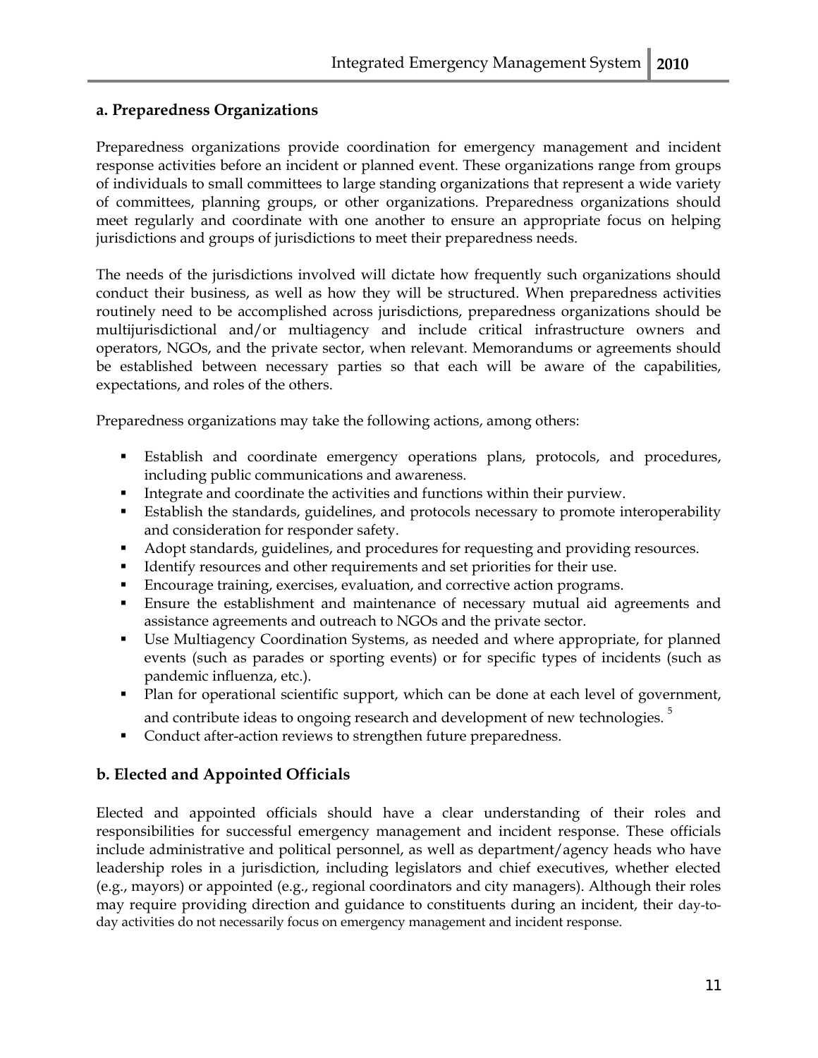### a. Preparedness Organizations

Preparedness organizations provide coordination for emergency management and incident response activities before an incident or planned event. These organizations range from groups of individuals to small committees to large standing organizations that represent a wide variety of committees, planning groups, or other organizations. Preparedness organizations should meet regularly and coordinate with one another to ensure an appropriate focus on helping jurisdictions and groups of jurisdictions to meet their preparedness needs.

The needs of the jurisdictions involved will dictate how frequently such organizations should conduct their business, as well as how they will be structured. When preparedness activities routinely need to be accomplished across jurisdictions, preparedness organizations should be multijurisdictional and/or multiagency and include critical infrastructure owners and operators, NGOs, and the private sector, when relevant. Memorandums or agreements should be established between necessary parties so that each will be aware of the capabilities, expectations, and roles of the others.

Preparedness organizations may take the following actions, among others:

- Establish and coordinate emergency operations plans, protocols, and procedures, including public communications and awareness.
- Integrate and coordinate the activities and functions within their purview.
- Establish the standards, guidelines, and protocols necessary to promote interoperability and consideration for responder safety.
- Adopt standards, guidelines, and procedures for requesting and providing resources.
- Identify resources and other requirements and set priorities for their use.
- Encourage training, exercises, evaluation, and corrective action programs.
- Ensure the establishment and maintenance of necessary mutual aid agreements and assistance agreements and outreach to NGOs and the private sector.
- Use Multiagency Coordination Systems, as needed and where appropriate, for planned events (such as parades or sporting events) or for specific types of incidents (such as pandemic influenza, etc.).
- Plan for operational scientific support, which can be done at each level of government, and contribute ideas to ongoing research and development of new technologies. [5]
- Conduct after-action reviews to strengthen future preparedness.

### b. Elected and Appointed Officials

Elected and appointed officials should have a clear understanding of their roles and responsibilities for successful emergency management and incident response. These officials include administrative and political personnel, as well as department/agency heads who have leadership roles in a jurisdiction, including legislators and chief executives, whether elected (e.g., mayors) or appointed (e.g., regional coordinators and city managers). Although their roles may require providing direction and guidance to constituents during an incident, their day-to-day activities do not necessarily focus on emergency management and incident response.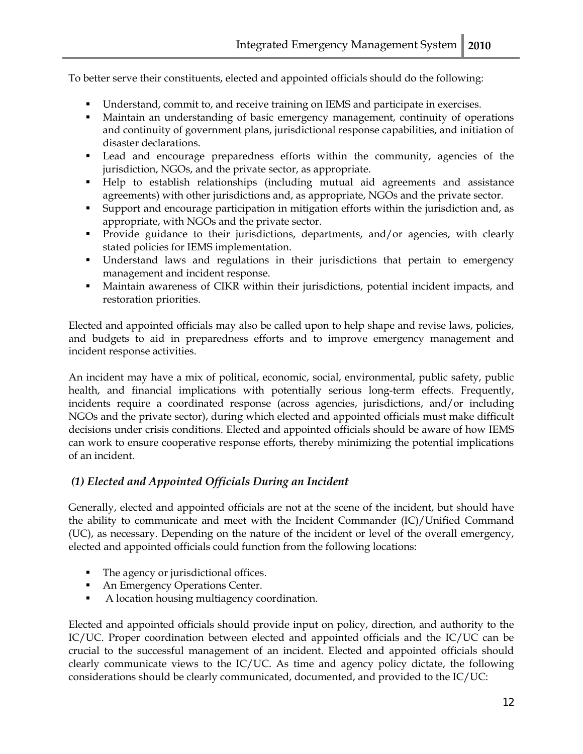To better serve their constituents, elected and appointed officials should do the following:

- Understand, commit to, and receive training on IEMS and participate in exercises.
- Maintain an understanding of basic emergency management, continuity of operations and continuity of government plans, jurisdictional response capabilities, and initiation of disaster declarations.
- Lead and encourage preparedness efforts within the community, agencies of the jurisdiction, NGOs, and the private sector, as appropriate.
- Help to establish relationships (including mutual aid agreements and assistance agreements) with other jurisdictions and, as appropriate, NGOs and the private sector.
- Support and encourage participation in mitigation efforts within the jurisdiction and, as appropriate, with NGOs and the private sector.
- Provide guidance to their jurisdictions, departments, and/or agencies, with clearly stated policies for IEMS implementation.
- Understand laws and regulations in their jurisdictions that pertain to emergency management and incident response.
- Maintain awareness of CIKR within their jurisdictions, potential incident impacts, and restoration priorities.

Elected and appointed officials may also be called upon to help shape and revise laws, policies, and budgets to aid in preparedness efforts and to improve emergency management and incident response activities.

An incident may have a mix of political, economic, social, environmental, public safety, public health, and financial implications with potentially serious long-term effects. Frequently, incidents require a coordinated response (across agencies, jurisdictions, and/or including NGOs and the private sector), during which elected and appointed officials must make difficult decisions under crisis conditions. Elected and appointed officials should be aware of how IEMS can work to ensure cooperative response efforts, thereby minimizing the potential implications of an incident.

### *(1) Elected and Appointed Officials During an Incident*

Generally, elected and appointed officials are not at the scene of the incident, but should have the ability to communicate and meet with the Incident Commander (IC)/Unified Command (UC), as necessary. Depending on the nature of the incident or level of the overall emergency, elected and appointed officials could function from the following locations:

- The agency or jurisdictional offices.
- An Emergency Operations Center.
- A location housing multiagency coordination.

Elected and appointed officials should provide input on policy, direction, and authority to the IC/UC. Proper coordination between elected and appointed officials and the IC/UC can be crucial to the successful management of an incident. Elected and appointed officials should clearly communicate views to the IC/UC. As time and agency policy dictate, the following considerations should be clearly communicated, documented, and provided to the IC/UC: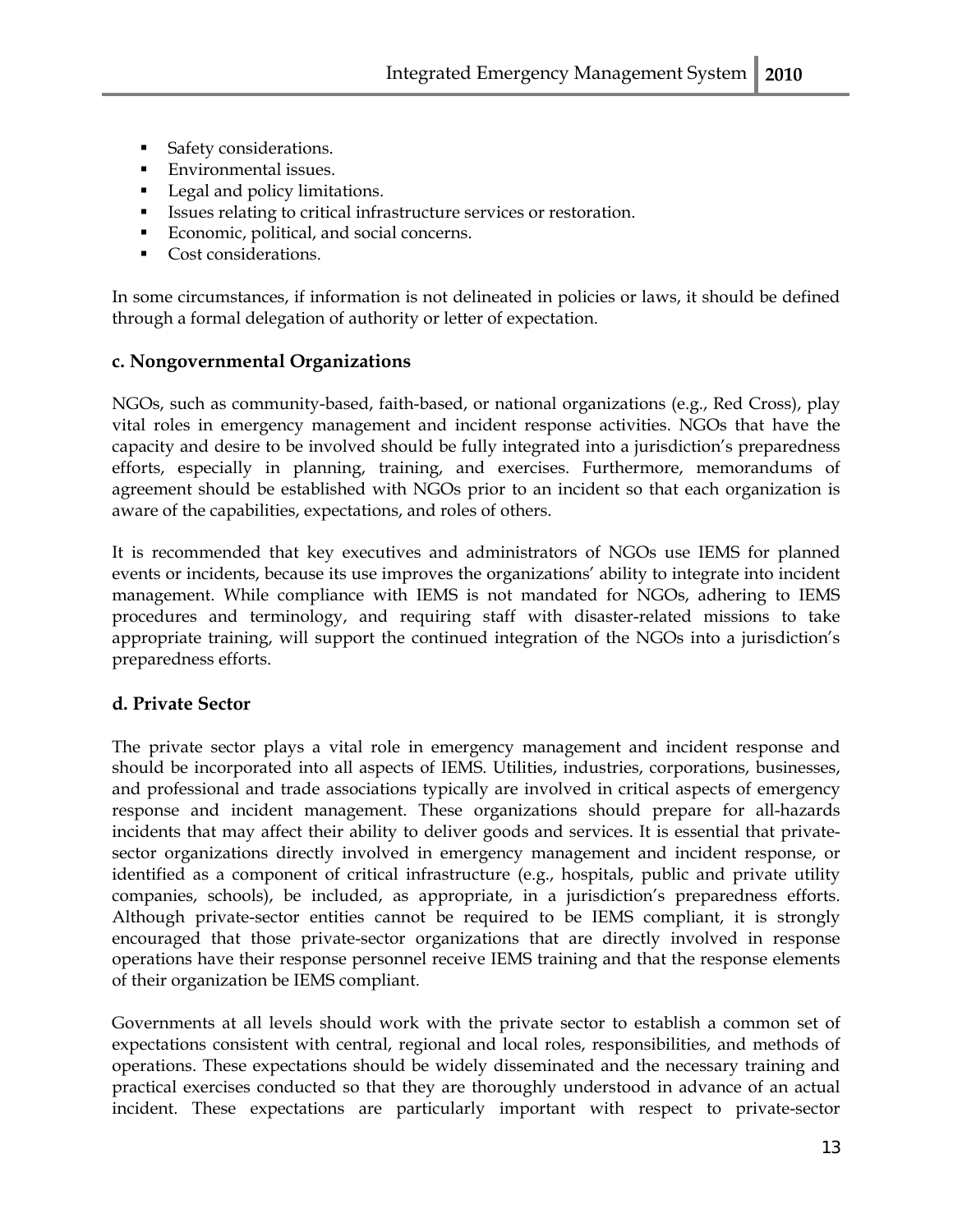- Safety considerations.
- Environmental issues.
- Legal and policy limitations.
- Issues relating to critical infrastructure services or restoration.
- Economic, political, and social concerns.
- Cost considerations.

In some circumstances, if information is not delineated in policies or laws, it should be defined through a formal delegation of authority or letter of expectation.

### c. Nongovernmental Organizations

NGOs, such as community-based, faith-based, or national organizations (e.g., Red Cross), play vital roles in emergency management and incident response activities. NGOs that have the capacity and desire to be involved should be fully integrated into a jurisdiction's preparedness efforts, especially in planning, training, and exercises. Furthermore, memorandums of agreement should be established with NGOs prior to an incident so that each organization is aware of the capabilities, expectations, and roles of others.

It is recommended that key executives and administrators of NGOs use IEMS for planned events or incidents, because its use improves the organizations' ability to integrate into incident management. While compliance with IEMS is not mandated for NGOs, adhering to IEMS procedures and terminology, and requiring staff with disaster-related missions to take appropriate training, will support the continued integration of the NGOs into a jurisdiction's preparedness efforts.

### d. Private Sector

The private sector plays a vital role in emergency management and incident response and should be incorporated into all aspects of IEMS. Utilities, industries, corporations, businesses, and professional and trade associations typically are involved in critical aspects of emergency response and incident management. These organizations should prepare for all-hazards incidents that may affect their ability to deliver goods and services. It is essential that private-sector organizations directly involved in emergency management and incident response, or identified as a component of critical infrastructure (e.g., hospitals, public and private utility companies, schools), be included, as appropriate, in a jurisdiction's preparedness efforts. Although private-sector entities cannot be required to be IEMS compliant, it is strongly encouraged that those private-sector organizations that are directly involved in response operations have their response personnel receive IEMS training and that the response elements of their organization be IEMS compliant.

Governments at all levels should work with the private sector to establish a common set of expectations consistent with central, regional and local roles, responsibilities, and methods of operations. These expectations should be widely disseminated and the necessary training and practical exercises conducted so that they are thoroughly understood in advance of an actual incident. These expectations are particularly important with respect to private-sector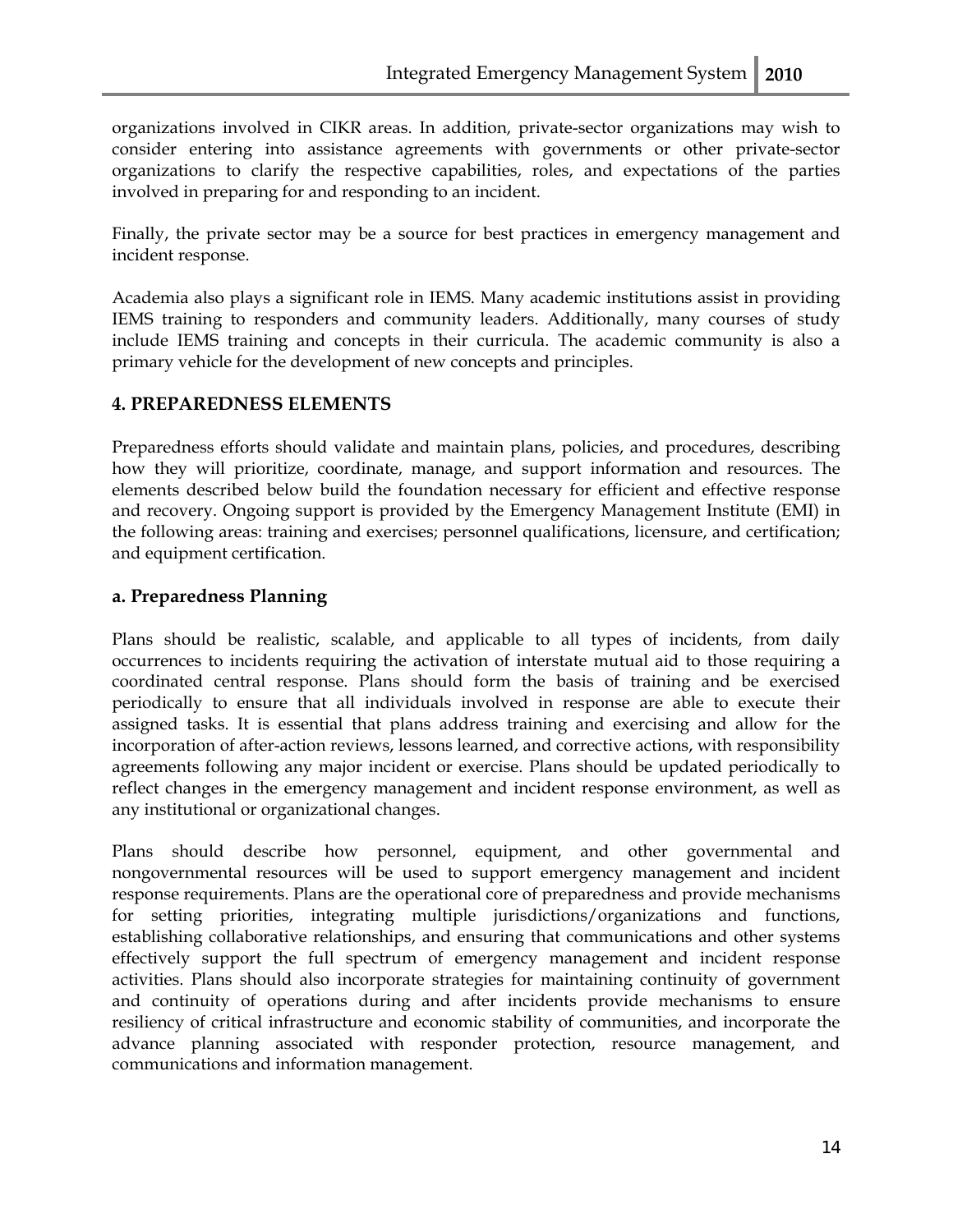organizations involved in CIKR areas. In addition, private-sector organizations may wish to consider entering into assistance agreements with governments or other private-sector organizations to clarify the respective capabilities, roles, and expectations of the parties involved in preparing for and responding to an incident.

Finally, the private sector may be a source for best practices in emergency management and incident response.

Academia also plays a significant role in IEMS. Many academic institutions assist in providing IEMS training to responders and community leaders. Additionally, many courses of study include IEMS training and concepts in their curricula. The academic community is also a primary vehicle for the development of new concepts and principles.

## 4. PREPAREDNESS ELEMENTS

Preparedness efforts should validate and maintain plans, policies, and procedures, describing how they will prioritize, coordinate, manage, and support information and resources. The elements described below build the foundation necessary for efficient and effective response and recovery. Ongoing support is provided by the Emergency Management Institute (EMI) in the following areas: training and exercises; personnel qualifications, licensure, and certification; and equipment certification.

### a. Preparedness Planning

Plans should be realistic, scalable, and applicable to all types of incidents, from daily occurrences to incidents requiring the activation of interstate mutual aid to those requiring a coordinated central response. Plans should form the basis of training and be exercised periodically to ensure that all individuals involved in response are able to execute their assigned tasks. It is essential that plans address training and exercising and allow for the incorporation of after-action reviews, lessons learned, and corrective actions, with responsibility agreements following any major incident or exercise. Plans should be updated periodically to reflect changes in the emergency management and incident response environment, as well as any institutional or organizational changes.

Plans should describe how personnel, equipment, and other governmental and nongovernmental resources will be used to support emergency management and incident response requirements. Plans are the operational core of preparedness and provide mechanisms for setting priorities, integrating multiple jurisdictions/organizations and functions, establishing collaborative relationships, and ensuring that communications and other systems effectively support the full spectrum of emergency management and incident response activities. Plans should also incorporate strategies for maintaining continuity of government and continuity of operations during and after incidents provide mechanisms to ensure resiliency of critical infrastructure and economic stability of communities, and incorporate the advance planning associated with responder protection, resource management, and communications and information management.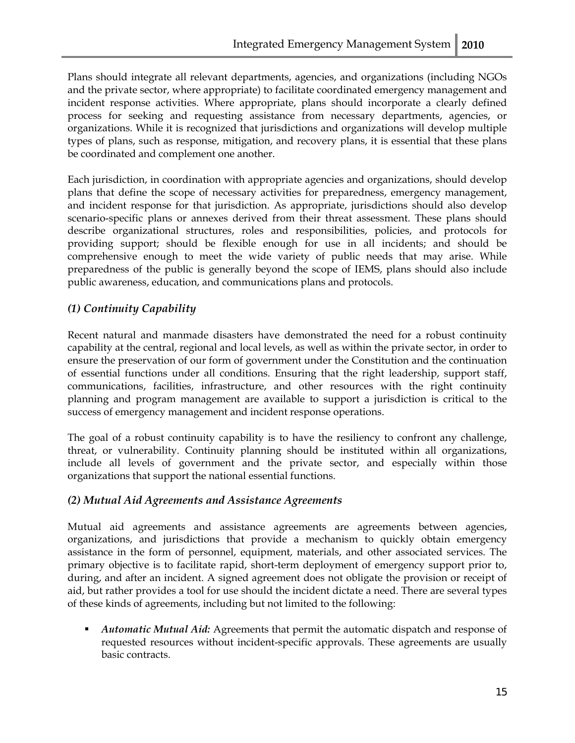Plans should integrate all relevant departments, agencies, and organizations (including NGOs and the private sector, where appropriate) to facilitate coordinated emergency management and incident response activities. Where appropriate, plans should incorporate a clearly defined process for seeking and requesting assistance from necessary departments, agencies, or organizations. While it is recognized that jurisdictions and organizations will develop multiple types of plans, such as response, mitigation, and recovery plans, it is essential that these plans be coordinated and complement one another.

Each jurisdiction, in coordination with appropriate agencies and organizations, should develop plans that define the scope of necessary activities for preparedness, emergency management, and incident response for that jurisdiction. As appropriate, jurisdictions should also develop scenario-specific plans or annexes derived from their threat assessment. These plans should describe organizational structures, roles and responsibilities, policies, and protocols for providing support; should be flexible enough for use in all incidents; and should be comprehensive enough to meet the wide variety of public needs that may arise. While preparedness of the public is generally beyond the scope of IEMS, plans should also include public awareness, education, and communications plans and protocols.

### *(1) Continuity Capability*

Recent natural and manmade disasters have demonstrated the need for a robust continuity capability at the central, regional and local levels, as well as within the private sector, in order to ensure the preservation of our form of government under the Constitution and the continuation of essential functions under all conditions. Ensuring that the right leadership, support staff, communications, facilities, infrastructure, and other resources with the right continuity planning and program management are available to support a jurisdiction is critical to the success of emergency management and incident response operations.

The goal of a robust continuity capability is to have the resiliency to confront any challenge, threat, or vulnerability. Continuity planning should be instituted within all organizations, include all levels of government and the private sector, and especially within those organizations that support the national essential functions.

### *(2) Mutual Aid Agreements and Assistance Agreements*

Mutual aid agreements and assistance agreements are agreements between agencies, organizations, and jurisdictions that provide a mechanism to quickly obtain emergency assistance in the form of personnel, equipment, materials, and other associated services. The primary objective is to facilitate rapid, short-term deployment of emergency support prior to, during, and after an incident. A signed agreement does not obligate the provision or receipt of aid, but rather provides a tool for use should the incident dictate a need. There are several types of these kinds of agreements, including but not limited to the following:

- ***Automatic Mutual Aid:*** Agreements that permit the automatic dispatch and response of requested resources without incident-specific approvals. These agreements are usually basic contracts.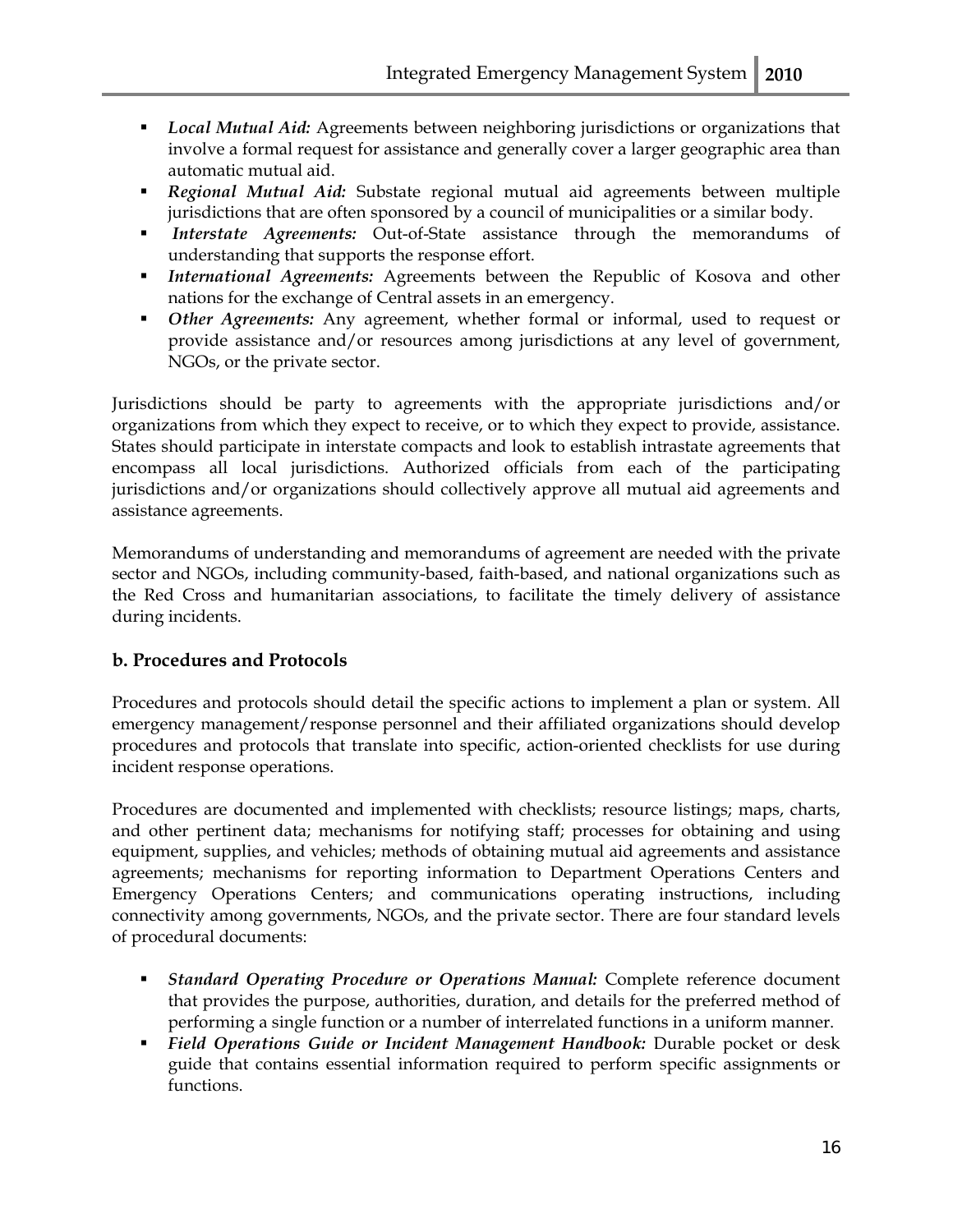- ***Local Mutual Aid:*** Agreements between neighboring jurisdictions or organizations that involve a formal request for assistance and generally cover a larger geographic area than automatic mutual aid.
- ***Regional Mutual Aid:*** Substate regional mutual aid agreements between multiple jurisdictions that are often sponsored by a council of municipalities or a similar body.
- ***Interstate Agreements:*** Out-of-State assistance through the memorandums of understanding that supports the response effort.
- ***International Agreements:*** Agreements between the Republic of Kosova and other nations for the exchange of Central assets in an emergency.
- ***Other Agreements:*** Any agreement, whether formal or informal, used to request or provide assistance and/or resources among jurisdictions at any level of government, NGOs, or the private sector.

Jurisdictions should be party to agreements with the appropriate jurisdictions and/or organizations from which they expect to receive, or to which they expect to provide, assistance. States should participate in interstate compacts and look to establish intrastate agreements that encompass all local jurisdictions. Authorized officials from each of the participating jurisdictions and/or organizations should collectively approve all mutual aid agreements and assistance agreements.

Memorandums of understanding and memorandums of agreement are needed with the private sector and NGOs, including community-based, faith-based, and national organizations such as the Red Cross and humanitarian associations, to facilitate the timely delivery of assistance during incidents.

### b. Procedures and Protocols

Procedures and protocols should detail the specific actions to implement a plan or system. All emergency management/response personnel and their affiliated organizations should develop procedures and protocols that translate into specific, action-oriented checklists for use during incident response operations.

Procedures are documented and implemented with checklists; resource listings; maps, charts, and other pertinent data; mechanisms for notifying staff; processes for obtaining and using equipment, supplies, and vehicles; methods of obtaining mutual aid agreements and assistance agreements; mechanisms for reporting information to Department Operations Centers and Emergency Operations Centers; and communications operating instructions, including connectivity among governments, NGOs, and the private sector. There are four standard levels of procedural documents:

- ***Standard Operating Procedure or Operations Manual:*** Complete reference document that provides the purpose, authorities, duration, and details for the preferred method of performing a single function or a number of interrelated functions in a uniform manner.
- ***Field Operations Guide or Incident Management Handbook:*** Durable pocket or desk guide that contains essential information required to perform specific assignments or functions.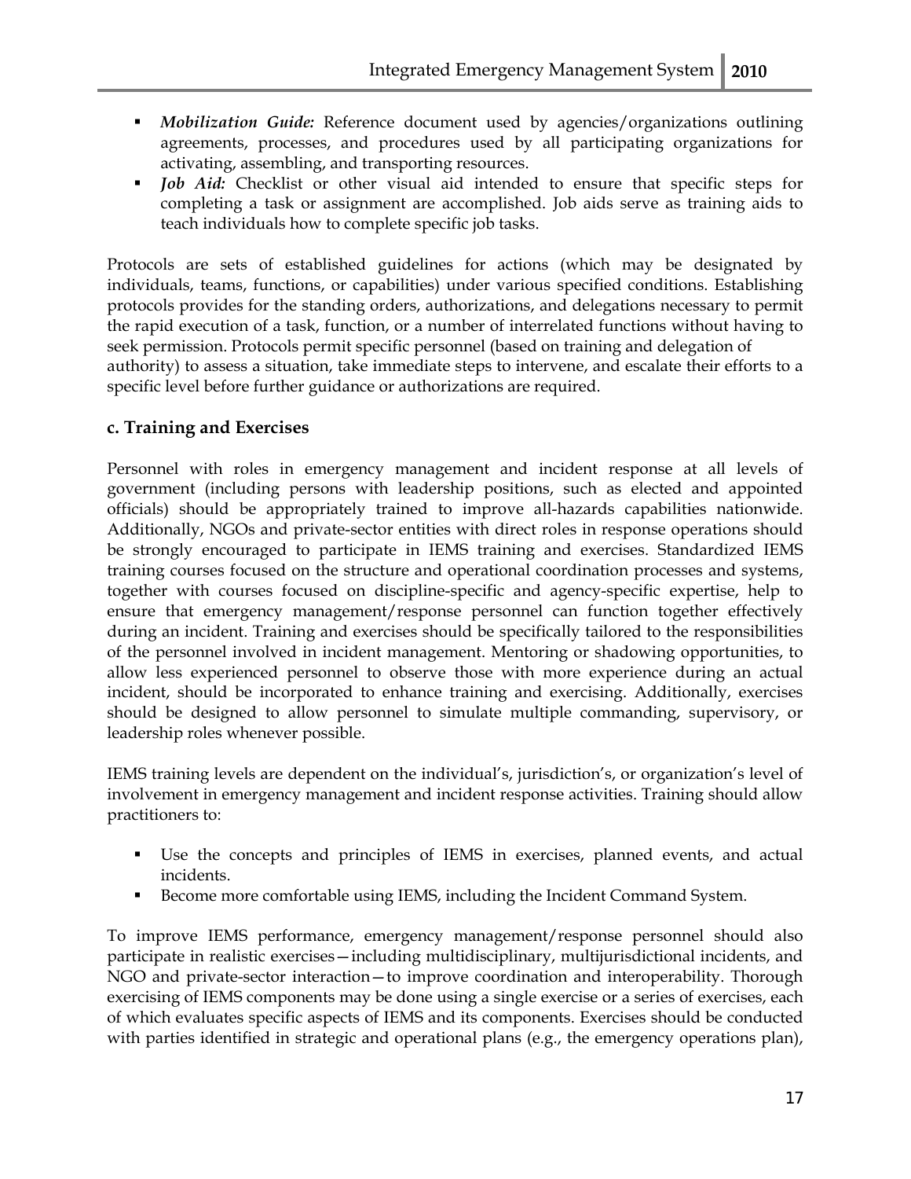- ***Mobilization Guide:*** Reference document used by agencies/organizations outlining agreements, processes, and procedures used by all participating organizations for activating, assembling, and transporting resources.
- ***Job Aid:*** Checklist or other visual aid intended to ensure that specific steps for completing a task or assignment are accomplished. Job aids serve as training aids to teach individuals how to complete specific job tasks.

Protocols are sets of established guidelines for actions (which may be designated by individuals, teams, functions, or capabilities) under various specified conditions. Establishing protocols provides for the standing orders, authorizations, and delegations necessary to permit the rapid execution of a task, function, or a number of interrelated functions without having to seek permission. Protocols permit specific personnel (based on training and delegation of authority) to assess a situation, take immediate steps to intervene, and escalate their efforts to a specific level before further guidance or authorizations are required.

### c. Training and Exercises

Personnel with roles in emergency management and incident response at all levels of government (including persons with leadership positions, such as elected and appointed officials) should be appropriately trained to improve all-hazards capabilities nationwide. Additionally, NGOs and private-sector entities with direct roles in response operations should be strongly encouraged to participate in IEMS training and exercises. Standardized IEMS training courses focused on the structure and operational coordination processes and systems, together with courses focused on discipline-specific and agency-specific expertise, help to ensure that emergency management/response personnel can function together effectively during an incident. Training and exercises should be specifically tailored to the responsibilities of the personnel involved in incident management. Mentoring or shadowing opportunities, to allow less experienced personnel to observe those with more experience during an actual incident, should be incorporated to enhance training and exercising. Additionally, exercises should be designed to allow personnel to simulate multiple commanding, supervisory, or leadership roles whenever possible.

IEMS training levels are dependent on the individual's, jurisdiction's, or organization's level of involvement in emergency management and incident response activities. Training should allow practitioners to:

- Use the concepts and principles of IEMS in exercises, planned events, and actual incidents.
- Become more comfortable using IEMS, including the Incident Command System.

To improve IEMS performance, emergency management/response personnel should also participate in realistic exercises—including multidisciplinary, multijurisdictional incidents, and NGO and private-sector interaction—to improve coordination and interoperability. Thorough exercising of IEMS components may be done using a single exercise or a series of exercises, each of which evaluates specific aspects of IEMS and its components. Exercises should be conducted with parties identified in strategic and operational plans (e.g., the emergency operations plan),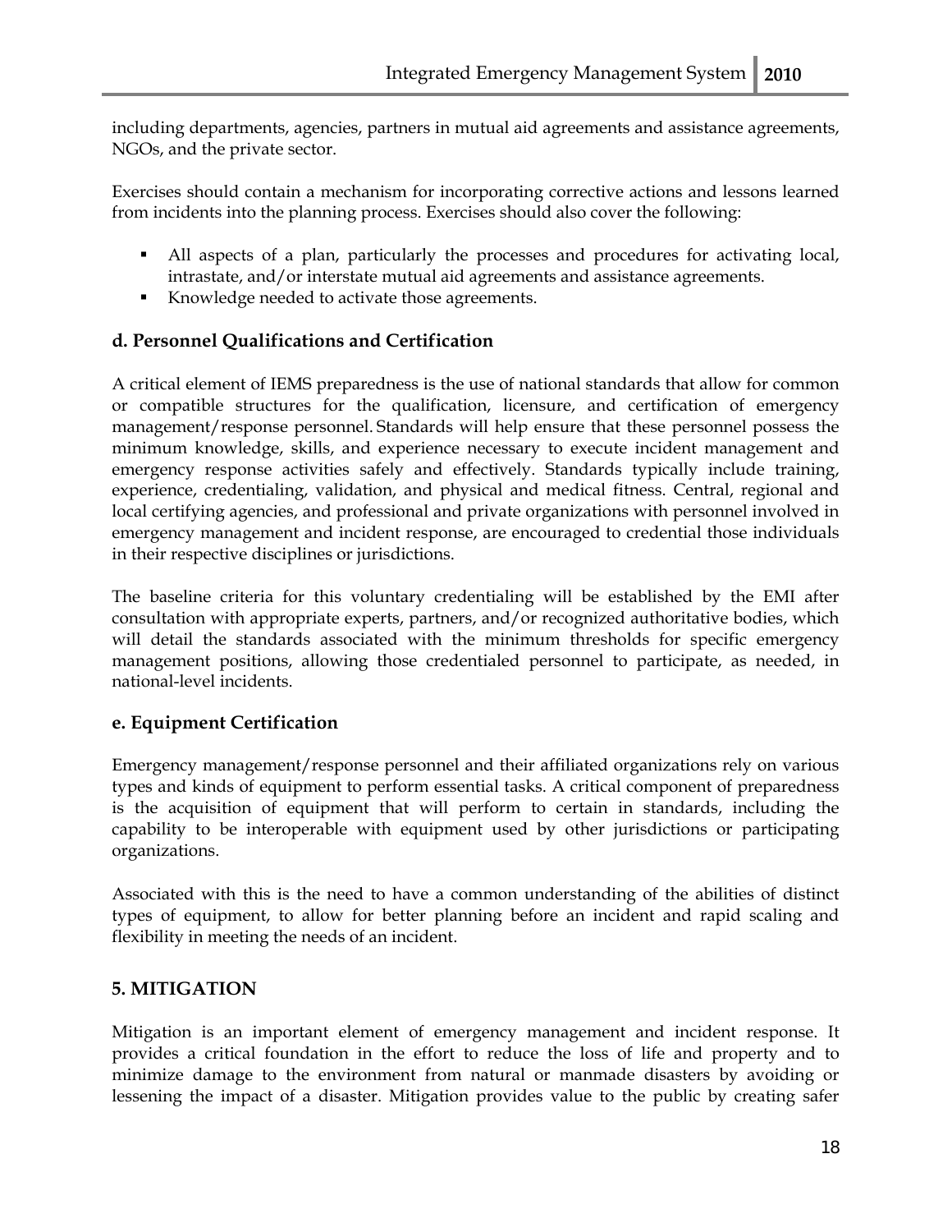including departments, agencies, partners in mutual aid agreements and assistance agreements, NGOs, and the private sector.

Exercises should contain a mechanism for incorporating corrective actions and lessons learned from incidents into the planning process. Exercises should also cover the following:

- All aspects of a plan, particularly the processes and procedures for activating local, intrastate, and/or interstate mutual aid agreements and assistance agreements.
- Knowledge needed to activate those agreements.

### d. Personnel Qualifications and Certification

A critical element of IEMS preparedness is the use of national standards that allow for common or compatible structures for the qualification, licensure, and certification of emergency management/response personnel. Standards will help ensure that these personnel possess the minimum knowledge, skills, and experience necessary to execute incident management and emergency response activities safely and effectively. Standards typically include training, experience, credentialing, validation, and physical and medical fitness. Central, regional and local certifying agencies, and professional and private organizations with personnel involved in emergency management and incident response, are encouraged to credential those individuals in their respective disciplines or jurisdictions.

The baseline criteria for this voluntary credentialing will be established by the EMI after consultation with appropriate experts, partners, and/or recognized authoritative bodies, which will detail the standards associated with the minimum thresholds for specific emergency management positions, allowing those credentialed personnel to participate, as needed, in national-level incidents.

### e. Equipment Certification

Emergency management/response personnel and their affiliated organizations rely on various types and kinds of equipment to perform essential tasks. A critical component of preparedness is the acquisition of equipment that will perform to certain in standards, including the capability to be interoperable with equipment used by other jurisdictions or participating organizations.

Associated with this is the need to have a common understanding of the abilities of distinct types of equipment, to allow for better planning before an incident and rapid scaling and flexibility in meeting the needs of an incident.

## 5. MITIGATION

Mitigation is an important element of emergency management and incident response. It provides a critical foundation in the effort to reduce the loss of life and property and to minimize damage to the environment from natural or manmade disasters by avoiding or lessening the impact of a disaster. Mitigation provides value to the public by creating safer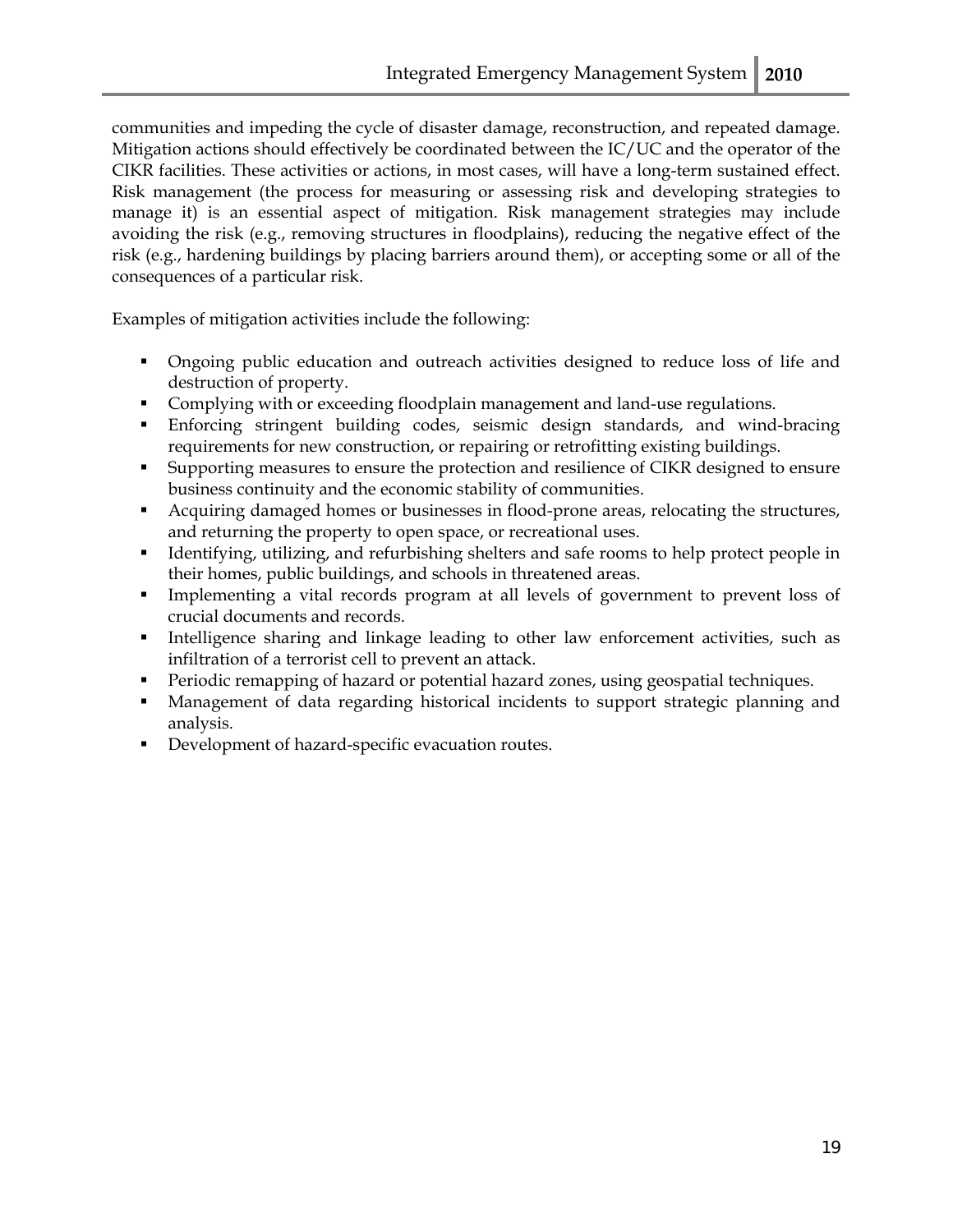communities and impeding the cycle of disaster damage, reconstruction, and repeated damage. Mitigation actions should effectively be coordinated between the IC/UC and the operator of the CIKR facilities. These activities or actions, in most cases, will have a long-term sustained effect. Risk management (the process for measuring or assessing risk and developing strategies to manage it) is an essential aspect of mitigation. Risk management strategies may include avoiding the risk (e.g., removing structures in floodplains), reducing the negative effect of the risk (e.g., hardening buildings by placing barriers around them), or accepting some or all of the consequences of a particular risk.

Examples of mitigation activities include the following:

- Ongoing public education and outreach activities designed to reduce loss of life and destruction of property.
- Complying with or exceeding floodplain management and land-use regulations.
- Enforcing stringent building codes, seismic design standards, and wind-bracing requirements for new construction, or repairing or retrofitting existing buildings.
- Supporting measures to ensure the protection and resilience of CIKR designed to ensure business continuity and the economic stability of communities.
- Acquiring damaged homes or businesses in flood-prone areas, relocating the structures, and returning the property to open space, or recreational uses.
- Identifying, utilizing, and refurbishing shelters and safe rooms to help protect people in their homes, public buildings, and schools in threatened areas.
- Implementing a vital records program at all levels of government to prevent loss of crucial documents and records.
- Intelligence sharing and linkage leading to other law enforcement activities, such as infiltration of a terrorist cell to prevent an attack.
- Periodic remapping of hazard or potential hazard zones, using geospatial techniques.
- Management of data regarding historical incidents to support strategic planning and analysis.
- Development of hazard-specific evacuation routes.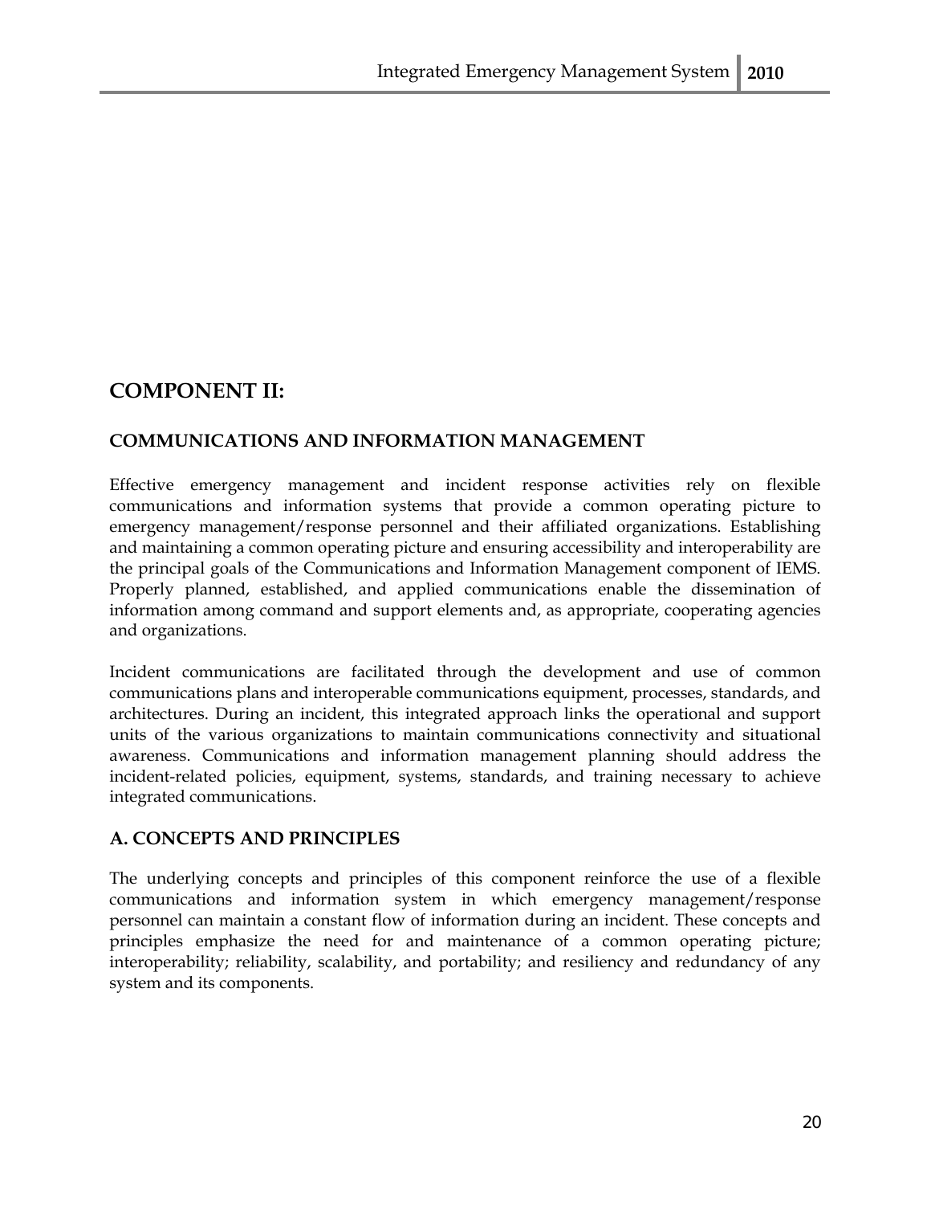## COMPONENT II:

### COMMUNICATIONS AND INFORMATION MANAGEMENT

Effective emergency management and incident response activities rely on flexible communications and information systems that provide a common operating picture to emergency management/response personnel and their affiliated organizations. Establishing and maintaining a common operating picture and ensuring accessibility and interoperability are the principal goals of the Communications and Information Management component of IEMS. Properly planned, established, and applied communications enable the dissemination of information among command and support elements and, as appropriate, cooperating agencies and organizations.

Incident communications are facilitated through the development and use of common communications plans and interoperable communications equipment, processes, standards, and architectures. During an incident, this integrated approach links the operational and support units of the various organizations to maintain communications connectivity and situational awareness. Communications and information management planning should address the incident-related policies, equipment, systems, standards, and training necessary to achieve integrated communications.

### A. CONCEPTS AND PRINCIPLES

The underlying concepts and principles of this component reinforce the use of a flexible communications and information system in which emergency management/response personnel can maintain a constant flow of information during an incident. These concepts and principles emphasize the need for and maintenance of a common operating picture; interoperability; reliability, scalability, and portability; and resiliency and redundancy of any system and its components.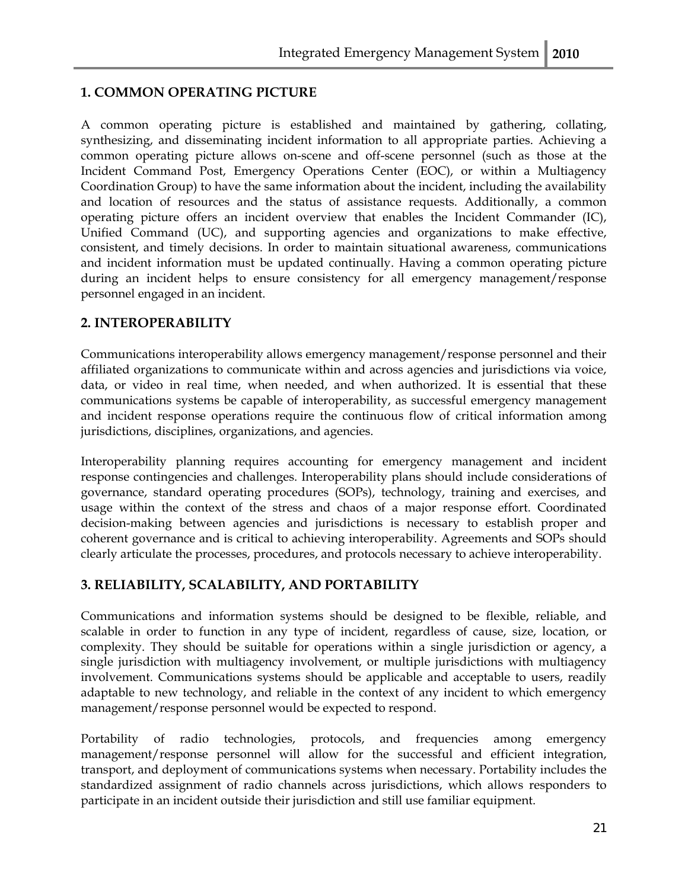## 1. COMMON OPERATING PICTURE

A common operating picture is established and maintained by gathering, collating, synthesizing, and disseminating incident information to all appropriate parties. Achieving a common operating picture allows on-scene and off-scene personnel (such as those at the Incident Command Post, Emergency Operations Center (EOC), or within a Multiagency Coordination Group) to have the same information about the incident, including the availability and location of resources and the status of assistance requests. Additionally, a common operating picture offers an incident overview that enables the Incident Commander (IC), Unified Command (UC), and supporting agencies and organizations to make effective, consistent, and timely decisions. In order to maintain situational awareness, communications and incident information must be updated continually. Having a common operating picture during an incident helps to ensure consistency for all emergency management/response personnel engaged in an incident.

## 2. INTEROPERABILITY

Communications interoperability allows emergency management/response personnel and their affiliated organizations to communicate within and across agencies and jurisdictions via voice, data, or video in real time, when needed, and when authorized. It is essential that these communications systems be capable of interoperability, as successful emergency management and incident response operations require the continuous flow of critical information among jurisdictions, disciplines, organizations, and agencies.

Interoperability planning requires accounting for emergency management and incident response contingencies and challenges. Interoperability plans should include considerations of governance, standard operating procedures (SOPs), technology, training and exercises, and usage within the context of the stress and chaos of a major response effort. Coordinated decision-making between agencies and jurisdictions is necessary to establish proper and coherent governance and is critical to achieving interoperability. Agreements and SOPs should clearly articulate the processes, procedures, and protocols necessary to achieve interoperability.

## 3. RELIABILITY, SCALABILITY, AND PORTABILITY

Communications and information systems should be designed to be flexible, reliable, and scalable in order to function in any type of incident, regardless of cause, size, location, or complexity. They should be suitable for operations within a single jurisdiction or agency, a single jurisdiction with multiagency involvement, or multiple jurisdictions with multiagency involvement. Communications systems should be applicable and acceptable to users, readily adaptable to new technology, and reliable in the context of any incident to which emergency management/response personnel would be expected to respond.

Portability of radio technologies, protocols, and frequencies among emergency management/response personnel will allow for the successful and efficient integration, transport, and deployment of communications systems when necessary. Portability includes the standardized assignment of radio channels across jurisdictions, which allows responders to participate in an incident outside their jurisdiction and still use familiar equipment.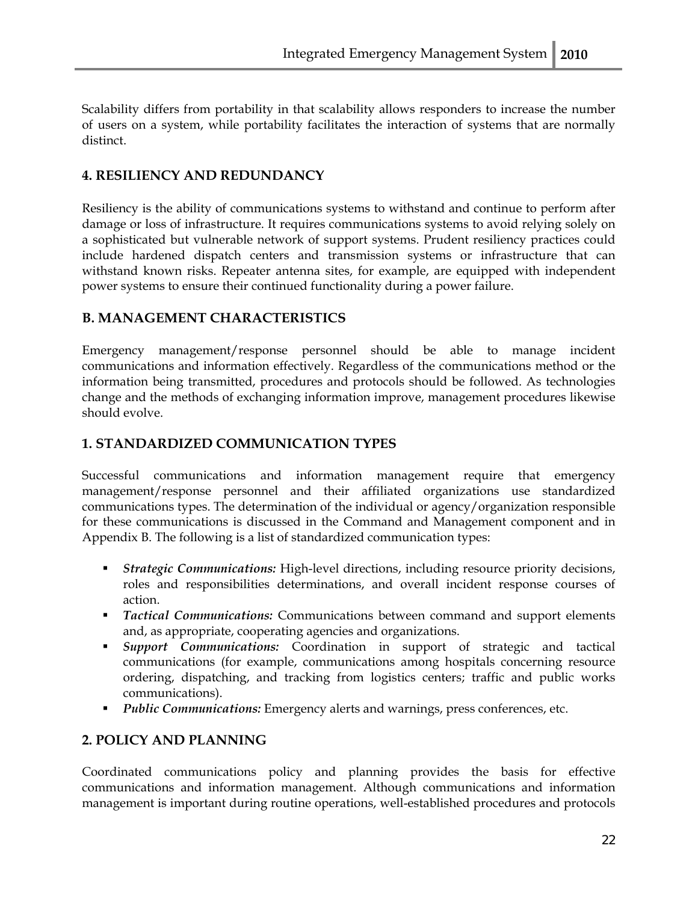Scalability differs from portability in that scalability allows responders to increase the number of users on a system, while portability facilitates the interaction of systems that are normally distinct.

### 4. RESILIENCY AND REDUNDANCY

Resiliency is the ability of communications systems to withstand and continue to perform after damage or loss of infrastructure. It requires communications systems to avoid relying solely on a sophisticated but vulnerable network of support systems. Prudent resiliency practices could include hardened dispatch centers and transmission systems or infrastructure that can withstand known risks. Repeater antenna sites, for example, are equipped with independent power systems to ensure their continued functionality during a power failure.

## B. MANAGEMENT CHARACTERISTICS

Emergency management/response personnel should be able to manage incident communications and information effectively. Regardless of the communications method or the information being transmitted, procedures and protocols should be followed. As technologies change and the methods of exchanging information improve, management procedures likewise should evolve.

### 1. STANDARDIZED COMMUNICATION TYPES

Successful communications and information management require that emergency management/response personnel and their affiliated organizations use standardized communications types. The determination of the individual or agency/organization responsible for these communications is discussed in the Command and Management component and in Appendix B. The following is a list of standardized communication types:

- ***Strategic Communications:*** High-level directions, including resource priority decisions, roles and responsibilities determinations, and overall incident response courses of action.
- ***Tactical Communications:*** Communications between command and support elements and, as appropriate, cooperating agencies and organizations.
- ***Support Communications:*** Coordination in support of strategic and tactical communications (for example, communications among hospitals concerning resource ordering, dispatching, and tracking from logistics centers; traffic and public works communications).
- ***Public Communications:*** Emergency alerts and warnings, press conferences, etc.

### 2. POLICY AND PLANNING

Coordinated communications policy and planning provides the basis for effective communications and information management. Although communications and information management is important during routine operations, well-established procedures and protocols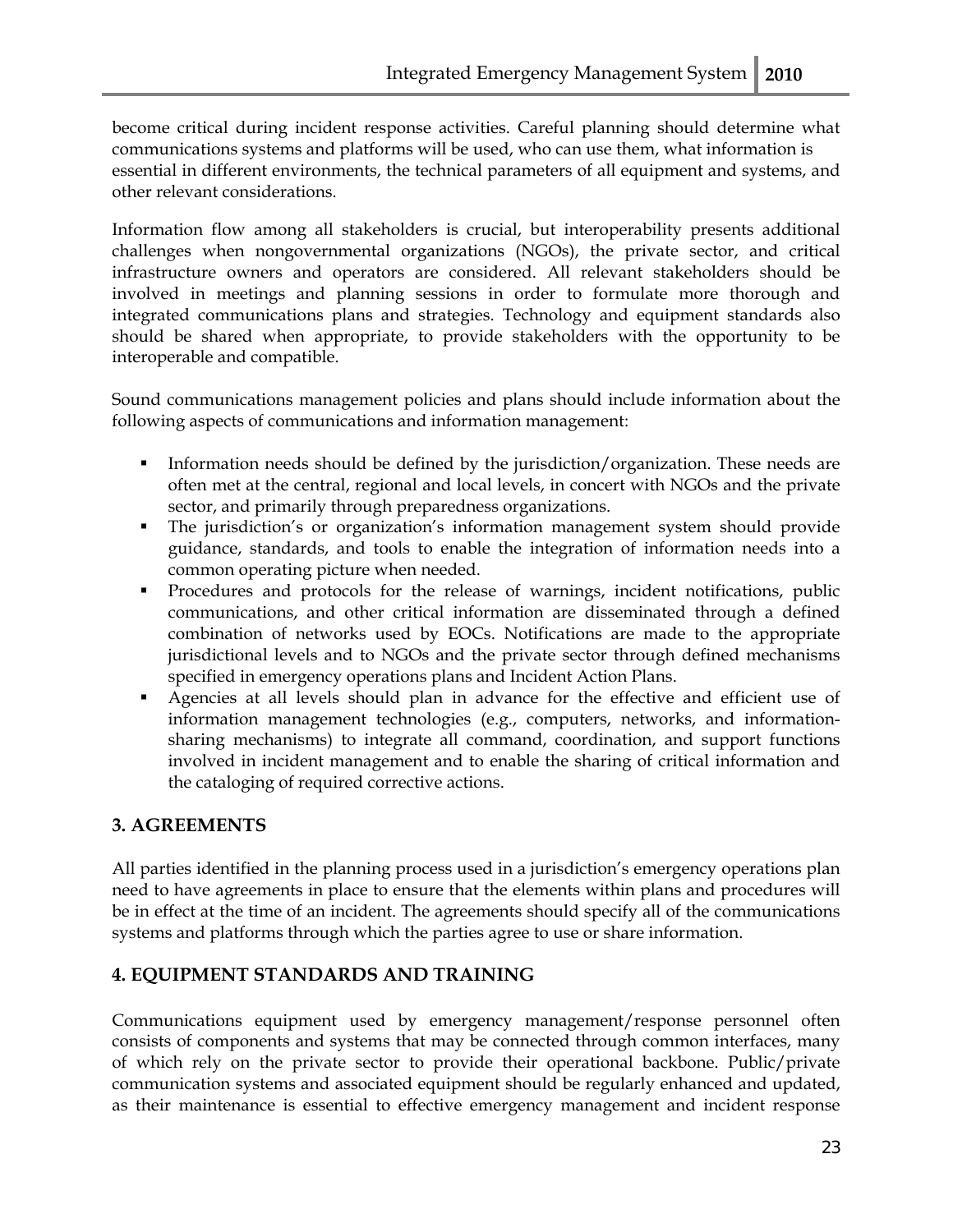become critical during incident response activities. Careful planning should determine what communications systems and platforms will be used, who can use them, what information is essential in different environments, the technical parameters of all equipment and systems, and other relevant considerations.

Information flow among all stakeholders is crucial, but interoperability presents additional challenges when nongovernmental organizations (NGOs), the private sector, and critical infrastructure owners and operators are considered. All relevant stakeholders should be involved in meetings and planning sessions in order to formulate more thorough and integrated communications plans and strategies. Technology and equipment standards also should be shared when appropriate, to provide stakeholders with the opportunity to be interoperable and compatible.

Sound communications management policies and plans should include information about the following aspects of communications and information management:

- Information needs should be defined by the jurisdiction/organization. These needs are often met at the central, regional and local levels, in concert with NGOs and the private sector, and primarily through preparedness organizations.
- The jurisdiction's or organization's information management system should provide guidance, standards, and tools to enable the integration of information needs into a common operating picture when needed.
- Procedures and protocols for the release of warnings, incident notifications, public communications, and other critical information are disseminated through a defined combination of networks used by EOCs. Notifications are made to the appropriate jurisdictional levels and to NGOs and the private sector through defined mechanisms specified in emergency operations plans and Incident Action Plans.
- Agencies at all levels should plan in advance for the effective and efficient use of information management technologies (e.g., computers, networks, and information-sharing mechanisms) to integrate all command, coordination, and support functions involved in incident management and to enable the sharing of critical information and the cataloging of required corrective actions.

## 3. AGREEMENTS

All parties identified in the planning process used in a jurisdiction's emergency operations plan need to have agreements in place to ensure that the elements within plans and procedures will be in effect at the time of an incident. The agreements should specify all of the communications systems and platforms through which the parties agree to use or share information.

## 4. EQUIPMENT STANDARDS AND TRAINING

Communications equipment used by emergency management/response personnel often consists of components and systems that may be connected through common interfaces, many of which rely on the private sector to provide their operational backbone. Public/private communication systems and associated equipment should be regularly enhanced and updated, as their maintenance is essential to effective emergency management and incident response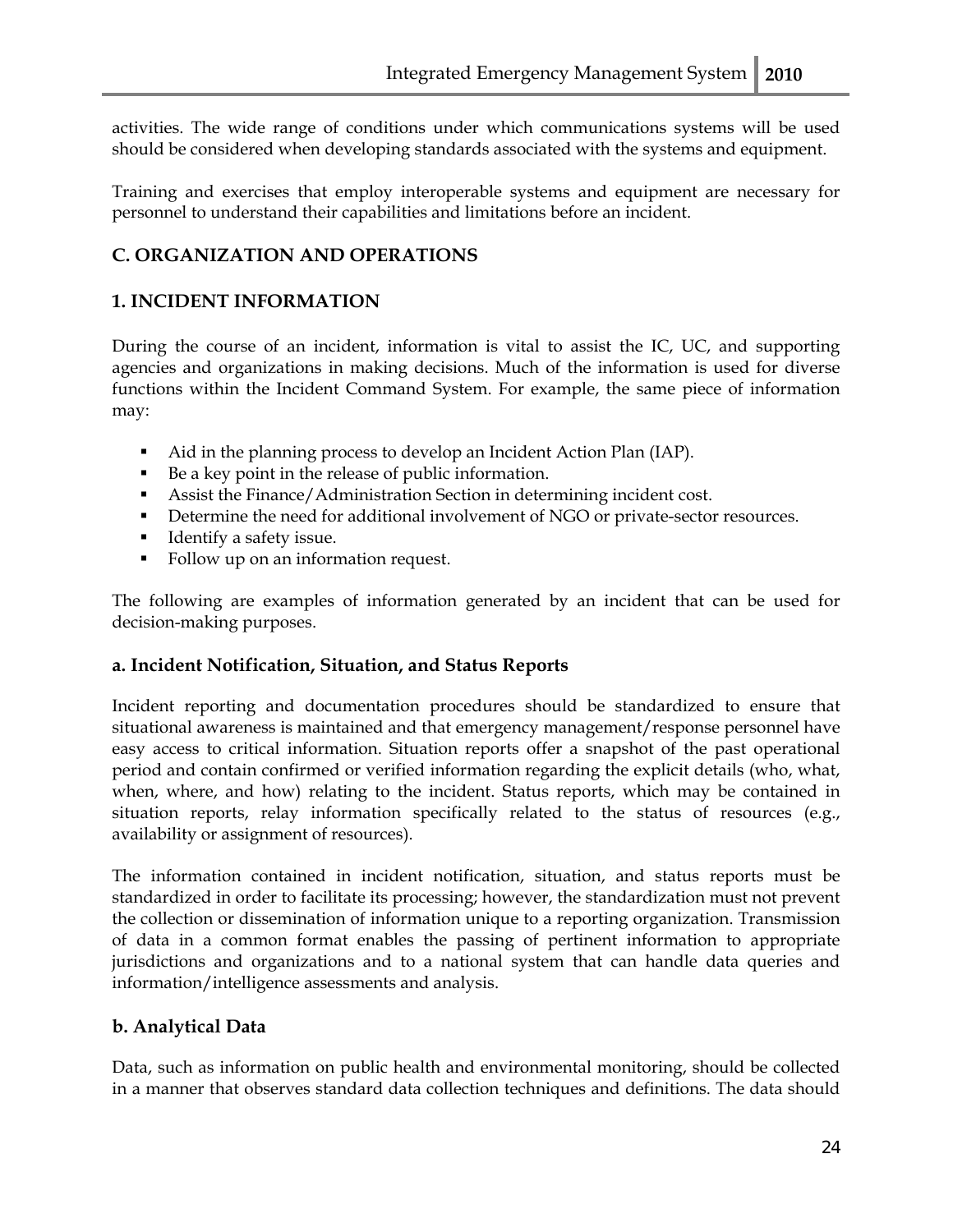activities. The wide range of conditions under which communications systems will be used should be considered when developing standards associated with the systems and equipment.

Training and exercises that employ interoperable systems and equipment are necessary for personnel to understand their capabilities and limitations before an incident.

## C. ORGANIZATION AND OPERATIONS

### 1. INCIDENT INFORMATION

During the course of an incident, information is vital to assist the IC, UC, and supporting agencies and organizations in making decisions. Much of the information is used for diverse functions within the Incident Command System. For example, the same piece of information may:

- Aid in the planning process to develop an Incident Action Plan (IAP).
- Be a key point in the release of public information.
- Assist the Finance/Administration Section in determining incident cost.
- Determine the need for additional involvement of NGO or private-sector resources.
- Identify a safety issue.
- Follow up on an information request.

The following are examples of information generated by an incident that can be used for decision-making purposes.

#### a. Incident Notification, Situation, and Status Reports

Incident reporting and documentation procedures should be standardized to ensure that situational awareness is maintained and that emergency management/response personnel have easy access to critical information. Situation reports offer a snapshot of the past operational period and contain confirmed or verified information regarding the explicit details (who, what, when, where, and how) relating to the incident. Status reports, which may be contained in situation reports, relay information specifically related to the status of resources (e.g., availability or assignment of resources).

The information contained in incident notification, situation, and status reports must be standardized in order to facilitate its processing; however, the standardization must not prevent the collection or dissemination of information unique to a reporting organization. Transmission of data in a common format enables the passing of pertinent information to appropriate jurisdictions and organizations and to a national system that can handle data queries and information/intelligence assessments and analysis.

#### b. Analytical Data

Data, such as information on public health and environmental monitoring, should be collected in a manner that observes standard data collection techniques and definitions. The data should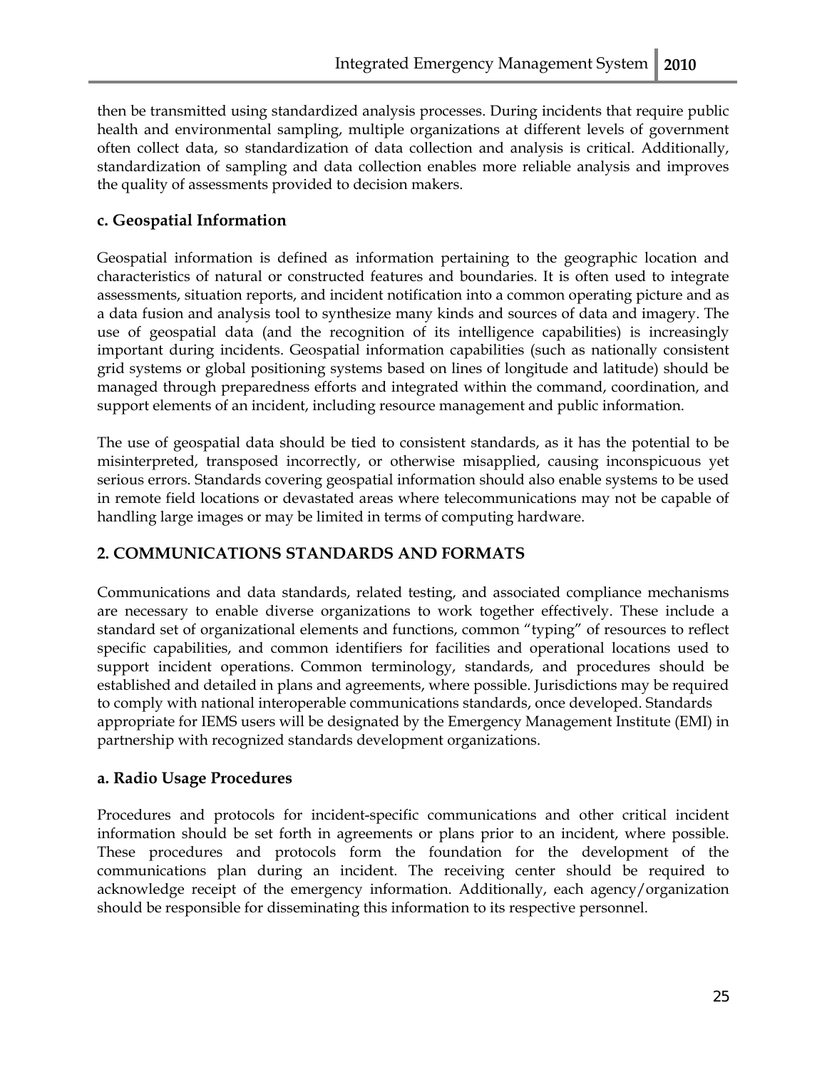then be transmitted using standardized analysis processes. During incidents that require public health and environmental sampling, multiple organizations at different levels of government often collect data, so standardization of data collection and analysis is critical. Additionally, standardization of sampling and data collection enables more reliable analysis and improves the quality of assessments provided to decision makers.

### c. Geospatial Information

Geospatial information is defined as information pertaining to the geographic location and characteristics of natural or constructed features and boundaries. It is often used to integrate assessments, situation reports, and incident notification into a common operating picture and as a data fusion and analysis tool to synthesize many kinds and sources of data and imagery. The use of geospatial data (and the recognition of its intelligence capabilities) is increasingly important during incidents. Geospatial information capabilities (such as nationally consistent grid systems or global positioning systems based on lines of longitude and latitude) should be managed through preparedness efforts and integrated within the command, coordination, and support elements of an incident, including resource management and public information.

The use of geospatial data should be tied to consistent standards, as it has the potential to be misinterpreted, transposed incorrectly, or otherwise misapplied, causing inconspicuous yet serious errors. Standards covering geospatial information should also enable systems to be used in remote field locations or devastated areas where telecommunications may not be capable of handling large images or may be limited in terms of computing hardware.

## 2. COMMUNICATIONS STANDARDS AND FORMATS

Communications and data standards, related testing, and associated compliance mechanisms are necessary to enable diverse organizations to work together effectively. These include a standard set of organizational elements and functions, common "typing" of resources to reflect specific capabilities, and common identifiers for facilities and operational locations used to support incident operations. Common terminology, standards, and procedures should be established and detailed in plans and agreements, where possible. Jurisdictions may be required to comply with national interoperable communications standards, once developed. Standards appropriate for IEMS users will be designated by the Emergency Management Institute (EMI) in partnership with recognized standards development organizations.

### a. Radio Usage Procedures

Procedures and protocols for incident-specific communications and other critical incident information should be set forth in agreements or plans prior to an incident, where possible. These procedures and protocols form the foundation for the development of the communications plan during an incident. The receiving center should be required to acknowledge receipt of the emergency information. Additionally, each agency/organization should be responsible for disseminating this information to its respective personnel.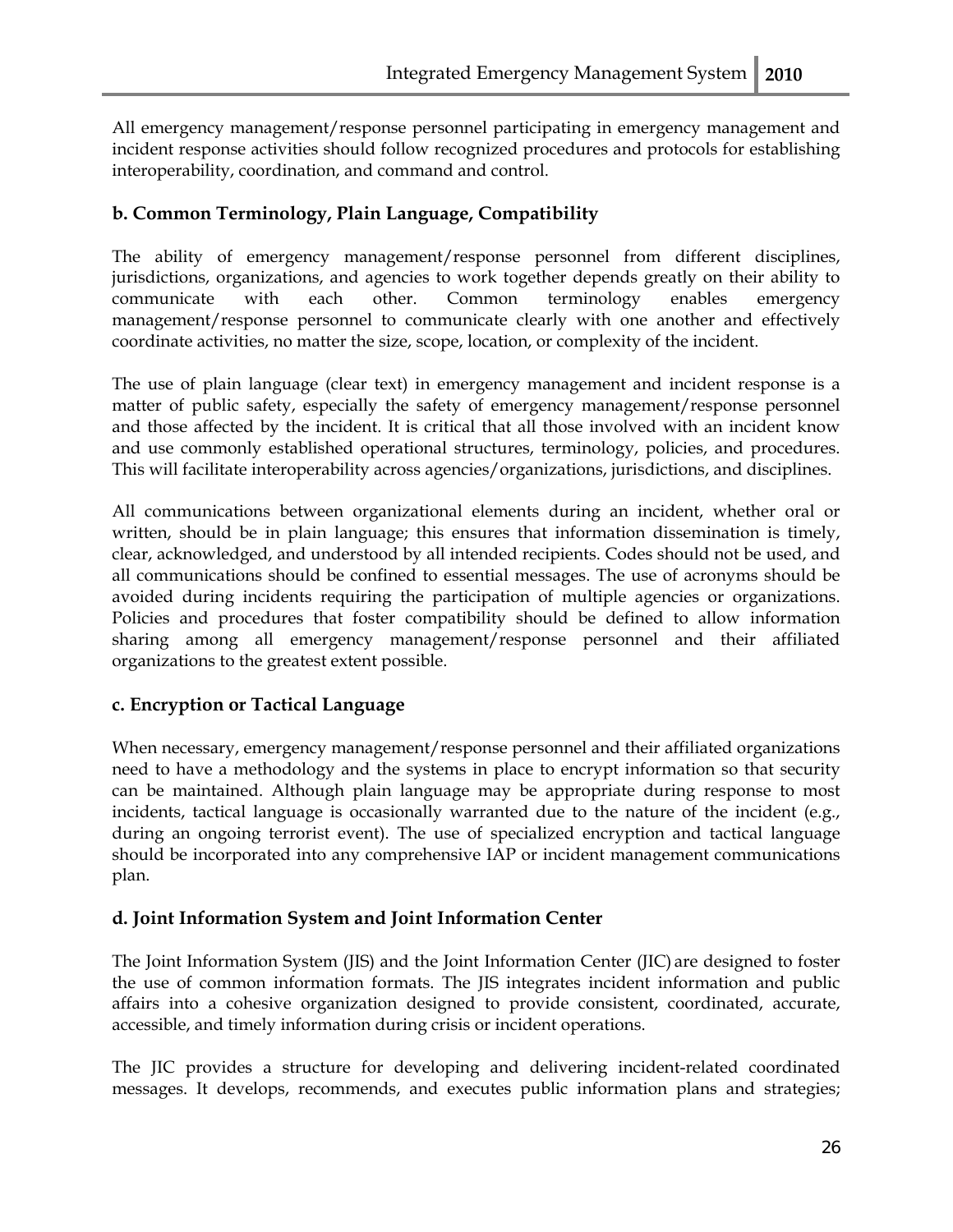All emergency management/response personnel participating in emergency management and incident response activities should follow recognized procedures and protocols for establishing interoperability, coordination, and command and control.

### b. Common Terminology, Plain Language, Compatibility

The ability of emergency management/response personnel from different disciplines, jurisdictions, organizations, and agencies to work together depends greatly on their ability to communicate with each other. Common terminology enables emergency management/response personnel to communicate clearly with one another and effectively coordinate activities, no matter the size, scope, location, or complexity of the incident.

The use of plain language (clear text) in emergency management and incident response is a matter of public safety, especially the safety of emergency management/response personnel and those affected by the incident. It is critical that all those involved with an incident know and use commonly established operational structures, terminology, policies, and procedures. This will facilitate interoperability across agencies/organizations, jurisdictions, and disciplines.

All communications between organizational elements during an incident, whether oral or written, should be in plain language; this ensures that information dissemination is timely, clear, acknowledged, and understood by all intended recipients. Codes should not be used, and all communications should be confined to essential messages. The use of acronyms should be avoided during incidents requiring the participation of multiple agencies or organizations. Policies and procedures that foster compatibility should be defined to allow information sharing among all emergency management/response personnel and their affiliated organizations to the greatest extent possible.

### c. Encryption or Tactical Language

When necessary, emergency management/response personnel and their affiliated organizations need to have a methodology and the systems in place to encrypt information so that security can be maintained. Although plain language may be appropriate during response to most incidents, tactical language is occasionally warranted due to the nature of the incident (e.g., during an ongoing terrorist event). The use of specialized encryption and tactical language should be incorporated into any comprehensive IAP or incident management communications plan.

### d. Joint Information System and Joint Information Center

The Joint Information System (JIS) and the Joint Information Center (JIC) are designed to foster the use of common information formats. The JIS integrates incident information and public affairs into a cohesive organization designed to provide consistent, coordinated, accurate, accessible, and timely information during crisis or incident operations.

The JIC provides a structure for developing and delivering incident-related coordinated messages. It develops, recommends, and executes public information plans and strategies;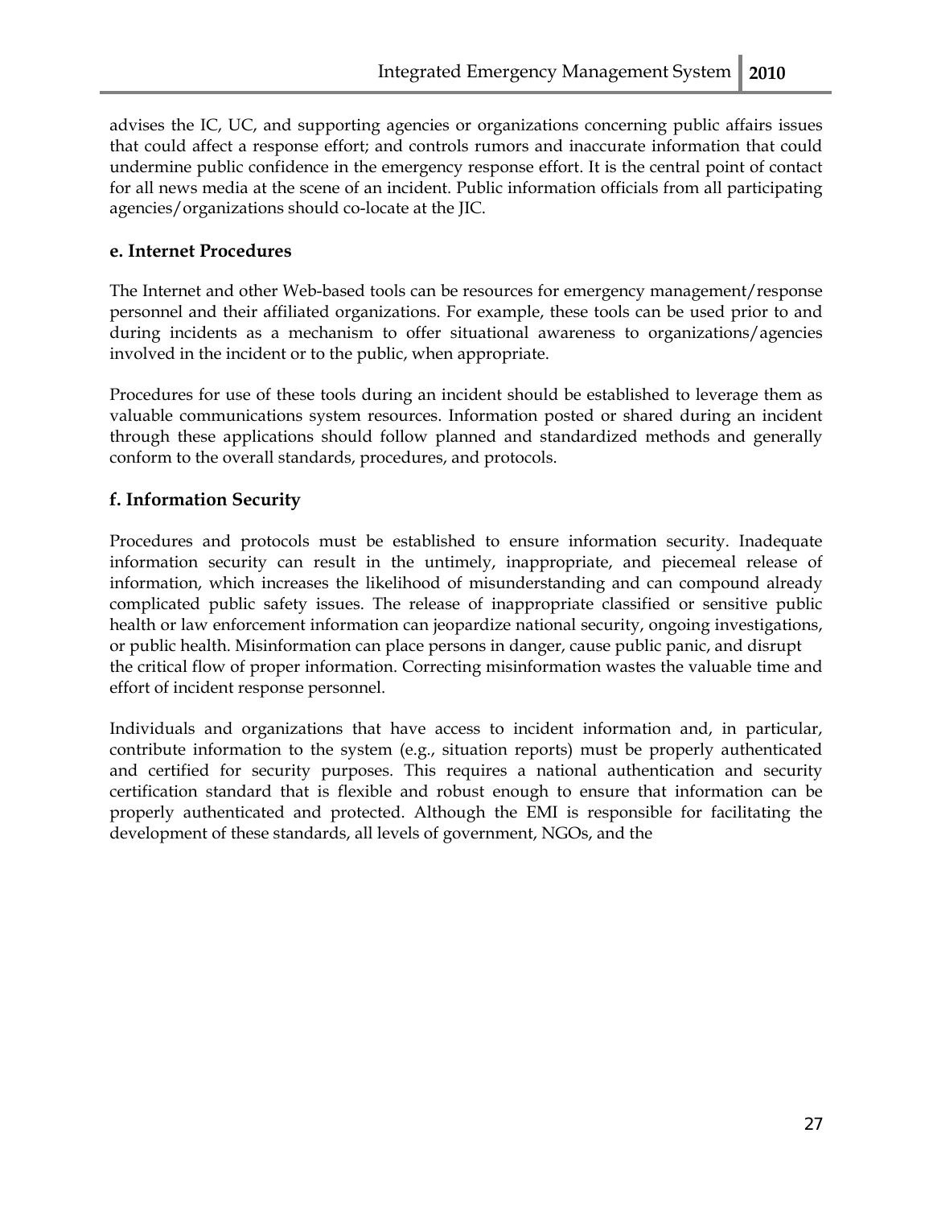advises the IC, UC, and supporting agencies or organizations concerning public affairs issues that could affect a response effort; and controls rumors and inaccurate information that could undermine public confidence in the emergency response effort. It is the central point of contact for all news media at the scene of an incident. Public information officials from all participating agencies/organizations should co-locate at the JIC.

### e. Internet Procedures

The Internet and other Web-based tools can be resources for emergency management/response personnel and their affiliated organizations. For example, these tools can be used prior to and during incidents as a mechanism to offer situational awareness to organizations/agencies involved in the incident or to the public, when appropriate.

Procedures for use of these tools during an incident should be established to leverage them as valuable communications system resources. Information posted or shared during an incident through these applications should follow planned and standardized methods and generally conform to the overall standards, procedures, and protocols.

### f. Information Security

Procedures and protocols must be established to ensure information security. Inadequate information security can result in the untimely, inappropriate, and piecemeal release of information, which increases the likelihood of misunderstanding and can compound already complicated public safety issues. The release of inappropriate classified or sensitive public health or law enforcement information can jeopardize national security, ongoing investigations, or public health. Misinformation can place persons in danger, cause public panic, and disrupt the critical flow of proper information. Correcting misinformation wastes the valuable time and effort of incident response personnel.

Individuals and organizations that have access to incident information and, in particular, contribute information to the system (e.g., situation reports) must be properly authenticated and certified for security purposes. This requires a national authentication and security certification standard that is flexible and robust enough to ensure that information can be properly authenticated and protected. Although the EMI is responsible for facilitating the development of these standards, all levels of government, NGOs, and the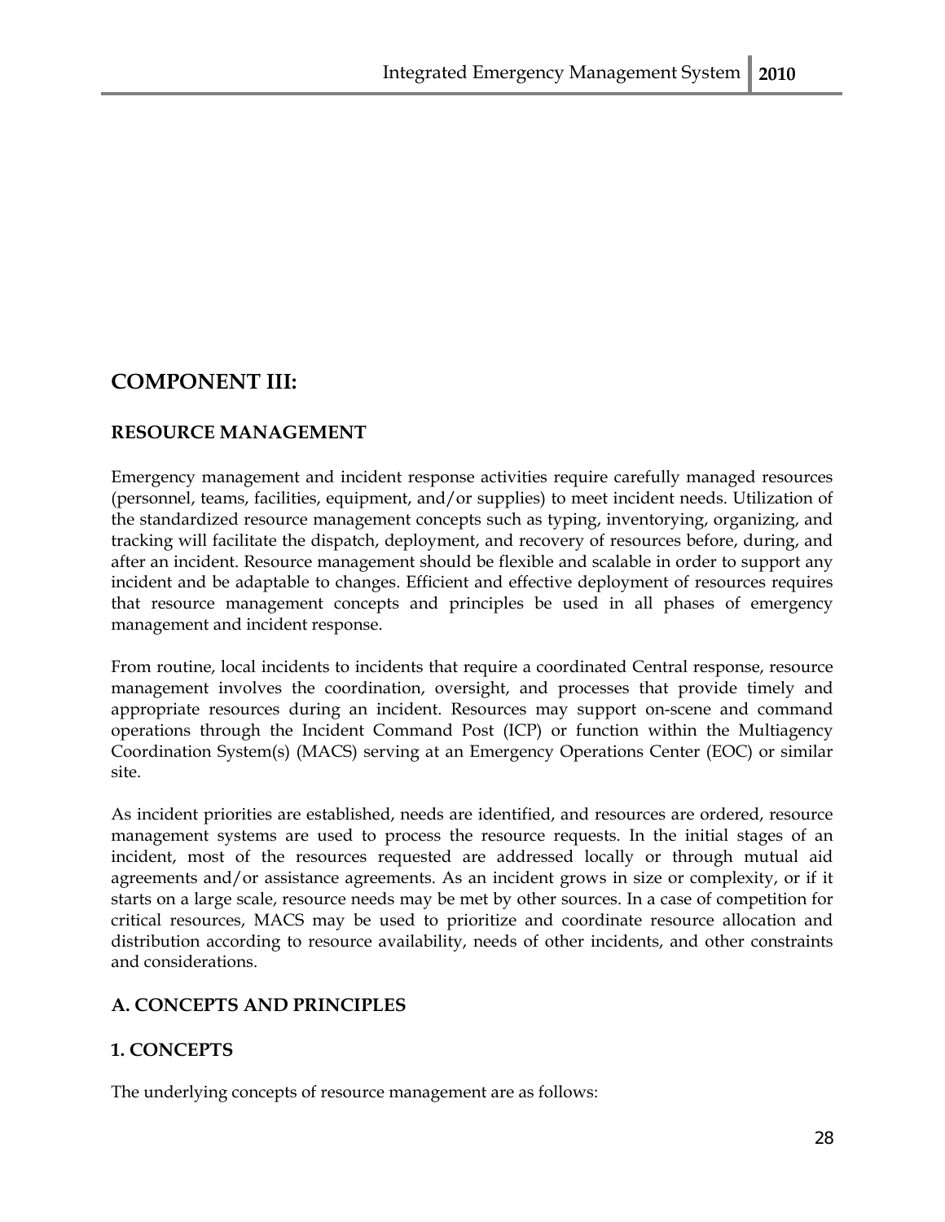## COMPONENT III:

### RESOURCE MANAGEMENT

Emergency management and incident response activities require carefully managed resources (personnel, teams, facilities, equipment, and/or supplies) to meet incident needs. Utilization of the standardized resource management concepts such as typing, inventorying, organizing, and tracking will facilitate the dispatch, deployment, and recovery of resources before, during, and after an incident. Resource management should be flexible and scalable in order to support any incident and be adaptable to changes. Efficient and effective deployment of resources requires that resource management concepts and principles be used in all phases of emergency management and incident response.

From routine, local incidents to incidents that require a coordinated Central response, resource management involves the coordination, oversight, and processes that provide timely and appropriate resources during an incident. Resources may support on-scene and command operations through the Incident Command Post (ICP) or function within the Multiagency Coordination System(s) (MACS) serving at an Emergency Operations Center (EOC) or similar site.

As incident priorities are established, needs are identified, and resources are ordered, resource management systems are used to process the resource requests. In the initial stages of an incident, most of the resources requested are addressed locally or through mutual aid agreements and/or assistance agreements. As an incident grows in size or complexity, or if it starts on a large scale, resource needs may be met by other sources. In a case of competition for critical resources, MACS may be used to prioritize and coordinate resource allocation and distribution according to resource availability, needs of other incidents, and other constraints and considerations.

### A. CONCEPTS AND PRINCIPLES

### 1. CONCEPTS

The underlying concepts of resource management are as follows: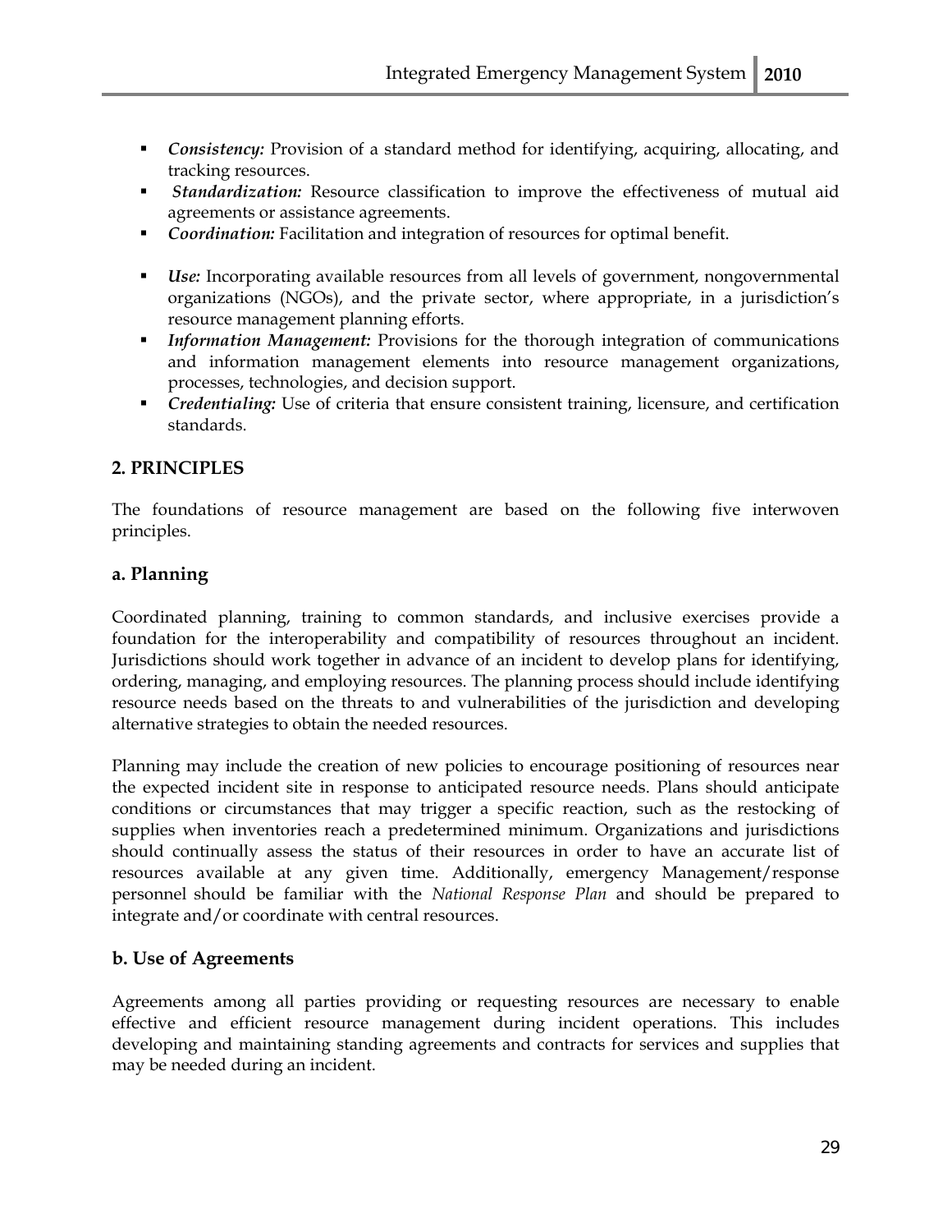- ***Consistency:*** Provision of a standard method for identifying, acquiring, allocating, and tracking resources.
- ***Standardization:*** Resource classification to improve the effectiveness of mutual aid agreements or assistance agreements.
- ***Coordination:*** Facilitation and integration of resources for optimal benefit.
- ***Use:*** Incorporating available resources from all levels of government, nongovernmental organizations (NGOs), and the private sector, where appropriate, in a jurisdiction's resource management planning efforts.
- ***Information Management:*** Provisions for the thorough integration of communications and information management elements into resource management organizations, processes, technologies, and decision support.
- ***Credentialing:*** Use of criteria that ensure consistent training, licensure, and certification standards.

## 2. PRINCIPLES

The foundations of resource management are based on the following five interwoven principles.

### a. Planning

Coordinated planning, training to common standards, and inclusive exercises provide a foundation for the interoperability and compatibility of resources throughout an incident. Jurisdictions should work together in advance of an incident to develop plans for identifying, ordering, managing, and employing resources. The planning process should include identifying resource needs based on the threats to and vulnerabilities of the jurisdiction and developing alternative strategies to obtain the needed resources.

Planning may include the creation of new policies to encourage positioning of resources near the expected incident site in response to anticipated resource needs. Plans should anticipate conditions or circumstances that may trigger a specific reaction, such as the restocking of supplies when inventories reach a predetermined minimum. Organizations and jurisdictions should continually assess the status of their resources in order to have an accurate list of resources available at any given time. Additionally, emergency Management/response personnel should be familiar with the *National Response Plan* and should be prepared to integrate and/or coordinate with central resources.

### b. Use of Agreements

Agreements among all parties providing or requesting resources are necessary to enable effective and efficient resource management during incident operations. This includes developing and maintaining standing agreements and contracts for services and supplies that may be needed during an incident.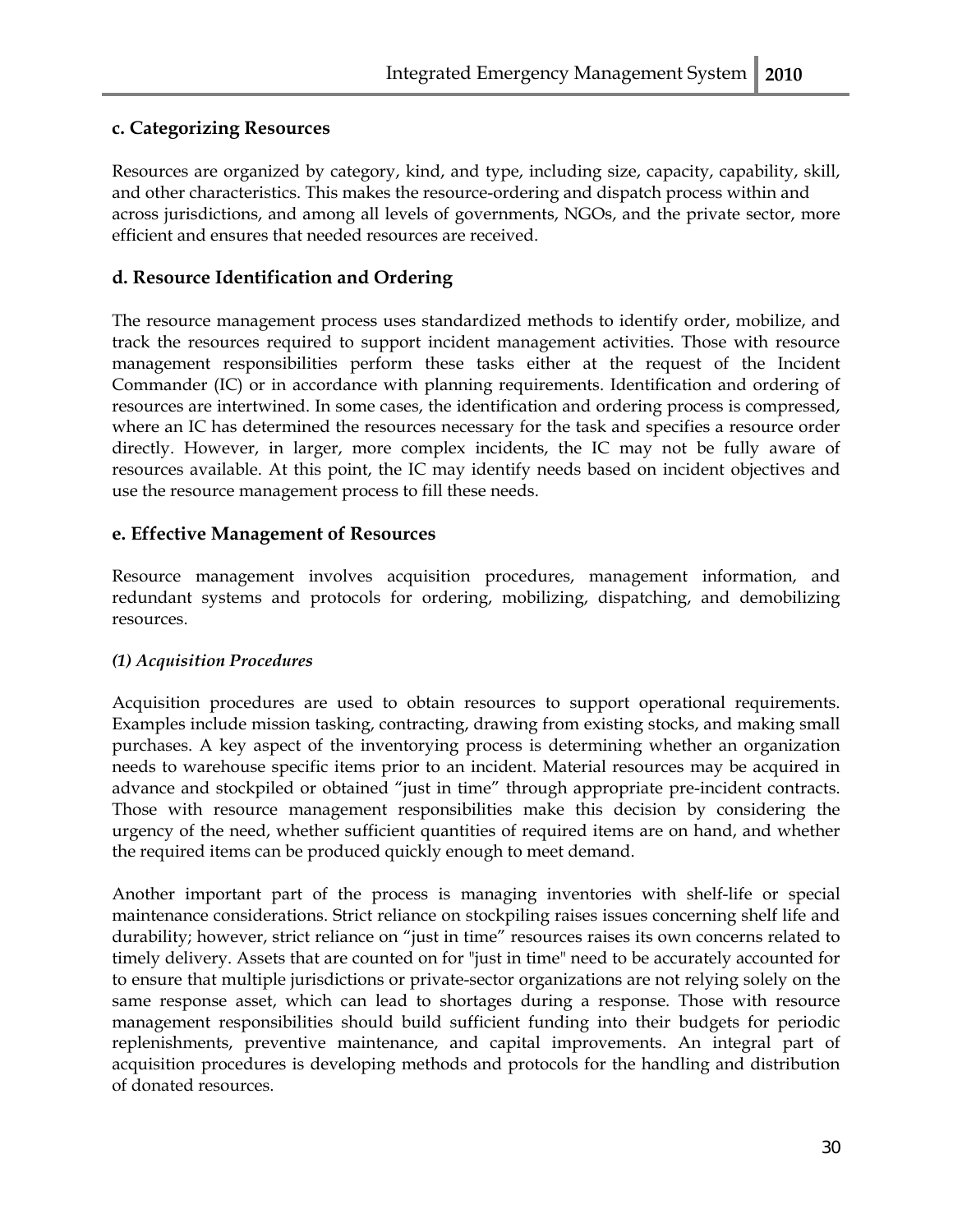### c. Categorizing Resources

Resources are organized by category, kind, and type, including size, capacity, capability, skill, and other characteristics. This makes the resource-ordering and dispatch process within and across jurisdictions, and among all levels of governments, NGOs, and the private sector, more efficient and ensures that needed resources are received.

### d. Resource Identification and Ordering

The resource management process uses standardized methods to identify order, mobilize, and track the resources required to support incident management activities. Those with resource management responsibilities perform these tasks either at the request of the Incident Commander (IC) or in accordance with planning requirements. Identification and ordering of resources are intertwined. In some cases, the identification and ordering process is compressed, where an IC has determined the resources necessary for the task and specifies a resource order directly. However, in larger, more complex incidents, the IC may not be fully aware of resources available. At this point, the IC may identify needs based on incident objectives and use the resource management process to fill these needs.

### e. Effective Management of Resources

Resource management involves acquisition procedures, management information, and redundant systems and protocols for ordering, mobilizing, dispatching, and demobilizing resources.

#### *(1) Acquisition Procedures*

Acquisition procedures are used to obtain resources to support operational requirements. Examples include mission tasking, contracting, drawing from existing stocks, and making small purchases. A key aspect of the inventorying process is determining whether an organization needs to warehouse specific items prior to an incident. Material resources may be acquired in advance and stockpiled or obtained "just in time" through appropriate pre-incident contracts. Those with resource management responsibilities make this decision by considering the urgency of the need, whether sufficient quantities of required items are on hand, and whether the required items can be produced quickly enough to meet demand.

Another important part of the process is managing inventories with shelf-life or special maintenance considerations. Strict reliance on stockpiling raises issues concerning shelf life and durability; however, strict reliance on "just in time" resources raises its own concerns related to timely delivery. Assets that are counted on for "just in time" need to be accurately accounted for to ensure that multiple jurisdictions or private-sector organizations are not relying solely on the same response asset, which can lead to shortages during a response. Those with resource management responsibilities should build sufficient funding into their budgets for periodic replenishments, preventive maintenance, and capital improvements. An integral part of acquisition procedures is developing methods and protocols for the handling and distribution of donated resources.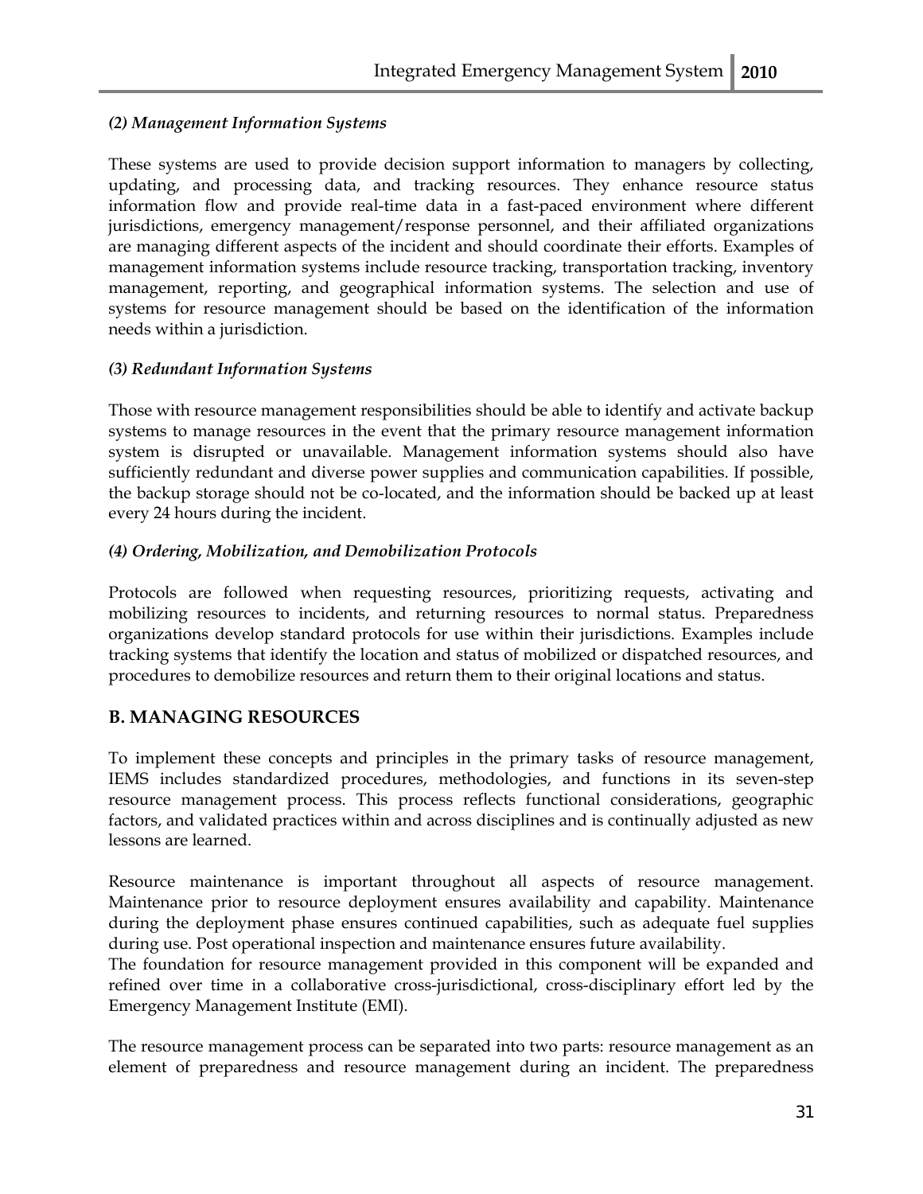*(2) Management Information Systems*

These systems are used to provide decision support information to managers by collecting, updating, and processing data, and tracking resources. They enhance resource status information flow and provide real-time data in a fast-paced environment where different jurisdictions, emergency management/response personnel, and their affiliated organizations are managing different aspects of the incident and should coordinate their efforts. Examples of management information systems include resource tracking, transportation tracking, inventory management, reporting, and geographical information systems. The selection and use of systems for resource management should be based on the identification of the information needs within a jurisdiction.

*(3) Redundant Information Systems*

Those with resource management responsibilities should be able to identify and activate backup systems to manage resources in the event that the primary resource management information system is disrupted or unavailable. Management information systems should also have sufficiently redundant and diverse power supplies and communication capabilities. If possible, the backup storage should not be co-located, and the information should be backed up at least every 24 hours during the incident.

*(4) Ordering, Mobilization, and Demobilization Protocols*

Protocols are followed when requesting resources, prioritizing requests, activating and mobilizing resources to incidents, and returning resources to normal status. Preparedness organizations develop standard protocols for use within their jurisdictions. Examples include tracking systems that identify the location and status of mobilized or dispatched resources, and procedures to demobilize resources and return them to their original locations and status.

## B. MANAGING RESOURCES

To implement these concepts and principles in the primary tasks of resource management, IEMS includes standardized procedures, methodologies, and functions in its seven-step resource management process. This process reflects functional considerations, geographic factors, and validated practices within and across disciplines and is continually adjusted as new lessons are learned.

Resource maintenance is important throughout all aspects of resource management. Maintenance prior to resource deployment ensures availability and capability. Maintenance during the deployment phase ensures continued capabilities, such as adequate fuel supplies during use. Post operational inspection and maintenance ensures future availability.
The foundation for resource management provided in this component will be expanded and refined over time in a collaborative cross-jurisdictional, cross-disciplinary effort led by the Emergency Management Institute (EMI).

The resource management process can be separated into two parts: resource management as an element of preparedness and resource management during an incident. The preparedness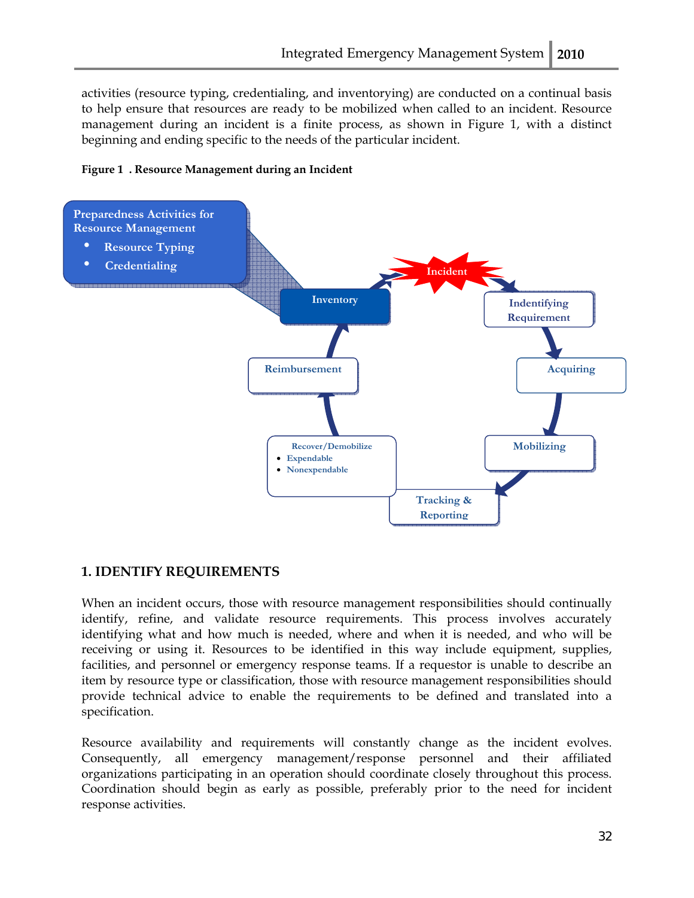activities (resource typing, credentialing, and inventorying) are conducted on a continual basis to help ensure that resources are ready to be mobilized when called to an incident. Resource management during an incident is a finite process, as shown in Figure 1, with a distinct beginning and ending specific to the needs of the particular incident.

**Figure 1 . Resource Management during an Incident**

Preparedness Activities for Resource Management
- Resource Typing
- Credentialing

Inventory → Incident → Indentifying Requirement → Acquiring → Mobilizing → Tracking & Reporting → Recover/Demobilize (• Expendable • Nonexpendable) → Reimbursement → Inventory

## 1. IDENTIFY REQUIREMENTS

When an incident occurs, those with resource management responsibilities should continually identify, refine, and validate resource requirements. This process involves accurately identifying what and how much is needed, where and when it is needed, and who will be receiving or using it. Resources to be identified in this way include equipment, supplies, facilities, and personnel or emergency response teams. If a requestor is unable to describe an item by resource type or classification, those with resource management responsibilities should provide technical advice to enable the requirements to be defined and translated into a specification.

Resource availability and requirements will constantly change as the incident evolves. Consequently, all emergency management/response personnel and their affiliated organizations participating in an operation should coordinate closely throughout this process. Coordination should begin as early as possible, preferably prior to the need for incident response activities.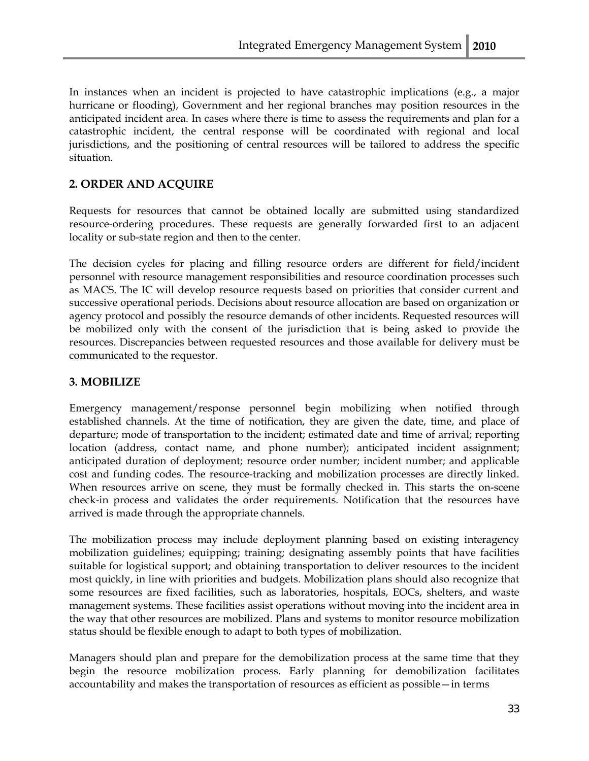In instances when an incident is projected to have catastrophic implications (e.g., a major hurricane or flooding), Government and her regional branches may position resources in the anticipated incident area. In cases where there is time to assess the requirements and plan for a catastrophic incident, the central response will be coordinated with regional and local jurisdictions, and the positioning of central resources will be tailored to address the specific situation.

## 2. ORDER AND ACQUIRE

Requests for resources that cannot be obtained locally are submitted using standardized resource-ordering procedures. These requests are generally forwarded first to an adjacent locality or sub-state region and then to the center.

The decision cycles for placing and filling resource orders are different for field/incident personnel with resource management responsibilities and resource coordination processes such as MACS. The IC will develop resource requests based on priorities that consider current and successive operational periods. Decisions about resource allocation are based on organization or agency protocol and possibly the resource demands of other incidents. Requested resources will be mobilized only with the consent of the jurisdiction that is being asked to provide the resources. Discrepancies between requested resources and those available for delivery must be communicated to the requestor.

## 3. MOBILIZE

Emergency management/response personnel begin mobilizing when notified through established channels. At the time of notification, they are given the date, time, and place of departure; mode of transportation to the incident; estimated date and time of arrival; reporting location (address, contact name, and phone number); anticipated incident assignment; anticipated duration of deployment; resource order number; incident number; and applicable cost and funding codes. The resource-tracking and mobilization processes are directly linked. When resources arrive on scene, they must be formally checked in. This starts the on-scene check-in process and validates the order requirements. Notification that the resources have arrived is made through the appropriate channels.

The mobilization process may include deployment planning based on existing interagency mobilization guidelines; equipping; training; designating assembly points that have facilities suitable for logistical support; and obtaining transportation to deliver resources to the incident most quickly, in line with priorities and budgets. Mobilization plans should also recognize that some resources are fixed facilities, such as laboratories, hospitals, EOCs, shelters, and waste management systems. These facilities assist operations without moving into the incident area in the way that other resources are mobilized. Plans and systems to monitor resource mobilization status should be flexible enough to adapt to both types of mobilization.

Managers should plan and prepare for the demobilization process at the same time that they begin the resource mobilization process. Early planning for demobilization facilitates accountability and makes the transportation of resources as efficient as possible—in terms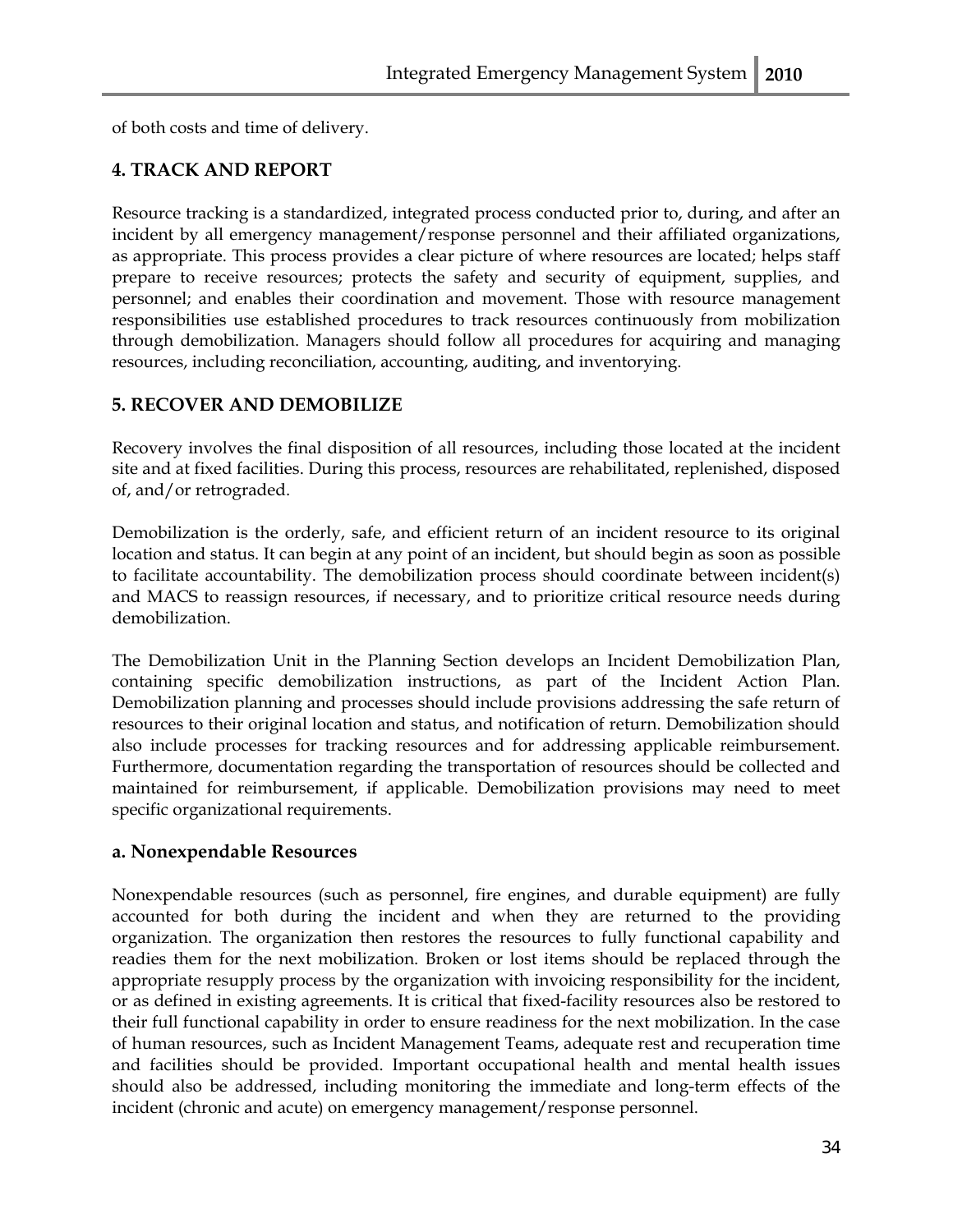of both costs and time of delivery.

## 4. TRACK AND REPORT

Resource tracking is a standardized, integrated process conducted prior to, during, and after an incident by all emergency management/response personnel and their affiliated organizations, as appropriate. This process provides a clear picture of where resources are located; helps staff prepare to receive resources; protects the safety and security of equipment, supplies, and personnel; and enables their coordination and movement. Those with resource management responsibilities use established procedures to track resources continuously from mobilization through demobilization. Managers should follow all procedures for acquiring and managing resources, including reconciliation, accounting, auditing, and inventorying.

## 5. RECOVER AND DEMOBILIZE

Recovery involves the final disposition of all resources, including those located at the incident site and at fixed facilities. During this process, resources are rehabilitated, replenished, disposed of, and/or retrograded.

Demobilization is the orderly, safe, and efficient return of an incident resource to its original location and status. It can begin at any point of an incident, but should begin as soon as possible to facilitate accountability. The demobilization process should coordinate between incident(s) and MACS to reassign resources, if necessary, and to prioritize critical resource needs during demobilization.

The Demobilization Unit in the Planning Section develops an Incident Demobilization Plan, containing specific demobilization instructions, as part of the Incident Action Plan. Demobilization planning and processes should include provisions addressing the safe return of resources to their original location and status, and notification of return. Demobilization should also include processes for tracking resources and for addressing applicable reimbursement. Furthermore, documentation regarding the transportation of resources should be collected and maintained for reimbursement, if applicable. Demobilization provisions may need to meet specific organizational requirements.

### a. Nonexpendable Resources

Nonexpendable resources (such as personnel, fire engines, and durable equipment) are fully accounted for both during the incident and when they are returned to the providing organization. The organization then restores the resources to fully functional capability and readies them for the next mobilization. Broken or lost items should be replaced through the appropriate resupply process by the organization with invoicing responsibility for the incident, or as defined in existing agreements. It is critical that fixed-facility resources also be restored to their full functional capability in order to ensure readiness for the next mobilization. In the case of human resources, such as Incident Management Teams, adequate rest and recuperation time and facilities should be provided. Important occupational health and mental health issues should also be addressed, including monitoring the immediate and long-term effects of the incident (chronic and acute) on emergency management/response personnel.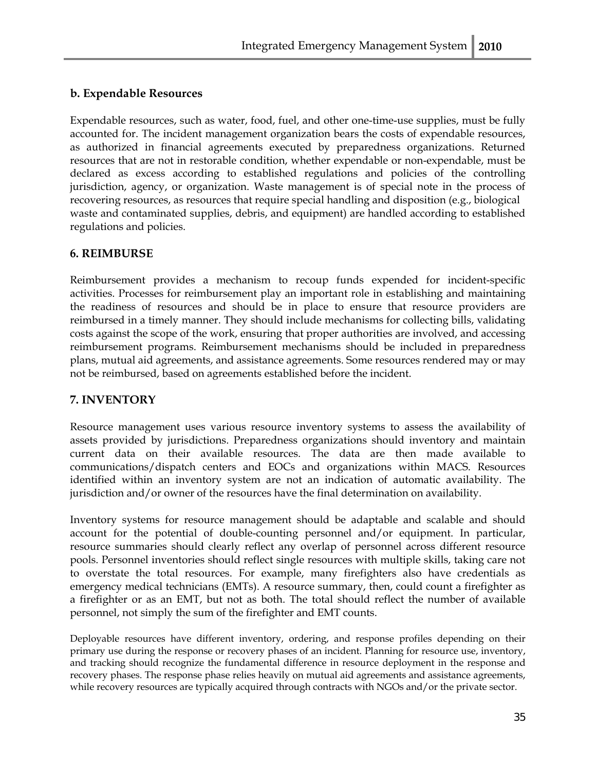### b. Expendable Resources

Expendable resources, such as water, food, fuel, and other one-time-use supplies, must be fully accounted for. The incident management organization bears the costs of expendable resources, as authorized in financial agreements executed by preparedness organizations. Returned resources that are not in restorable condition, whether expendable or non-expendable, must be declared as excess according to established regulations and policies of the controlling jurisdiction, agency, or organization. Waste management is of special note in the process of recovering resources, as resources that require special handling and disposition (e.g., biological waste and contaminated supplies, debris, and equipment) are handled according to established regulations and policies.

## 6. REIMBURSE

Reimbursement provides a mechanism to recoup funds expended for incident-specific activities. Processes for reimbursement play an important role in establishing and maintaining the readiness of resources and should be in place to ensure that resource providers are reimbursed in a timely manner. They should include mechanisms for collecting bills, validating costs against the scope of the work, ensuring that proper authorities are involved, and accessing reimbursement programs. Reimbursement mechanisms should be included in preparedness plans, mutual aid agreements, and assistance agreements. Some resources rendered may or may not be reimbursed, based on agreements established before the incident.

## 7. INVENTORY

Resource management uses various resource inventory systems to assess the availability of assets provided by jurisdictions. Preparedness organizations should inventory and maintain current data on their available resources. The data are then made available to communications/dispatch centers and EOCs and organizations within MACS. Resources identified within an inventory system are not an indication of automatic availability. The jurisdiction and/or owner of the resources have the final determination on availability.

Inventory systems for resource management should be adaptable and scalable and should account for the potential of double-counting personnel and/or equipment. In particular, resource summaries should clearly reflect any overlap of personnel across different resource pools. Personnel inventories should reflect single resources with multiple skills, taking care not to overstate the total resources. For example, many firefighters also have credentials as emergency medical technicians (EMTs). A resource summary, then, could count a firefighter as a firefighter or as an EMT, but not as both. The total should reflect the number of available personnel, not simply the sum of the firefighter and EMT counts.

Deployable resources have different inventory, ordering, and response profiles depending on their primary use during the response or recovery phases of an incident. Planning for resource use, inventory, and tracking should recognize the fundamental difference in resource deployment in the response and recovery phases. The response phase relies heavily on mutual aid agreements and assistance agreements, while recovery resources are typically acquired through contracts with NGOs and/or the private sector.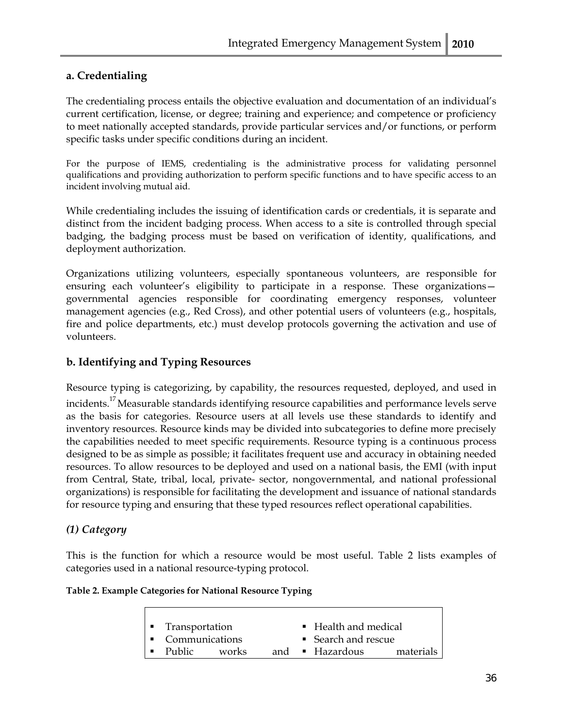## a. Credentialing

The credentialing process entails the objective evaluation and documentation of an individual's current certification, license, or degree; training and experience; and competence or proficiency to meet nationally accepted standards, provide particular services and/or functions, or perform specific tasks under specific conditions during an incident.

For the purpose of IEMS, credentialing is the administrative process for validating personnel qualifications and providing authorization to perform specific functions and to have specific access to an incident involving mutual aid.

While credentialing includes the issuing of identification cards or credentials, it is separate and distinct from the incident badging process. When access to a site is controlled through special badging, the badging process must be based on verification of identity, qualifications, and deployment authorization.

Organizations utilizing volunteers, especially spontaneous volunteers, are responsible for ensuring each volunteer's eligibility to participate in a response. These organizations—governmental agencies responsible for coordinating emergency responses, volunteer management agencies (e.g., Red Cross), and other potential users of volunteers (e.g., hospitals, fire and police departments, etc.) must develop protocols governing the activation and use of volunteers.

## b. Identifying and Typing Resources

Resource typing is categorizing, by capability, the resources requested, deployed, and used in incidents.[17] Measurable standards identifying resource capabilities and performance levels serve as the basis for categories. Resource users at all levels use these standards to identify and inventory resources. Resource kinds may be divided into subcategories to define more precisely the capabilities needed to meet specific requirements. Resource typing is a continuous process designed to be as simple as possible; it facilitates frequent use and accuracy in obtaining needed resources. To allow resources to be deployed and used on a national basis, the EMI (with input from Central, State, tribal, local, private- sector, nongovernmental, and national professional organizations) is responsible for facilitating the development and issuance of national standards for resource typing and ensuring that these typed resources reflect operational capabilities.

### *(1) Category*

This is the function for which a resource would be most useful. Table 2 lists examples of categories used in a national resource-typing protocol.

**Table 2. Example Categories for National Resource Typing**

| | |
|---|---|
| ▪ Transportation | ▪ Health and medical |
| ▪ Communications | ▪ Search and rescue |
| ▪ Public works and | ▪ Hazardous materials |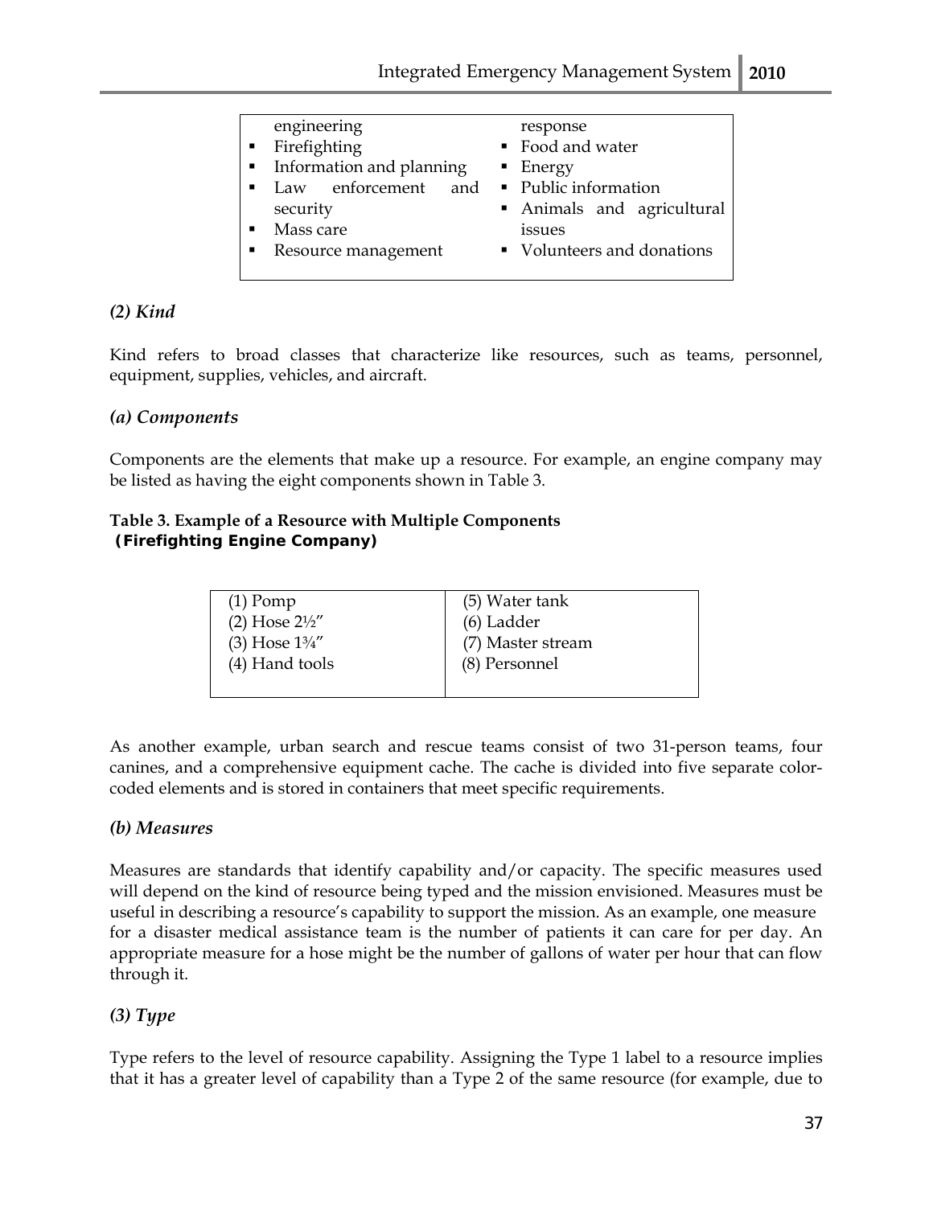| | |
|---|---|
| engineering | response |
| ▪ Firefighting | ▪ Food and water |
| ▪ Information and planning | ▪ Energy |
| ▪ Law enforcement and security | ▪ Public information |
| ▪ Mass care | ▪ Animals and agricultural issues |
| ▪ Resource management | ▪ Volunteers and donations |

### *(2) Kind*

Kind refers to broad classes that characterize like resources, such as teams, personnel, equipment, supplies, vehicles, and aircraft.

#### *(a) Components*

Components are the elements that make up a resource. For example, an engine company may be listed as having the eight components shown in Table 3.

**Table 3. Example of a Resource with Multiple Components (Firefighting Engine Company)**

| | |
|---|---|
| (1) Pomp | (5) Water tank |
| (2) Hose 2½″ | (6) Ladder |
| (3) Hose 1¾″ | (7) Master stream |
| (4) Hand tools | (8) Personnel |

As another example, urban search and rescue teams consist of two 31-person teams, four canines, and a comprehensive equipment cache. The cache is divided into five separate color-coded elements and is stored in containers that meet specific requirements.

#### *(b) Measures*

Measures are standards that identify capability and/or capacity. The specific measures used will depend on the kind of resource being typed and the mission envisioned. Measures must be useful in describing a resource's capability to support the mission. As an example, one measure for a disaster medical assistance team is the number of patients it can care for per day. An appropriate measure for a hose might be the number of gallons of water per hour that can flow through it.

### *(3) Type*

Type refers to the level of resource capability. Assigning the Type 1 label to a resource implies that it has a greater level of capability than a Type 2 of the same resource (for example, due to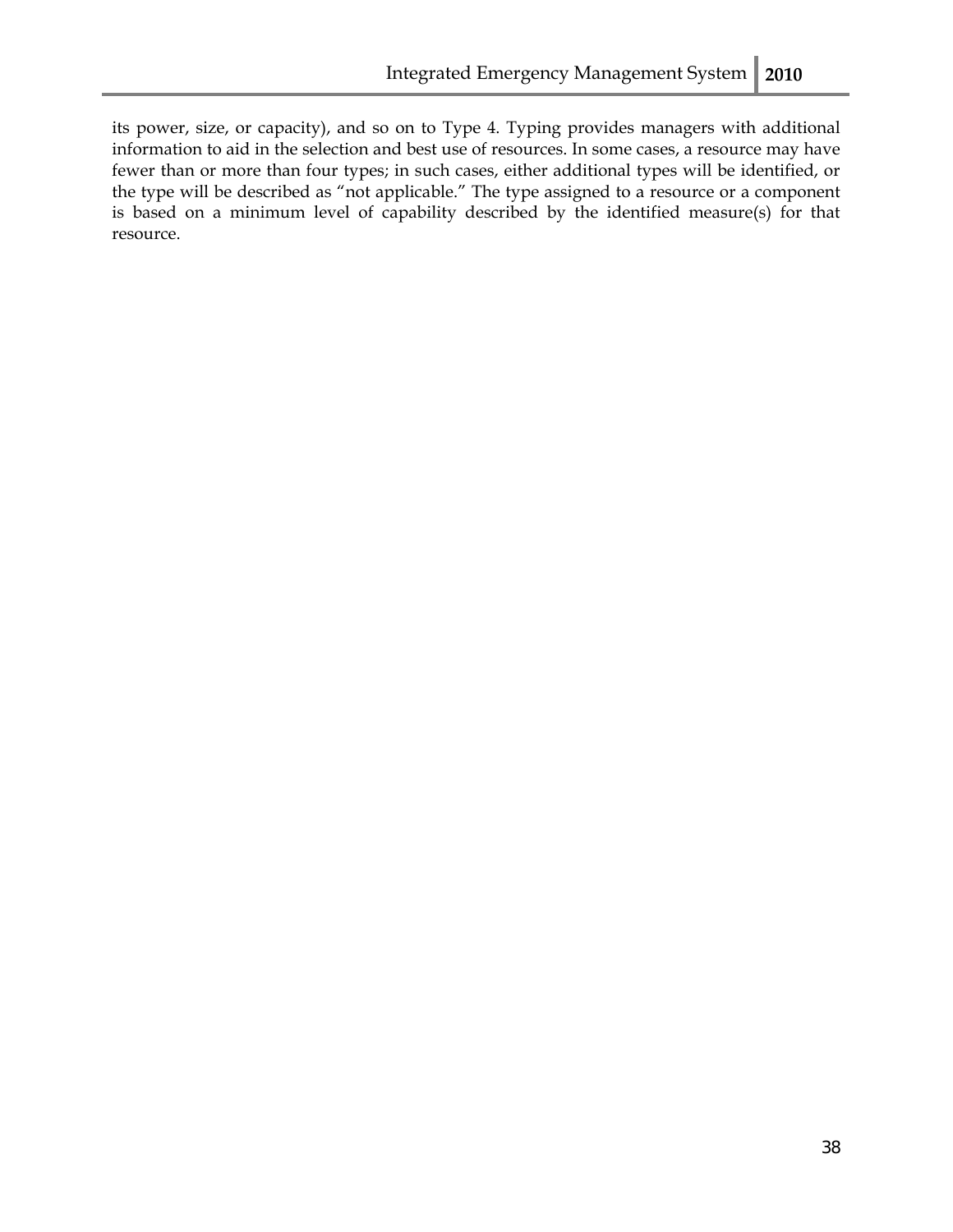its power, size, or capacity), and so on to Type 4. Typing provides managers with additional information to aid in the selection and best use of resources. In some cases, a resource may have fewer than or more than four types; in such cases, either additional types will be identified, or the type will be described as "not applicable." The type assigned to a resource or a component is based on a minimum level of capability described by the identified measure(s) for that resource.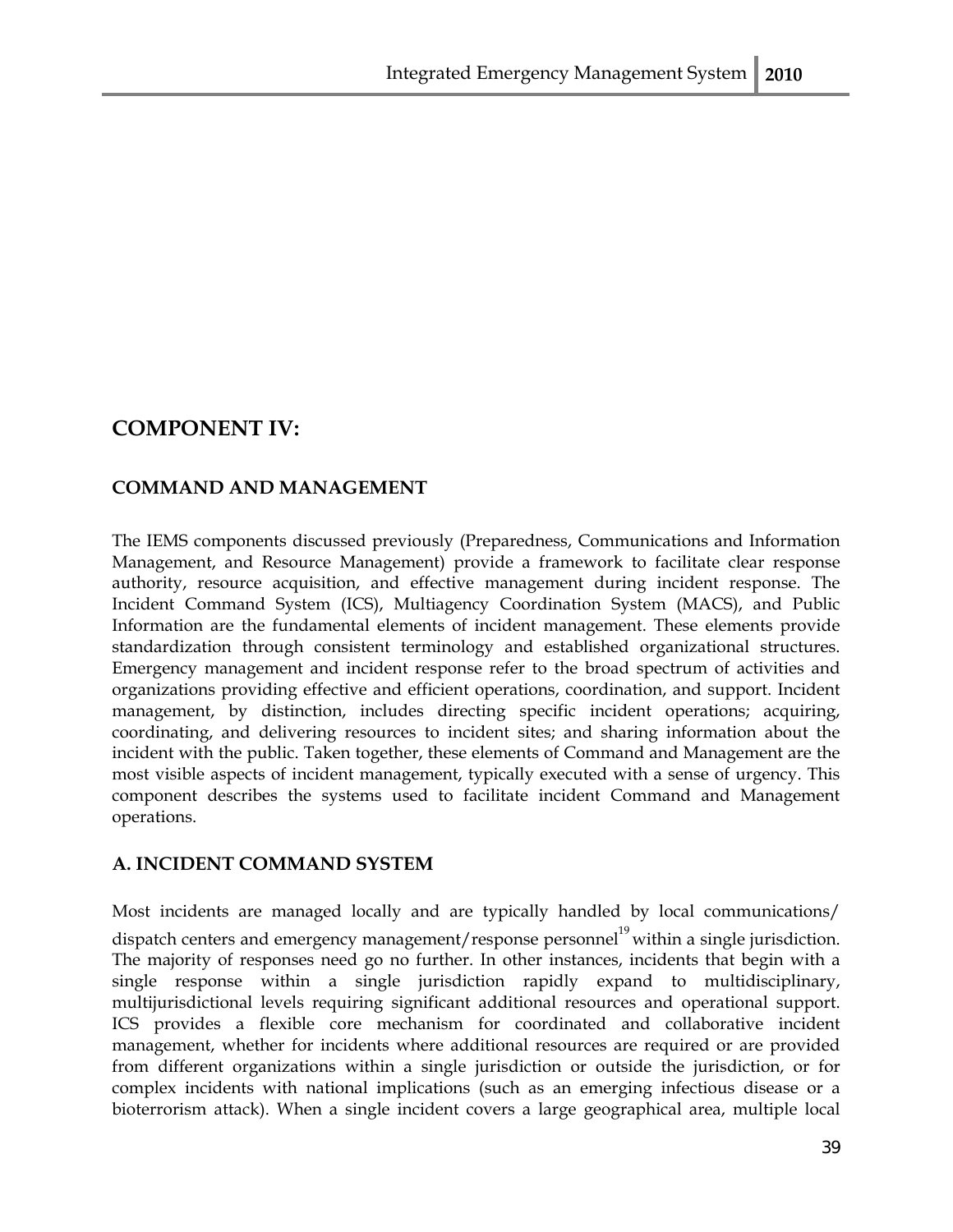# COMPONENT IV:

## COMMAND AND MANAGEMENT

The IEMS components discussed previously (Preparedness, Communications and Information Management, and Resource Management) provide a framework to facilitate clear response authority, resource acquisition, and effective management during incident response. The Incident Command System (ICS), Multiagency Coordination System (MACS), and Public Information are the fundamental elements of incident management. These elements provide standardization through consistent terminology and established organizational structures. Emergency management and incident response refer to the broad spectrum of activities and organizations providing effective and efficient operations, coordination, and support. Incident management, by distinction, includes directing specific incident operations; acquiring, coordinating, and delivering resources to incident sites; and sharing information about the incident with the public. Taken together, these elements of Command and Management are the most visible aspects of incident management, typically executed with a sense of urgency. This component describes the systems used to facilitate incident Command and Management operations.

### A. INCIDENT COMMAND SYSTEM

Most incidents are managed locally and are typically handled by local communications/ dispatch centers and emergency management/response personnel[19] within a single jurisdiction. The majority of responses need go no further. In other instances, incidents that begin with a single response within a single jurisdiction rapidly expand to multidisciplinary, multijurisdictional levels requiring significant additional resources and operational support. ICS provides a flexible core mechanism for coordinated and collaborative incident management, whether for incidents where additional resources are required or are provided from different organizations within a single jurisdiction or outside the jurisdiction, or for complex incidents with national implications (such as an emerging infectious disease or a bioterrorism attack). When a single incident covers a large geographical area, multiple local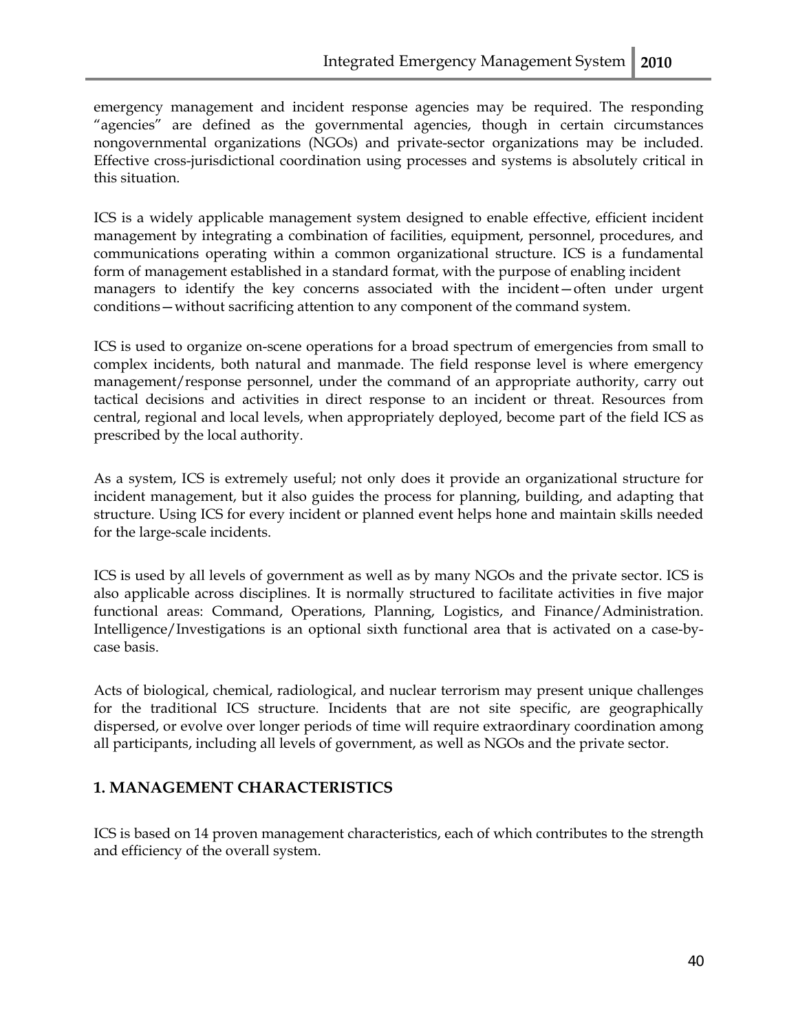emergency management and incident response agencies may be required. The responding "agencies" are defined as the governmental agencies, though in certain circumstances nongovernmental organizations (NGOs) and private-sector organizations may be included. Effective cross-jurisdictional coordination using processes and systems is absolutely critical in this situation.

ICS is a widely applicable management system designed to enable effective, efficient incident management by integrating a combination of facilities, equipment, personnel, procedures, and communications operating within a common organizational structure. ICS is a fundamental form of management established in a standard format, with the purpose of enabling incident managers to identify the key concerns associated with the incident—often under urgent conditions—without sacrificing attention to any component of the command system.

ICS is used to organize on-scene operations for a broad spectrum of emergencies from small to complex incidents, both natural and manmade. The field response level is where emergency management/response personnel, under the command of an appropriate authority, carry out tactical decisions and activities in direct response to an incident or threat. Resources from central, regional and local levels, when appropriately deployed, become part of the field ICS as prescribed by the local authority.

As a system, ICS is extremely useful; not only does it provide an organizational structure for incident management, but it also guides the process for planning, building, and adapting that structure. Using ICS for every incident or planned event helps hone and maintain skills needed for the large-scale incidents.

ICS is used by all levels of government as well as by many NGOs and the private sector. ICS is also applicable across disciplines. It is normally structured to facilitate activities in five major functional areas: Command, Operations, Planning, Logistics, and Finance/Administration. Intelligence/Investigations is an optional sixth functional area that is activated on a case-by-case basis.

Acts of biological, chemical, radiological, and nuclear terrorism may present unique challenges for the traditional ICS structure. Incidents that are not site specific, are geographically dispersed, or evolve over longer periods of time will require extraordinary coordination among all participants, including all levels of government, as well as NGOs and the private sector.

## 1. MANAGEMENT CHARACTERISTICS

ICS is based on 14 proven management characteristics, each of which contributes to the strength and efficiency of the overall system.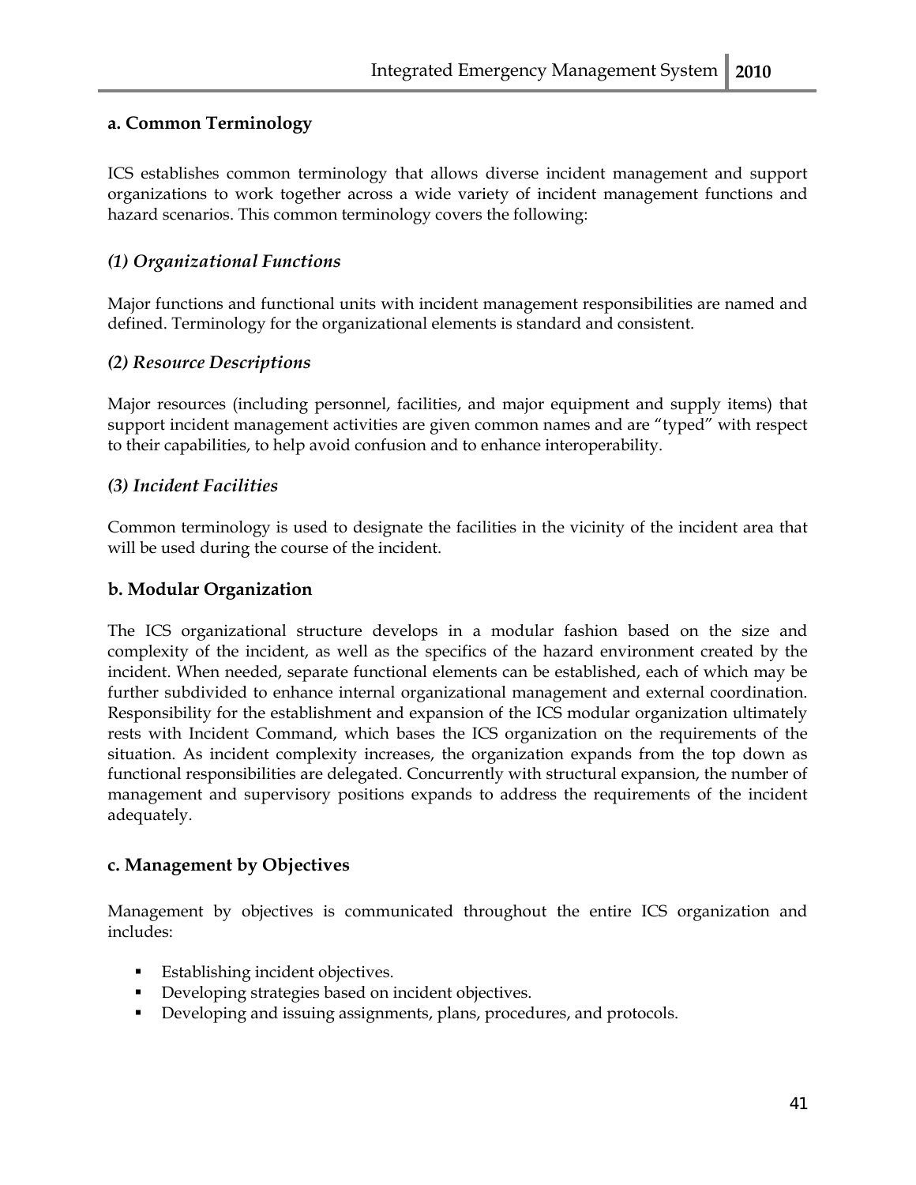### a. Common Terminology

ICS establishes common terminology that allows diverse incident management and support organizations to work together across a wide variety of incident management functions and hazard scenarios. This common terminology covers the following:

#### *(1) Organizational Functions*

Major functions and functional units with incident management responsibilities are named and defined. Terminology for the organizational elements is standard and consistent.

#### *(2) Resource Descriptions*

Major resources (including personnel, facilities, and major equipment and supply items) that support incident management activities are given common names and are "typed" with respect to their capabilities, to help avoid confusion and to enhance interoperability.

#### *(3) Incident Facilities*

Common terminology is used to designate the facilities in the vicinity of the incident area that will be used during the course of the incident.

### b. Modular Organization

The ICS organizational structure develops in a modular fashion based on the size and complexity of the incident, as well as the specifics of the hazard environment created by the incident. When needed, separate functional elements can be established, each of which may be further subdivided to enhance internal organizational management and external coordination. Responsibility for the establishment and expansion of the ICS modular organization ultimately rests with Incident Command, which bases the ICS organization on the requirements of the situation. As incident complexity increases, the organization expands from the top down as functional responsibilities are delegated. Concurrently with structural expansion, the number of management and supervisory positions expands to address the requirements of the incident adequately.

### c. Management by Objectives

Management by objectives is communicated throughout the entire ICS organization and includes:

- Establishing incident objectives.
- Developing strategies based on incident objectives.
- Developing and issuing assignments, plans, procedures, and protocols.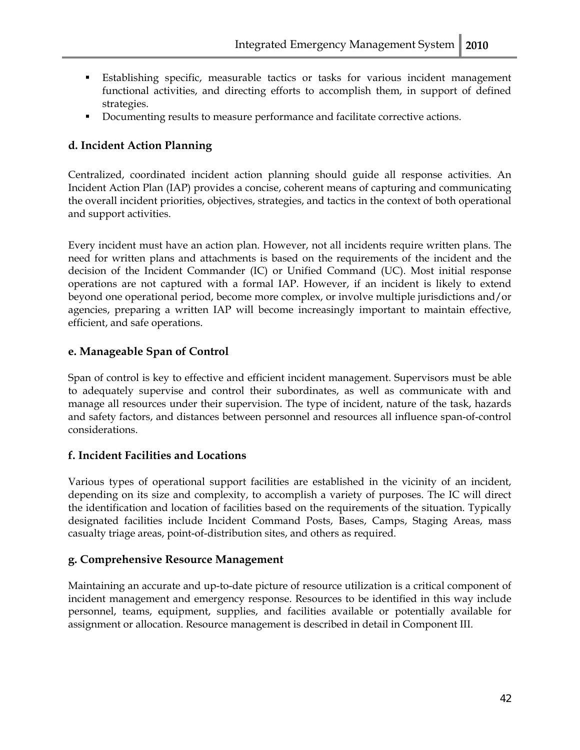- Establishing specific, measurable tactics or tasks for various incident management functional activities, and directing efforts to accomplish them, in support of defined strategies.
- Documenting results to measure performance and facilitate corrective actions.

### d. Incident Action Planning

Centralized, coordinated incident action planning should guide all response activities. An Incident Action Plan (IAP) provides a concise, coherent means of capturing and communicating the overall incident priorities, objectives, strategies, and tactics in the context of both operational and support activities.

Every incident must have an action plan. However, not all incidents require written plans. The need for written plans and attachments is based on the requirements of the incident and the decision of the Incident Commander (IC) or Unified Command (UC). Most initial response operations are not captured with a formal IAP. However, if an incident is likely to extend beyond one operational period, become more complex, or involve multiple jurisdictions and/or agencies, preparing a written IAP will become increasingly important to maintain effective, efficient, and safe operations.

### e. Manageable Span of Control

Span of control is key to effective and efficient incident management. Supervisors must be able to adequately supervise and control their subordinates, as well as communicate with and manage all resources under their supervision. The type of incident, nature of the task, hazards and safety factors, and distances between personnel and resources all influence span-of-control considerations.

### f. Incident Facilities and Locations

Various types of operational support facilities are established in the vicinity of an incident, depending on its size and complexity, to accomplish a variety of purposes. The IC will direct the identification and location of facilities based on the requirements of the situation. Typically designated facilities include Incident Command Posts, Bases, Camps, Staging Areas, mass casualty triage areas, point-of-distribution sites, and others as required.

### g. Comprehensive Resource Management

Maintaining an accurate and up-to-date picture of resource utilization is a critical component of incident management and emergency response. Resources to be identified in this way include personnel, teams, equipment, supplies, and facilities available or potentially available for assignment or allocation. Resource management is described in detail in Component III.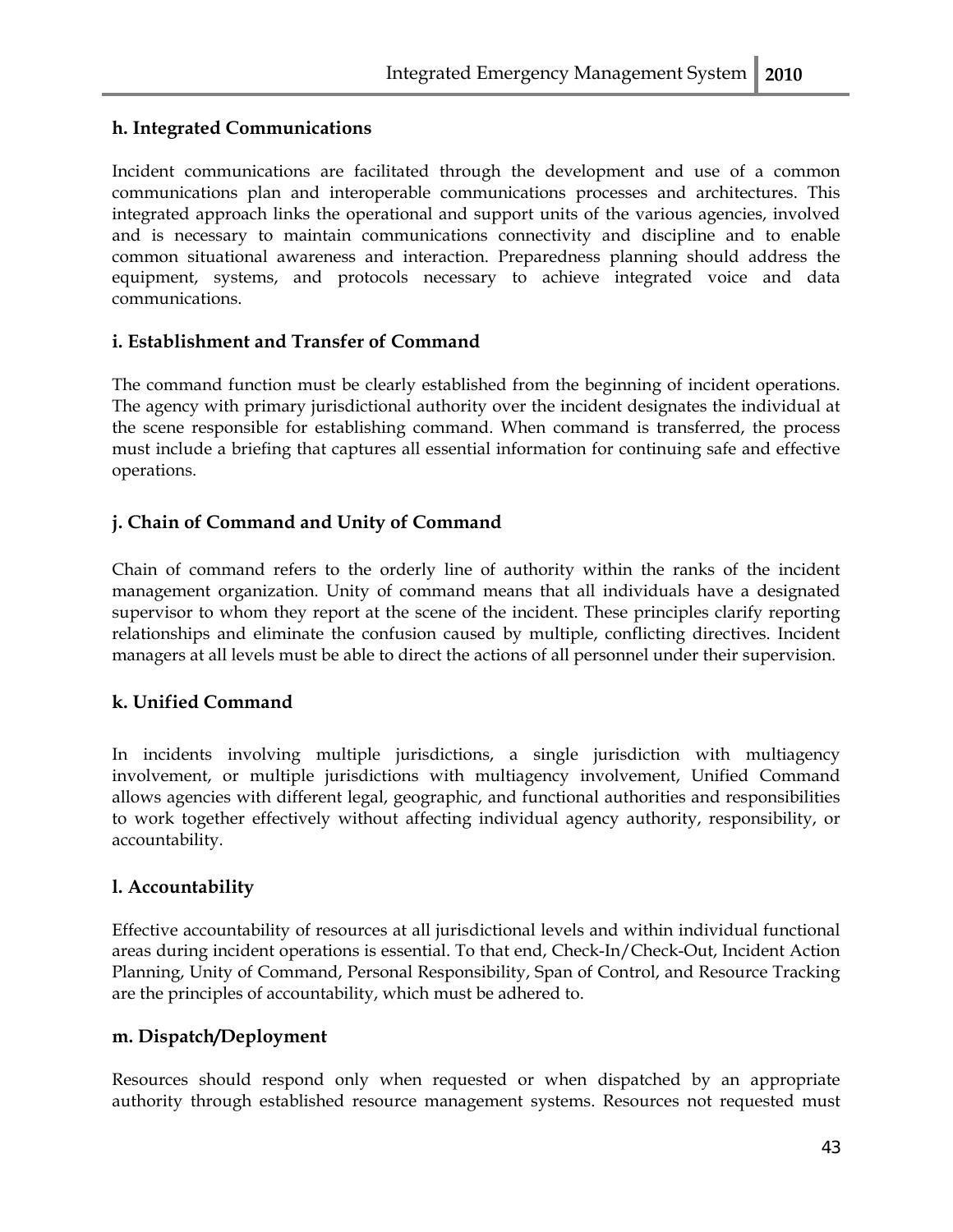#### h. Integrated Communications

Incident communications are facilitated through the development and use of a common communications plan and interoperable communications processes and architectures. This integrated approach links the operational and support units of the various agencies, involved and is necessary to maintain communications connectivity and discipline and to enable common situational awareness and interaction. Preparedness planning should address the equipment, systems, and protocols necessary to achieve integrated voice and data communications.

#### i. Establishment and Transfer of Command

The command function must be clearly established from the beginning of incident operations. The agency with primary jurisdictional authority over the incident designates the individual at the scene responsible for establishing command. When command is transferred, the process must include a briefing that captures all essential information for continuing safe and effective operations.

#### j. Chain of Command and Unity of Command

Chain of command refers to the orderly line of authority within the ranks of the incident management organization. Unity of command means that all individuals have a designated supervisor to whom they report at the scene of the incident. These principles clarify reporting relationships and eliminate the confusion caused by multiple, conflicting directives. Incident managers at all levels must be able to direct the actions of all personnel under their supervision.

#### k. Unified Command

In incidents involving multiple jurisdictions, a single jurisdiction with multiagency involvement, or multiple jurisdictions with multiagency involvement, Unified Command allows agencies with different legal, geographic, and functional authorities and responsibilities to work together effectively without affecting individual agency authority, responsibility, or accountability.

#### l. Accountability

Effective accountability of resources at all jurisdictional levels and within individual functional areas during incident operations is essential. To that end, Check-In/Check-Out, Incident Action Planning, Unity of Command, Personal Responsibility, Span of Control, and Resource Tracking are the principles of accountability, which must be adhered to.

#### m. Dispatch/Deployment

Resources should respond only when requested or when dispatched by an appropriate authority through established resource management systems. Resources not requested must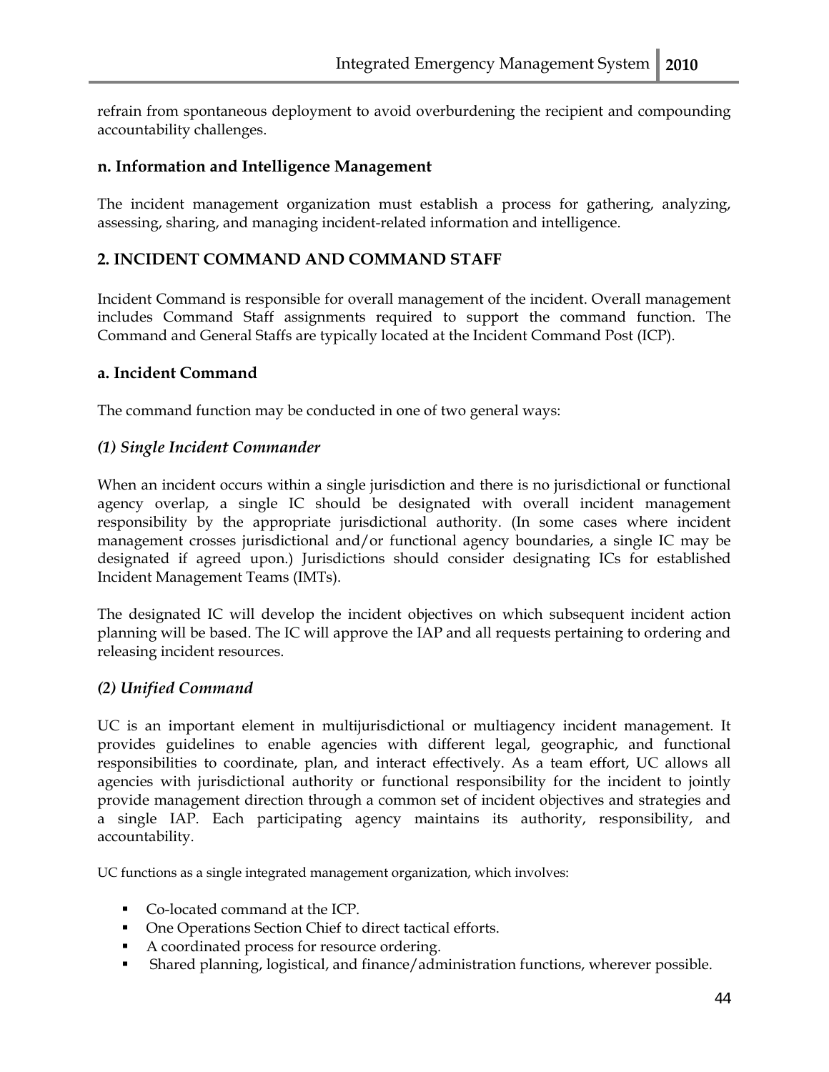refrain from spontaneous deployment to avoid overburdening the recipient and compounding accountability challenges.

### n. Information and Intelligence Management

The incident management organization must establish a process for gathering, analyzing, assessing, sharing, and managing incident-related information and intelligence.

## 2. INCIDENT COMMAND AND COMMAND STAFF

Incident Command is responsible for overall management of the incident. Overall management includes Command Staff assignments required to support the command function. The Command and General Staffs are typically located at the Incident Command Post (ICP).

### a. Incident Command

The command function may be conducted in one of two general ways:

#### *(1) Single Incident Commander*

When an incident occurs within a single jurisdiction and there is no jurisdictional or functional agency overlap, a single IC should be designated with overall incident management responsibility by the appropriate jurisdictional authority. (In some cases where incident management crosses jurisdictional and/or functional agency boundaries, a single IC may be designated if agreed upon.) Jurisdictions should consider designating ICs for established Incident Management Teams (IMTs).

The designated IC will develop the incident objectives on which subsequent incident action planning will be based. The IC will approve the IAP and all requests pertaining to ordering and releasing incident resources.

#### *(2) Unified Command*

UC is an important element in multijurisdictional or multiagency incident management. It provides guidelines to enable agencies with different legal, geographic, and functional responsibilities to coordinate, plan, and interact effectively. As a team effort, UC allows all agencies with jurisdictional authority or functional responsibility for the incident to jointly provide management direction through a common set of incident objectives and strategies and a single IAP. Each participating agency maintains its authority, responsibility, and accountability.

UC functions as a single integrated management organization, which involves:

- Co-located command at the ICP.
- One Operations Section Chief to direct tactical efforts.
- A coordinated process for resource ordering.
- Shared planning, logistical, and finance/administration functions, wherever possible.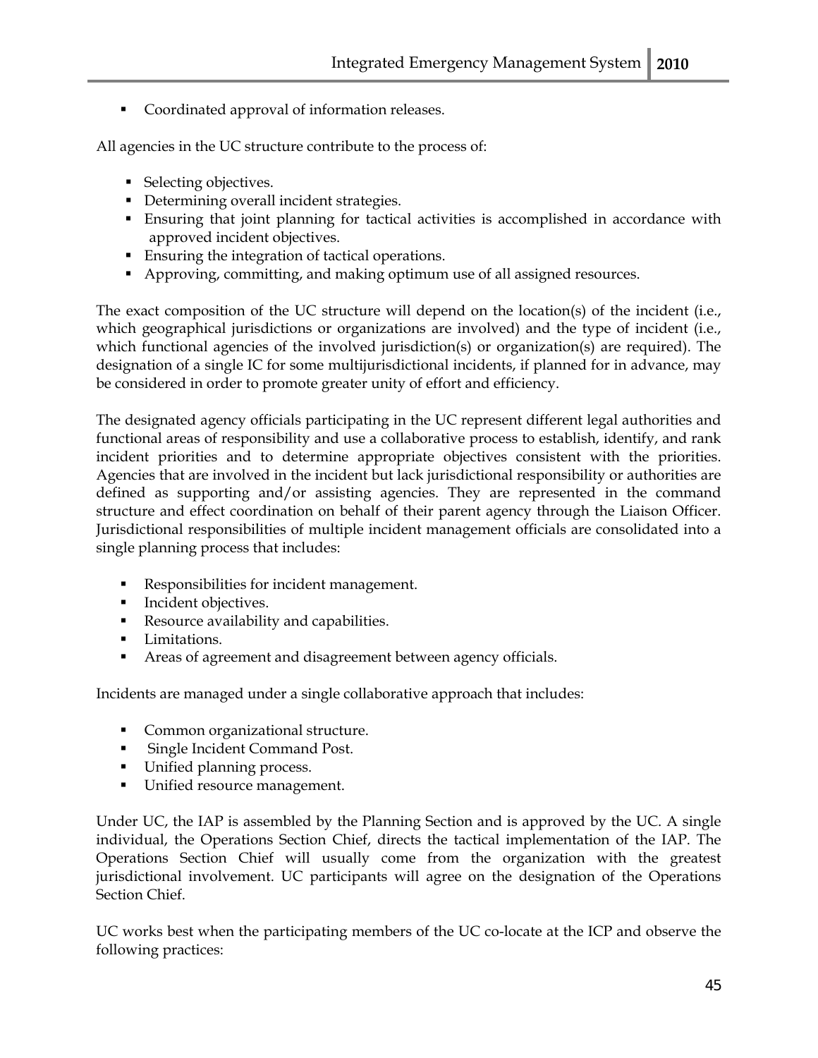- Coordinated approval of information releases.

All agencies in the UC structure contribute to the process of:

- Selecting objectives.
- Determining overall incident strategies.
- Ensuring that joint planning for tactical activities is accomplished in accordance with approved incident objectives.
- Ensuring the integration of tactical operations.
- Approving, committing, and making optimum use of all assigned resources.

The exact composition of the UC structure will depend on the location(s) of the incident (i.e., which geographical jurisdictions or organizations are involved) and the type of incident (i.e., which functional agencies of the involved jurisdiction(s) or organization(s) are required). The designation of a single IC for some multijurisdictional incidents, if planned for in advance, may be considered in order to promote greater unity of effort and efficiency.

The designated agency officials participating in the UC represent different legal authorities and functional areas of responsibility and use a collaborative process to establish, identify, and rank incident priorities and to determine appropriate objectives consistent with the priorities. Agencies that are involved in the incident but lack jurisdictional responsibility or authorities are defined as supporting and/or assisting agencies. They are represented in the command structure and effect coordination on behalf of their parent agency through the Liaison Officer. Jurisdictional responsibilities of multiple incident management officials are consolidated into a single planning process that includes:

- Responsibilities for incident management.
- Incident objectives.
- Resource availability and capabilities.
- Limitations.
- Areas of agreement and disagreement between agency officials.

Incidents are managed under a single collaborative approach that includes:

- Common organizational structure.
- Single Incident Command Post.
- Unified planning process.
- Unified resource management.

Under UC, the IAP is assembled by the Planning Section and is approved by the UC. A single individual, the Operations Section Chief, directs the tactical implementation of the IAP. The Operations Section Chief will usually come from the organization with the greatest jurisdictional involvement. UC participants will agree on the designation of the Operations Section Chief.

UC works best when the participating members of the UC co-locate at the ICP and observe the following practices: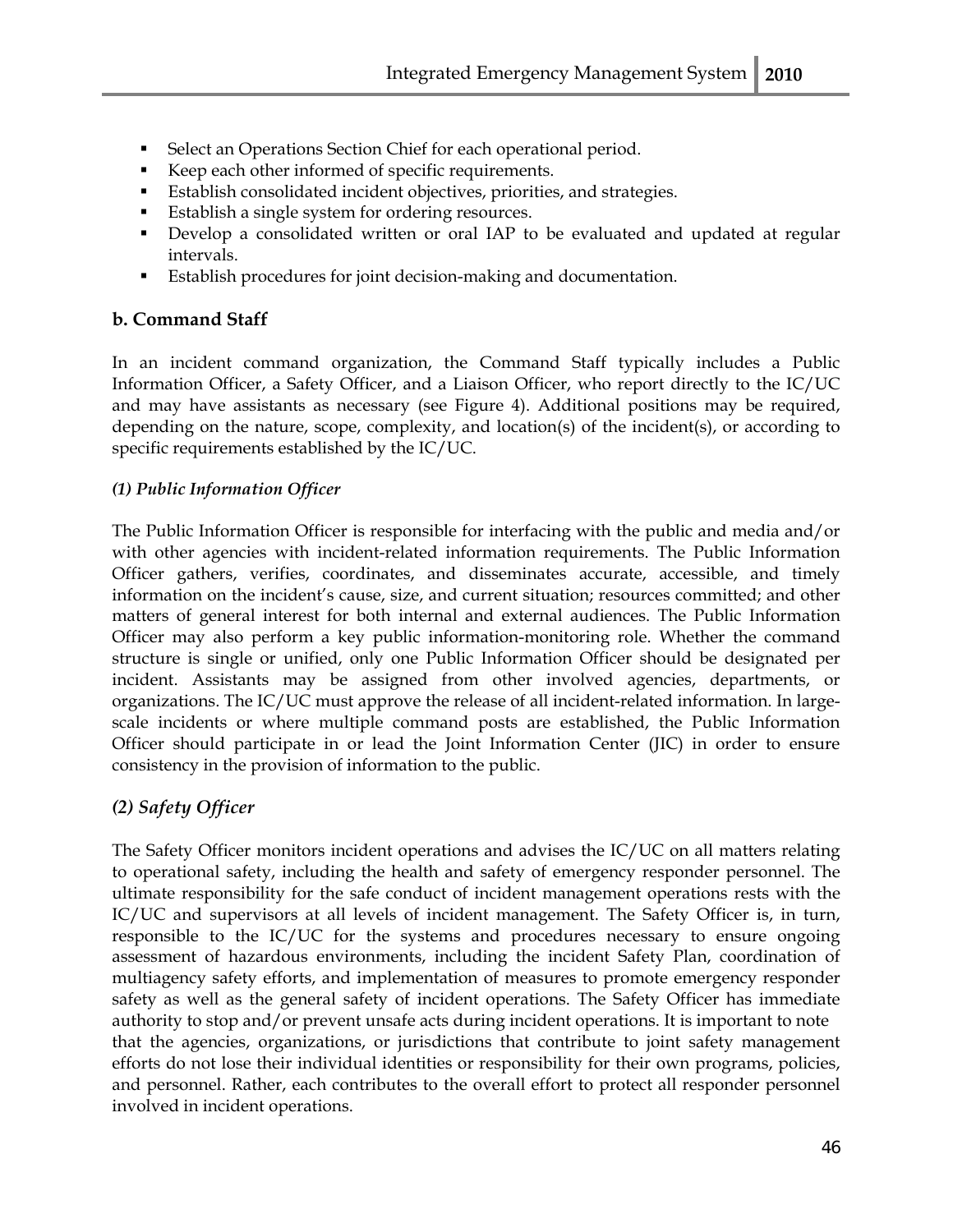- Select an Operations Section Chief for each operational period.
- Keep each other informed of specific requirements.
- Establish consolidated incident objectives, priorities, and strategies.
- Establish a single system for ordering resources.
- Develop a consolidated written or oral IAP to be evaluated and updated at regular intervals.
- Establish procedures for joint decision-making and documentation.

### b. Command Staff

In an incident command organization, the Command Staff typically includes a Public Information Officer, a Safety Officer, and a Liaison Officer, who report directly to the IC/UC and may have assistants as necessary (see Figure 4). Additional positions may be required, depending on the nature, scope, complexity, and location(s) of the incident(s), or according to specific requirements established by the IC/UC.

#### *(1) Public Information Officer*

The Public Information Officer is responsible for interfacing with the public and media and/or with other agencies with incident-related information requirements. The Public Information Officer gathers, verifies, coordinates, and disseminates accurate, accessible, and timely information on the incident's cause, size, and current situation; resources committed; and other matters of general interest for both internal and external audiences. The Public Information Officer may also perform a key public information-monitoring role. Whether the command structure is single or unified, only one Public Information Officer should be designated per incident. Assistants may be assigned from other involved agencies, departments, or organizations. The IC/UC must approve the release of all incident-related information. In large-scale incidents or where multiple command posts are established, the Public Information Officer should participate in or lead the Joint Information Center (JIC) in order to ensure consistency in the provision of information to the public.

#### *(2) Safety Officer*

The Safety Officer monitors incident operations and advises the IC/UC on all matters relating to operational safety, including the health and safety of emergency responder personnel. The ultimate responsibility for the safe conduct of incident management operations rests with the IC/UC and supervisors at all levels of incident management. The Safety Officer is, in turn, responsible to the IC/UC for the systems and procedures necessary to ensure ongoing assessment of hazardous environments, including the incident Safety Plan, coordination of multiagency safety efforts, and implementation of measures to promote emergency responder safety as well as the general safety of incident operations. The Safety Officer has immediate authority to stop and/or prevent unsafe acts during incident operations. It is important to note that the agencies, organizations, or jurisdictions that contribute to joint safety management efforts do not lose their individual identities or responsibility for their own programs, policies, and personnel. Rather, each contributes to the overall effort to protect all responder personnel involved in incident operations.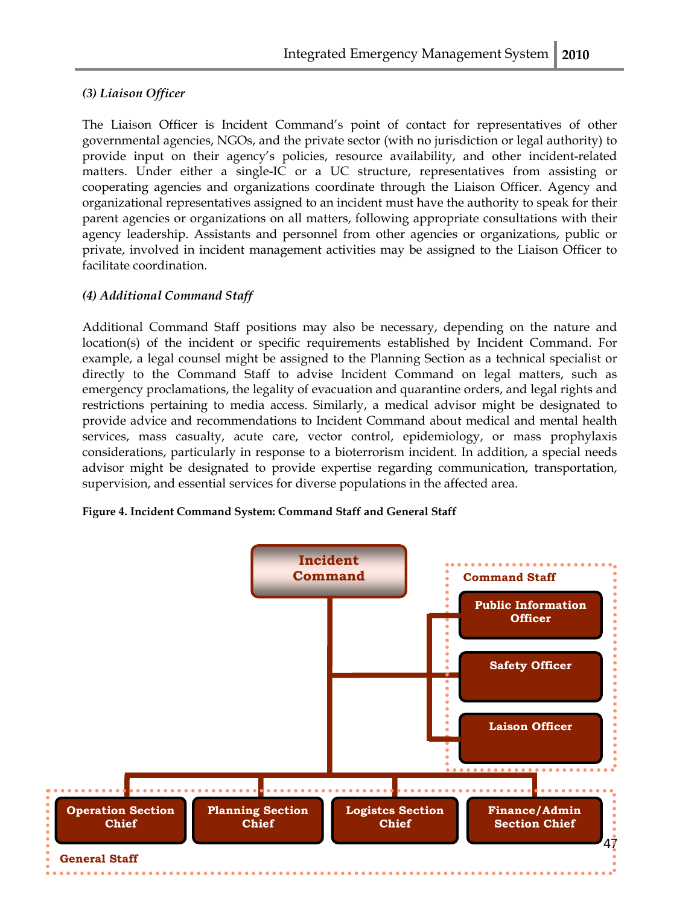*(3) Liaison Officer*

The Liaison Officer is Incident Command's point of contact for representatives of other governmental agencies, NGOs, and the private sector (with no jurisdiction or legal authority) to provide input on their agency's policies, resource availability, and other incident-related matters. Under either a single-IC or a UC structure, representatives from assisting or cooperating agencies and organizations coordinate through the Liaison Officer. Agency and organizational representatives assigned to an incident must have the authority to speak for their parent agencies or organizations on all matters, following appropriate consultations with their agency leadership. Assistants and personnel from other agencies or organizations, public or private, involved in incident management activities may be assigned to the Liaison Officer to facilitate coordination.

*(4) Additional Command Staff*

Additional Command Staff positions may also be necessary, depending on the nature and location(s) of the incident or specific requirements established by Incident Command. For example, a legal counsel might be assigned to the Planning Section as a technical specialist or directly to the Command Staff to advise Incident Command on legal matters, such as emergency proclamations, the legality of evacuation and quarantine orders, and legal rights and restrictions pertaining to media access. Similarly, a medical advisor might be designated to provide advice and recommendations to Incident Command about medical and mental health services, mass casualty, acute care, vector control, epidemiology, or mass prophylaxis considerations, particularly in response to a bioterrorism incident. In addition, a special needs advisor might be designated to provide expertise regarding communication, transportation, supervision, and essential services for diverse populations in the affected area.

**Figure 4. Incident Command System: Command Staff and General Staff**

- Incident Command
  - Command Staff
    - Public Information Officer
    - Safety Officer
    - Laison Officer
  - General Staff
    - Operation Section Chief
    - Planning Section Chief
    - Logistcs Section Chief
    - Finance/Admin Section Chief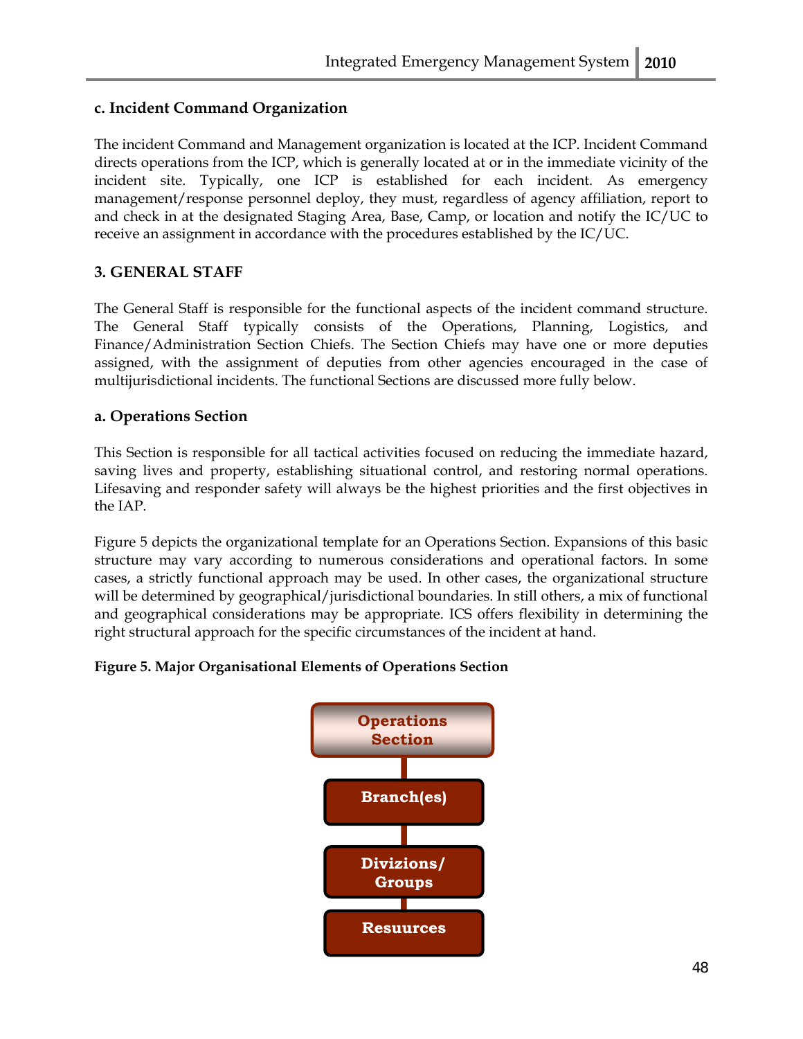### c. Incident Command Organization

The incident Command and Management organization is located at the ICP. Incident Command directs operations from the ICP, which is generally located at or in the immediate vicinity of the incident site. Typically, one ICP is established for each incident. As emergency management/response personnel deploy, they must, regardless of agency affiliation, report to and check in at the designated Staging Area, Base, Camp, or location and notify the IC/UC to receive an assignment in accordance with the procedures established by the IC/UC.

## 3. GENERAL STAFF

The General Staff is responsible for the functional aspects of the incident command structure. The General Staff typically consists of the Operations, Planning, Logistics, and Finance/Administration Section Chiefs. The Section Chiefs may have one or more deputies assigned, with the assignment of deputies from other agencies encouraged in the case of multijurisdictional incidents. The functional Sections are discussed more fully below.

### a. Operations Section

This Section is responsible for all tactical activities focused on reducing the immediate hazard, saving lives and property, establishing situational control, and restoring normal operations. Lifesaving and responder safety will always be the highest priorities and the first objectives in the IAP.

Figure 5 depicts the organizational template for an Operations Section. Expansions of this basic structure may vary according to numerous considerations and operational factors. In some cases, a strictly functional approach may be used. In other cases, the organizational structure will be determined by geographical/jurisdictional boundaries. In still others, a mix of functional and geographical considerations may be appropriate. ICS offers flexibility in determining the right structural approach for the specific circumstances of the incident at hand.

**Figure 5. Major Organisational Elements of Operations Section**

Operations Section → Branch(es) → Divizions/ Groups → Resurces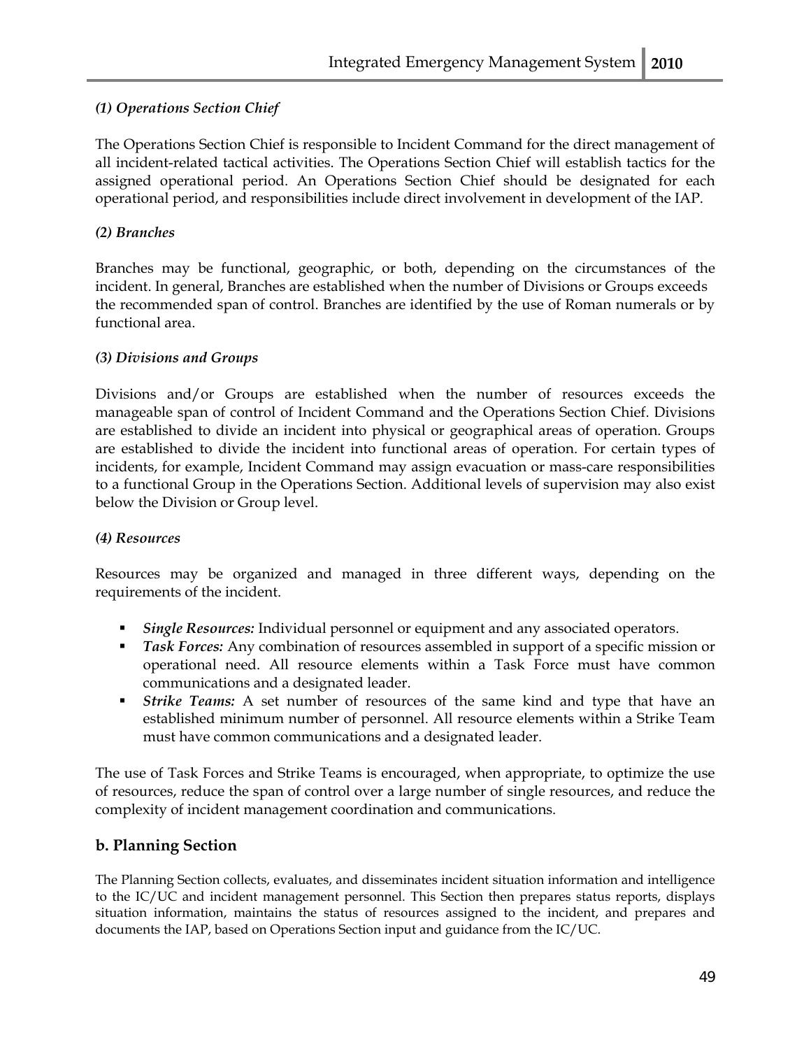*(1) Operations Section Chief*

The Operations Section Chief is responsible to Incident Command for the direct management of all incident-related tactical activities. The Operations Section Chief will establish tactics for the assigned operational period. An Operations Section Chief should be designated for each operational period, and responsibilities include direct involvement in development of the IAP.

*(2) Branches*

Branches may be functional, geographic, or both, depending on the circumstances of the incident. In general, Branches are established when the number of Divisions or Groups exceeds the recommended span of control. Branches are identified by the use of Roman numerals or by functional area.

*(3) Divisions and Groups*

Divisions and/or Groups are established when the number of resources exceeds the manageable span of control of Incident Command and the Operations Section Chief. Divisions are established to divide an incident into physical or geographical areas of operation. Groups are established to divide the incident into functional areas of operation. For certain types of incidents, for example, Incident Command may assign evacuation or mass-care responsibilities to a functional Group in the Operations Section. Additional levels of supervision may also exist below the Division or Group level.

*(4) Resources*

Resources may be organized and managed in three different ways, depending on the requirements of the incident.

- ***Single Resources:*** Individual personnel or equipment and any associated operators.
- ***Task Forces:*** Any combination of resources assembled in support of a specific mission or operational need. All resource elements within a Task Force must have common communications and a designated leader.
- ***Strike Teams:*** A set number of resources of the same kind and type that have an established minimum number of personnel. All resource elements within a Strike Team must have common communications and a designated leader.

The use of Task Forces and Strike Teams is encouraged, when appropriate, to optimize the use of resources, reduce the span of control over a large number of single resources, and reduce the complexity of incident management coordination and communications.

## b. Planning Section

The Planning Section collects, evaluates, and disseminates incident situation information and intelligence to the IC/UC and incident management personnel. This Section then prepares status reports, displays situation information, maintains the status of resources assigned to the incident, and prepares and documents the IAP, based on Operations Section input and guidance from the IC/UC.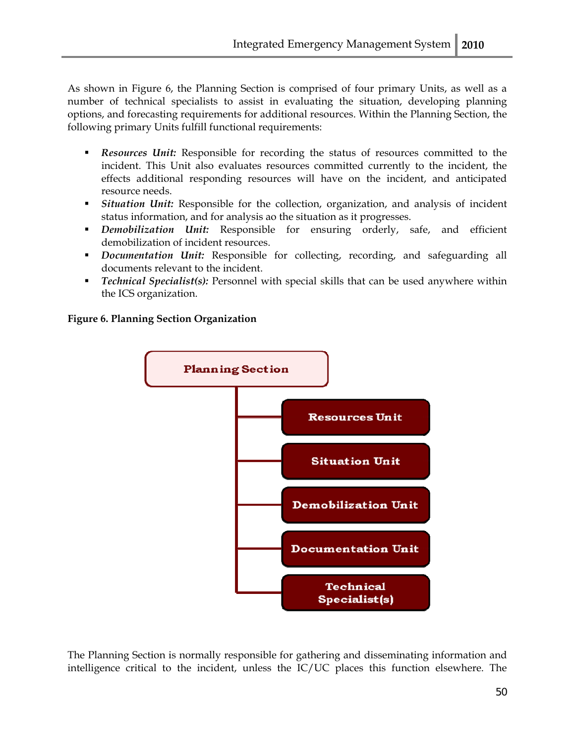As shown in Figure 6, the Planning Section is comprised of four primary Units, as well as a number of technical specialists to assist in evaluating the situation, developing planning options, and forecasting requirements for additional resources. Within the Planning Section, the following primary Units fulfill functional requirements:

- *Resources Unit:* Responsible for recording the status of resources committed to the incident. This Unit also evaluates resources committed currently to the incident, the effects additional responding resources will have on the incident, and anticipated resource needs.
- *Situation Unit:* Responsible for the collection, organization, and analysis of incident status information, and for analysis ao the situation as it progresses.
- *Demobilization Unit:* Responsible for ensuring orderly, safe, and efficient demobilization of incident resources.
- *Documentation Unit:* Responsible for collecting, recording, and safeguarding all documents relevant to the incident.
- *Technical Specialist(s):* Personnel with special skills that can be used anywhere within the ICS organization.

**Figure 6. Planning Section Organization**

- Planning Section
  - Resources Unit
  - Situation Unit
  - Demobilization Unit
  - Documentation Unit
  - Technical Specialist(s)

The Planning Section is normally responsible for gathering and disseminating information and intelligence critical to the incident, unless the IC/UC places this function elsewhere. The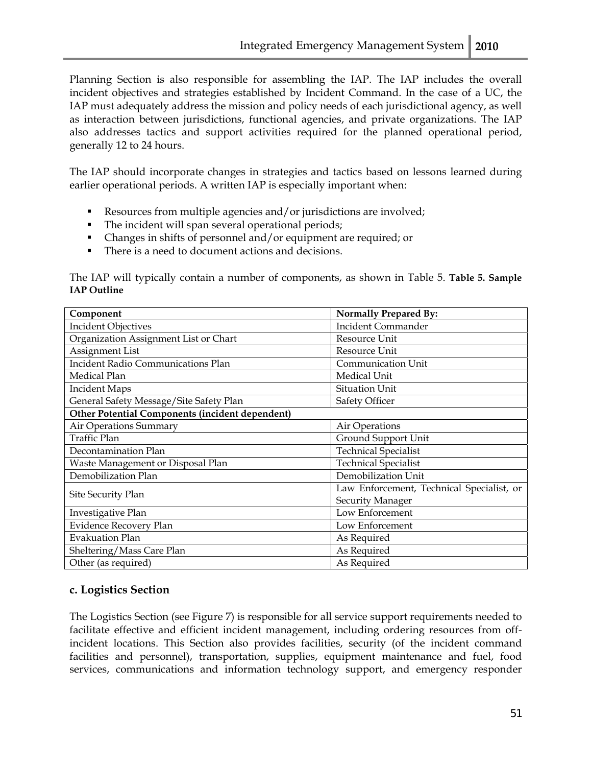Planning Section is also responsible for assembling the IAP. The IAP includes the overall incident objectives and strategies established by Incident Command. In the case of a UC, the IAP must adequately address the mission and policy needs of each jurisdictional agency, as well as interaction between jurisdictions, functional agencies, and private organizations. The IAP also addresses tactics and support activities required for the planned operational period, generally 12 to 24 hours.

The IAP should incorporate changes in strategies and tactics based on lessons learned during earlier operational periods. A written IAP is especially important when:

- Resources from multiple agencies and/or jurisdictions are involved;
- The incident will span several operational periods;
- Changes in shifts of personnel and/or equipment are required; or
- There is a need to document actions and decisions.

The IAP will typically contain a number of components, as shown in Table 5. **Table 5. Sample IAP Outline**

| Component | Normally Prepared By: |
|---|---|
| Incident Objectives | Incident Commander |
| Organization Assignment List or Chart | Resource Unit |
| Assignment List | Resource Unit |
| Incident Radio Communications Plan | Communication Unit |
| Medical Plan | Medical Unit |
| Incident Maps | Situation Unit |
| General Safety Message/Site Safety Plan | Safety Officer |
| **Other Potential Components (incident dependent)** | |
| Air Operations Summary | Air Operations |
| Traffic Plan | Ground Support Unit |
| Decontamination Plan | Technical Specialist |
| Waste Management or Disposal Plan | Technical Specialist |
| Demobilization Plan | Demobilization Unit |
| Site Security Plan | Law Enforcement, Technical Specialist, or Security Manager |
| Investigative Plan | Low Enforcement |
| Evidence Recovery Plan | Low Enforcement |
| Evakuation Plan | As Required |
| Sheltering/Mass Care Plan | As Required |
| Other (as required) | As Required |

### c. Logistics Section

The Logistics Section (see Figure 7) is responsible for all service support requirements needed to facilitate effective and efficient incident management, including ordering resources from off-incident locations. This Section also provides facilities, security (of the incident command facilities and personnel), transportation, supplies, equipment maintenance and fuel, food services, communications and information technology support, and emergency responder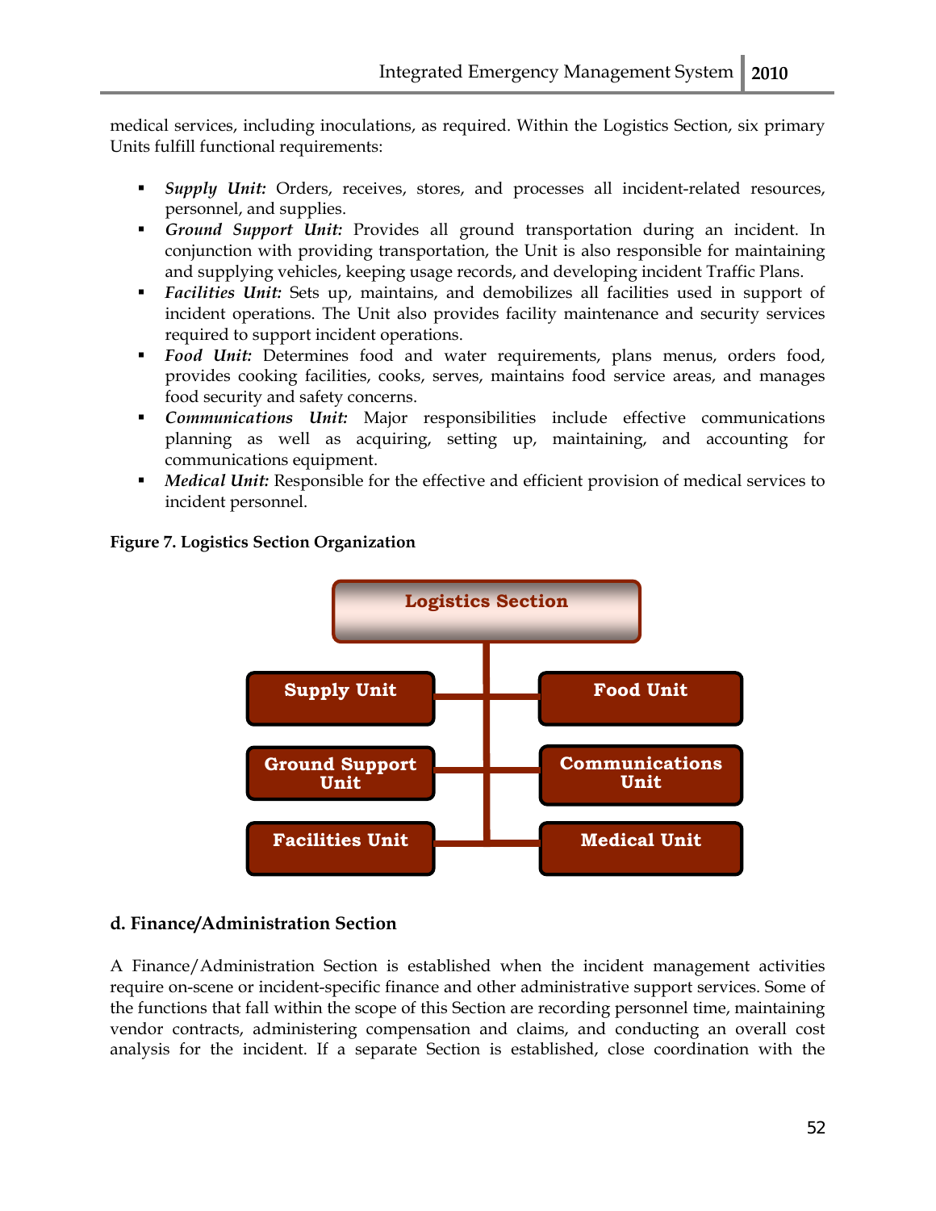medical services, including inoculations, as required. Within the Logistics Section, six primary Units fulfill functional requirements:

- ***Supply Unit:*** Orders, receives, stores, and processes all incident-related resources, personnel, and supplies.
- ***Ground Support Unit:*** Provides all ground transportation during an incident. In conjunction with providing transportation, the Unit is also responsible for maintaining and supplying vehicles, keeping usage records, and developing incident Traffic Plans.
- ***Facilities Unit:*** Sets up, maintains, and demobilizes all facilities used in support of incident operations. The Unit also provides facility maintenance and security services required to support incident operations.
- ***Food Unit:*** Determines food and water requirements, plans menus, orders food, provides cooking facilities, cooks, serves, maintains food service areas, and manages food security and safety concerns.
- ***Communications Unit:*** Major responsibilities include effective communications planning as well as acquiring, setting up, maintaining, and accounting for communications equipment.
- ***Medical Unit:*** Responsible for the effective and efficient provision of medical services to incident personnel.

**Figure 7. Logistics Section Organization**

Logistics Section

- Supply Unit
- Ground Support Unit
- Facilities Unit
- Food Unit
- Communications Unit
- Medical Unit

### d. Finance/Administration Section

A Finance/Administration Section is established when the incident management activities require on-scene or incident-specific finance and other administrative support services. Some of the functions that fall within the scope of this Section are recording personnel time, maintaining vendor contracts, administering compensation and claims, and conducting an overall cost analysis for the incident. If a separate Section is established, close coordination with the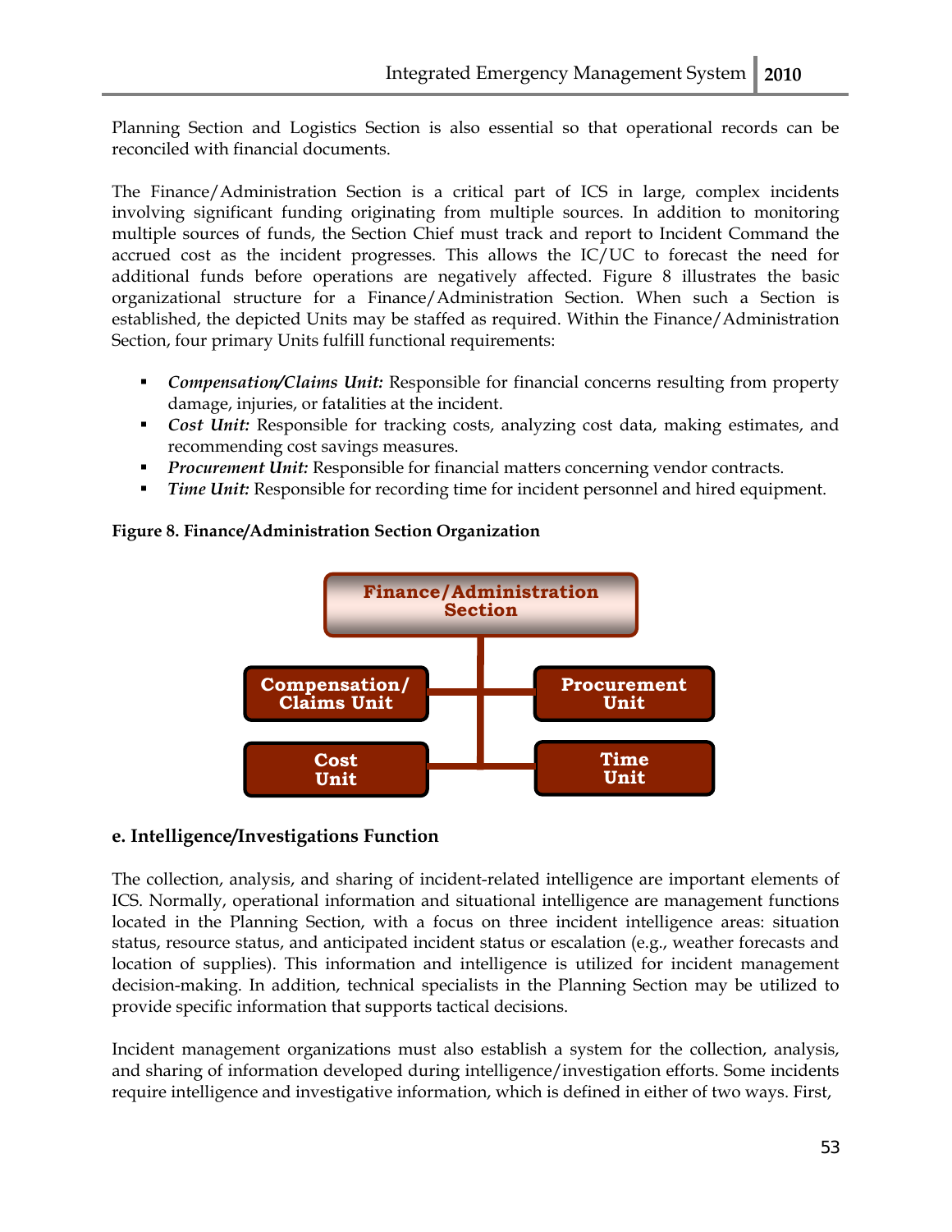Planning Section and Logistics Section is also essential so that operational records can be reconciled with financial documents.

The Finance/Administration Section is a critical part of ICS in large, complex incidents involving significant funding originating from multiple sources. In addition to monitoring multiple sources of funds, the Section Chief must track and report to Incident Command the accrued cost as the incident progresses. This allows the IC/UC to forecast the need for additional funds before operations are negatively affected. Figure 8 illustrates the basic organizational structure for a Finance/Administration Section. When such a Section is established, the depicted Units may be staffed as required. Within the Finance/Administration Section, four primary Units fulfill functional requirements:

- ***Compensation/Claims Unit:*** Responsible for financial concerns resulting from property damage, injuries, or fatalities at the incident.
- ***Cost Unit:*** Responsible for tracking costs, analyzing cost data, making estimates, and recommending cost savings measures.
- ***Procurement Unit:*** Responsible for financial matters concerning vendor contracts.
- ***Time Unit:*** Responsible for recording time for incident personnel and hired equipment.

**Figure 8. Finance/Administration Section Organization**

Finance/Administration Section
- Compensation/ Claims Unit
- Procurement Unit
- Cost Unit
- Time Unit

### e. Intelligence/Investigations Function

The collection, analysis, and sharing of incident-related intelligence are important elements of ICS. Normally, operational information and situational intelligence are management functions located in the Planning Section, with a focus on three incident intelligence areas: situation status, resource status, and anticipated incident status or escalation (e.g., weather forecasts and location of supplies). This information and intelligence is utilized for incident management decision-making. In addition, technical specialists in the Planning Section may be utilized to provide specific information that supports tactical decisions.

Incident management organizations must also establish a system for the collection, analysis, and sharing of information developed during intelligence/investigation efforts. Some incidents require intelligence and investigative information, which is defined in either of two ways. First,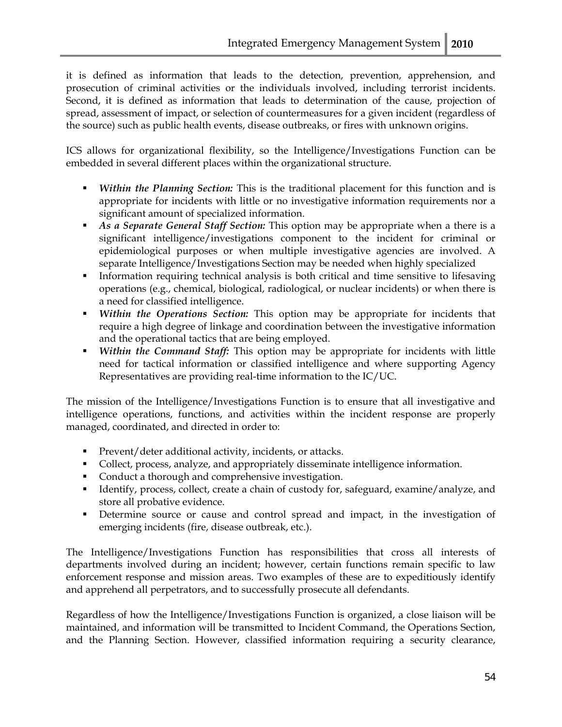it is defined as information that leads to the detection, prevention, apprehension, and prosecution of criminal activities or the individuals involved, including terrorist incidents. Second, it is defined as information that leads to determination of the cause, projection of spread, assessment of impact, or selection of countermeasures for a given incident (regardless of the source) such as public health events, disease outbreaks, or fires with unknown origins.

ICS allows for organizational flexibility, so the Intelligence/Investigations Function can be embedded in several different places within the organizational structure.

- ***Within the Planning Section:*** This is the traditional placement for this function and is appropriate for incidents with little or no investigative information requirements nor a significant amount of specialized information.
- ***As a Separate General Staff Section:*** This option may be appropriate when a there is a significant intelligence/investigations component to the incident for criminal or epidemiological purposes or when multiple investigative agencies are involved. A separate Intelligence/Investigations Section may be needed when highly specialized
- Information requiring technical analysis is both critical and time sensitive to lifesaving operations (e.g., chemical, biological, radiological, or nuclear incidents) or when there is a need for classified intelligence.
- ***Within the Operations Section:*** This option may be appropriate for incidents that require a high degree of linkage and coordination between the investigative information and the operational tactics that are being employed.
- ***Within the Command Staff:*** This option may be appropriate for incidents with little need for tactical information or classified intelligence and where supporting Agency Representatives are providing real-time information to the IC/UC.

The mission of the Intelligence/Investigations Function is to ensure that all investigative and intelligence operations, functions, and activities within the incident response are properly managed, coordinated, and directed in order to:

- Prevent/deter additional activity, incidents, or attacks.
- Collect, process, analyze, and appropriately disseminate intelligence information.
- Conduct a thorough and comprehensive investigation.
- Identify, process, collect, create a chain of custody for, safeguard, examine/analyze, and store all probative evidence.
- Determine source or cause and control spread and impact, in the investigation of emerging incidents (fire, disease outbreak, etc.).

The Intelligence/Investigations Function has responsibilities that cross all interests of departments involved during an incident; however, certain functions remain specific to law enforcement response and mission areas. Two examples of these are to expeditiously identify and apprehend all perpetrators, and to successfully prosecute all defendants.

Regardless of how the Intelligence/Investigations Function is organized, a close liaison will be maintained, and information will be transmitted to Incident Command, the Operations Section, and the Planning Section. However, classified information requiring a security clearance,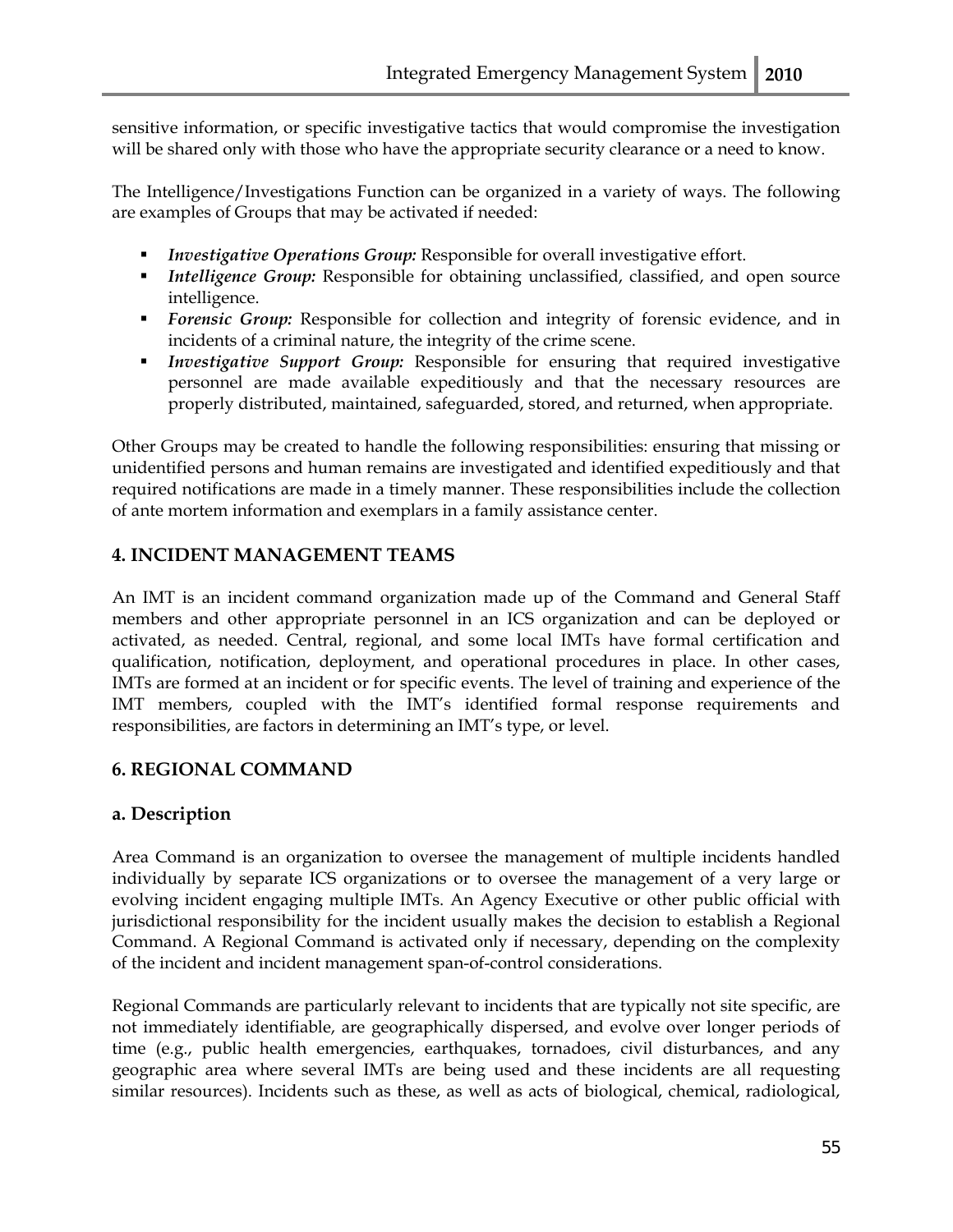sensitive information, or specific investigative tactics that would compromise the investigation will be shared only with those who have the appropriate security clearance or a need to know.

The Intelligence/Investigations Function can be organized in a variety of ways. The following are examples of Groups that may be activated if needed:

- ***Investigative Operations Group:*** Responsible for overall investigative effort.
- ***Intelligence Group:*** Responsible for obtaining unclassified, classified, and open source intelligence.
- ***Forensic Group:*** Responsible for collection and integrity of forensic evidence, and in incidents of a criminal nature, the integrity of the crime scene.
- ***Investigative Support Group:*** Responsible for ensuring that required investigative personnel are made available expeditiously and that the necessary resources are properly distributed, maintained, safeguarded, stored, and returned, when appropriate.

Other Groups may be created to handle the following responsibilities: ensuring that missing or unidentified persons and human remains are investigated and identified expeditiously and that required notifications are made in a timely manner. These responsibilities include the collection of ante mortem information and exemplars in a family assistance center.

## 4. INCIDENT MANAGEMENT TEAMS

An IMT is an incident command organization made up of the Command and General Staff members and other appropriate personnel in an ICS organization and can be deployed or activated, as needed. Central, regional, and some local IMTs have formal certification and qualification, notification, deployment, and operational procedures in place. In other cases, IMTs are formed at an incident or for specific events. The level of training and experience of the IMT members, coupled with the IMT's identified formal response requirements and responsibilities, are factors in determining an IMT's type, or level.

## 6. REGIONAL COMMAND

### a. Description

Area Command is an organization to oversee the management of multiple incidents handled individually by separate ICS organizations or to oversee the management of a very large or evolving incident engaging multiple IMTs. An Agency Executive or other public official with jurisdictional responsibility for the incident usually makes the decision to establish a Regional Command. A Regional Command is activated only if necessary, depending on the complexity of the incident and incident management span-of-control considerations.

Regional Commands are particularly relevant to incidents that are typically not site specific, are not immediately identifiable, are geographically dispersed, and evolve over longer periods of time (e.g., public health emergencies, earthquakes, tornadoes, civil disturbances, and any geographic area where several IMTs are being used and these incidents are all requesting similar resources). Incidents such as these, as well as acts of biological, chemical, radiological,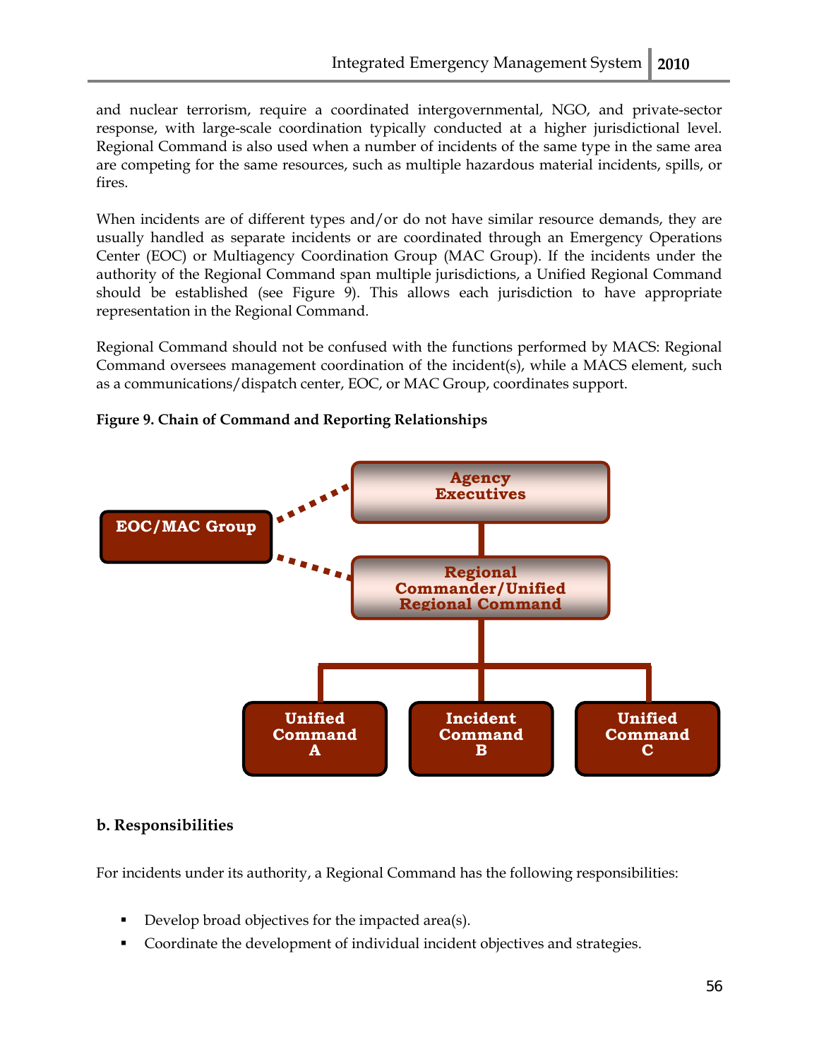and nuclear terrorism, require a coordinated intergovernmental, NGO, and private-sector response, with large-scale coordination typically conducted at a higher jurisdictional level. Regional Command is also used when a number of incidents of the same type in the same area are competing for the same resources, such as multiple hazardous material incidents, spills, or fires.

When incidents are of different types and/or do not have similar resource demands, they are usually handled as separate incidents or are coordinated through an Emergency Operations Center (EOC) or Multiagency Coordination Group (MAC Group). If the incidents under the authority of the Regional Command span multiple jurisdictions, a Unified Regional Command should be established (see Figure 9). This allows each jurisdiction to have appropriate representation in the Regional Command.

Regional Command should not be confused with the functions performed by MACS: Regional Command oversees management coordination of the incident(s), while a MACS element, such as a communications/dispatch center, EOC, or MAC Group, coordinates support.

**Figure 9. Chain of Command and Reporting Relationships**

EOC/MAC Group

Agency Executives

Regional Commander/Unified Regional Command

Unified Command A

Incident Command B

Unified Command C

**b. Responsibilities**

For incidents under its authority, a Regional Command has the following responsibilities:

- Develop broad objectives for the impacted area(s).
- Coordinate the development of individual incident objectives and strategies.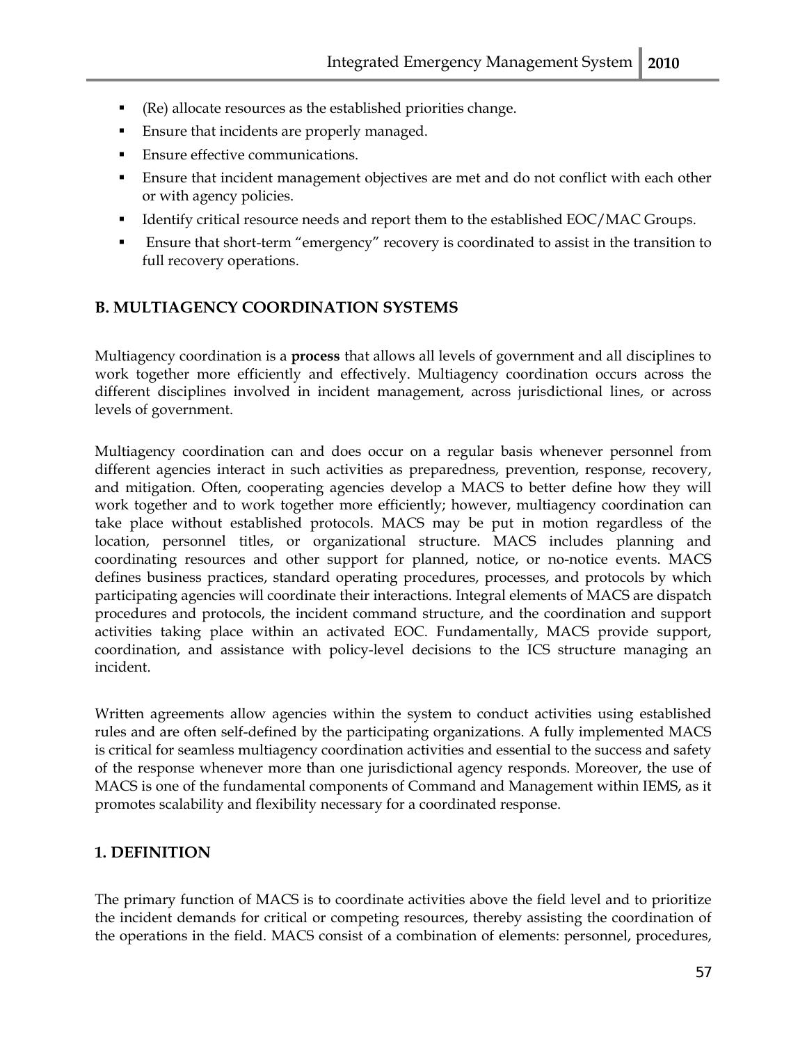- (Re) allocate resources as the established priorities change.
- Ensure that incidents are properly managed.
- Ensure effective communications.
- Ensure that incident management objectives are met and do not conflict with each other or with agency policies.
- Identify critical resource needs and report them to the established EOC/MAC Groups.
- Ensure that short-term "emergency" recovery is coordinated to assist in the transition to full recovery operations.

## B. MULTIAGENCY COORDINATION SYSTEMS

Multiagency coordination is a **process** that allows all levels of government and all disciplines to work together more efficiently and effectively. Multiagency coordination occurs across the different disciplines involved in incident management, across jurisdictional lines, or across levels of government.

Multiagency coordination can and does occur on a regular basis whenever personnel from different agencies interact in such activities as preparedness, prevention, response, recovery, and mitigation. Often, cooperating agencies develop a MACS to better define how they will work together and to work together more efficiently; however, multiagency coordination can take place without established protocols. MACS may be put in motion regardless of the location, personnel titles, or organizational structure. MACS includes planning and coordinating resources and other support for planned, notice, or no-notice events. MACS defines business practices, standard operating procedures, processes, and protocols by which participating agencies will coordinate their interactions. Integral elements of MACS are dispatch procedures and protocols, the incident command structure, and the coordination and support activities taking place within an activated EOC. Fundamentally, MACS provide support, coordination, and assistance with policy-level decisions to the ICS structure managing an incident.

Written agreements allow agencies within the system to conduct activities using established rules and are often self-defined by the participating organizations. A fully implemented MACS is critical for seamless multiagency coordination activities and essential to the success and safety of the response whenever more than one jurisdictional agency responds. Moreover, the use of MACS is one of the fundamental components of Command and Management within IEMS, as it promotes scalability and flexibility necessary for a coordinated response.

### 1. DEFINITION

The primary function of MACS is to coordinate activities above the field level and to prioritize the incident demands for critical or competing resources, thereby assisting the coordination of the operations in the field. MACS consist of a combination of elements: personnel, procedures,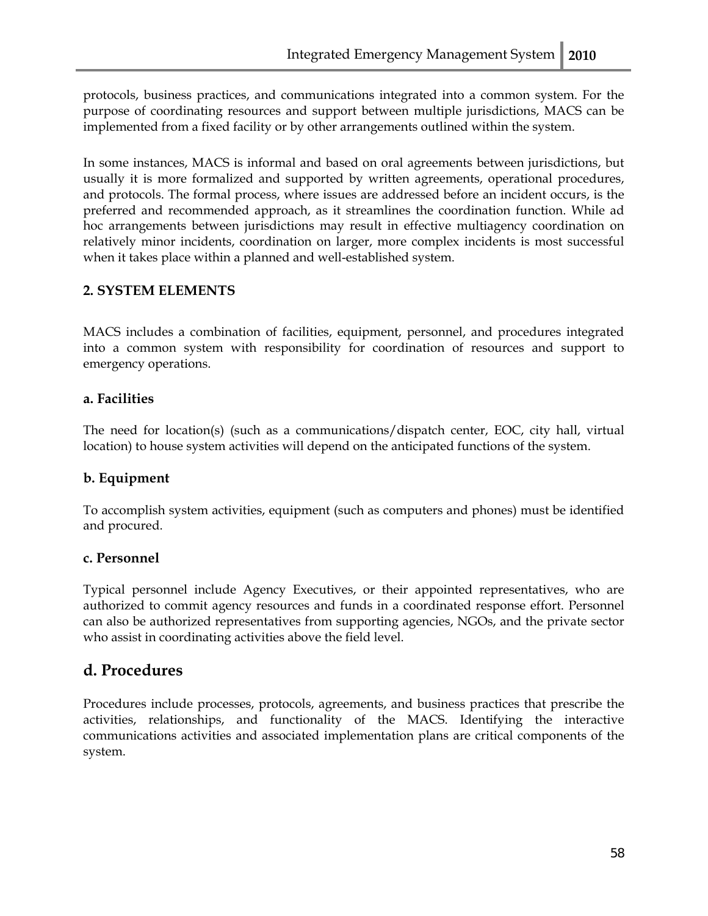protocols, business practices, and communications integrated into a common system. For the purpose of coordinating resources and support between multiple jurisdictions, MACS can be implemented from a fixed facility or by other arrangements outlined within the system.

In some instances, MACS is informal and based on oral agreements between jurisdictions, but usually it is more formalized and supported by written agreements, operational procedures, and protocols. The formal process, where issues are addressed before an incident occurs, is the preferred and recommended approach, as it streamlines the coordination function. While ad hoc arrangements between jurisdictions may result in effective multiagency coordination on relatively minor incidents, coordination on larger, more complex incidents is most successful when it takes place within a planned and well-established system.

### 2. SYSTEM ELEMENTS

MACS includes a combination of facilities, equipment, personnel, and procedures integrated into a common system with responsibility for coordination of resources and support to emergency operations.

#### a. Facilities

The need for location(s) (such as a communications/dispatch center, EOC, city hall, virtual location) to house system activities will depend on the anticipated functions of the system.

#### b. Equipment

To accomplish system activities, equipment (such as computers and phones) must be identified and procured.

#### c. Personnel

Typical personnel include Agency Executives, or their appointed representatives, who are authorized to commit agency resources and funds in a coordinated response effort. Personnel can also be authorized representatives from supporting agencies, NGOs, and the private sector who assist in coordinating activities above the field level.

## d. Procedures

Procedures include processes, protocols, agreements, and business practices that prescribe the activities, relationships, and functionality of the MACS. Identifying the interactive communications activities and associated implementation plans are critical components of the system.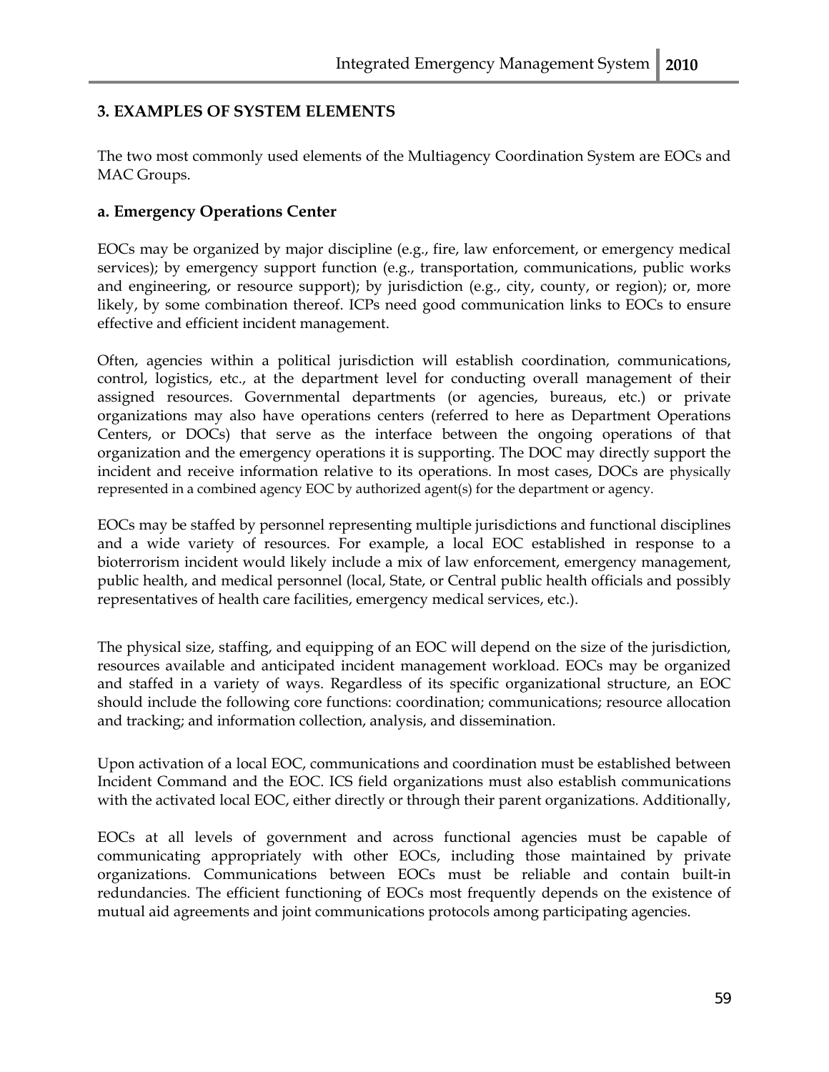## 3. EXAMPLES OF SYSTEM ELEMENTS

The two most commonly used elements of the Multiagency Coordination System are EOCs and MAC Groups.

### a. Emergency Operations Center

EOCs may be organized by major discipline (e.g., fire, law enforcement, or emergency medical services); by emergency support function (e.g., transportation, communications, public works and engineering, or resource support); by jurisdiction (e.g., city, county, or region); or, more likely, by some combination thereof. ICPs need good communication links to EOCs to ensure effective and efficient incident management.

Often, agencies within a political jurisdiction will establish coordination, communications, control, logistics, etc., at the department level for conducting overall management of their assigned resources. Governmental departments (or agencies, bureaus, etc.) or private organizations may also have operations centers (referred to here as Department Operations Centers, or DOCs) that serve as the interface between the ongoing operations of that organization and the emergency operations it is supporting. The DOC may directly support the incident and receive information relative to its operations. In most cases, DOCs are physically represented in a combined agency EOC by authorized agent(s) for the department or agency.

EOCs may be staffed by personnel representing multiple jurisdictions and functional disciplines and a wide variety of resources. For example, a local EOC established in response to a bioterrorism incident would likely include a mix of law enforcement, emergency management, public health, and medical personnel (local, State, or Central public health officials and possibly representatives of health care facilities, emergency medical services, etc.).

The physical size, staffing, and equipping of an EOC will depend on the size of the jurisdiction, resources available and anticipated incident management workload. EOCs may be organized and staffed in a variety of ways. Regardless of its specific organizational structure, an EOC should include the following core functions: coordination; communications; resource allocation and tracking; and information collection, analysis, and dissemination.

Upon activation of a local EOC, communications and coordination must be established between Incident Command and the EOC. ICS field organizations must also establish communications with the activated local EOC, either directly or through their parent organizations. Additionally,

EOCs at all levels of government and across functional agencies must be capable of communicating appropriately with other EOCs, including those maintained by private organizations. Communications between EOCs must be reliable and contain built-in redundancies. The efficient functioning of EOCs most frequently depends on the existence of mutual aid agreements and joint communications protocols among participating agencies.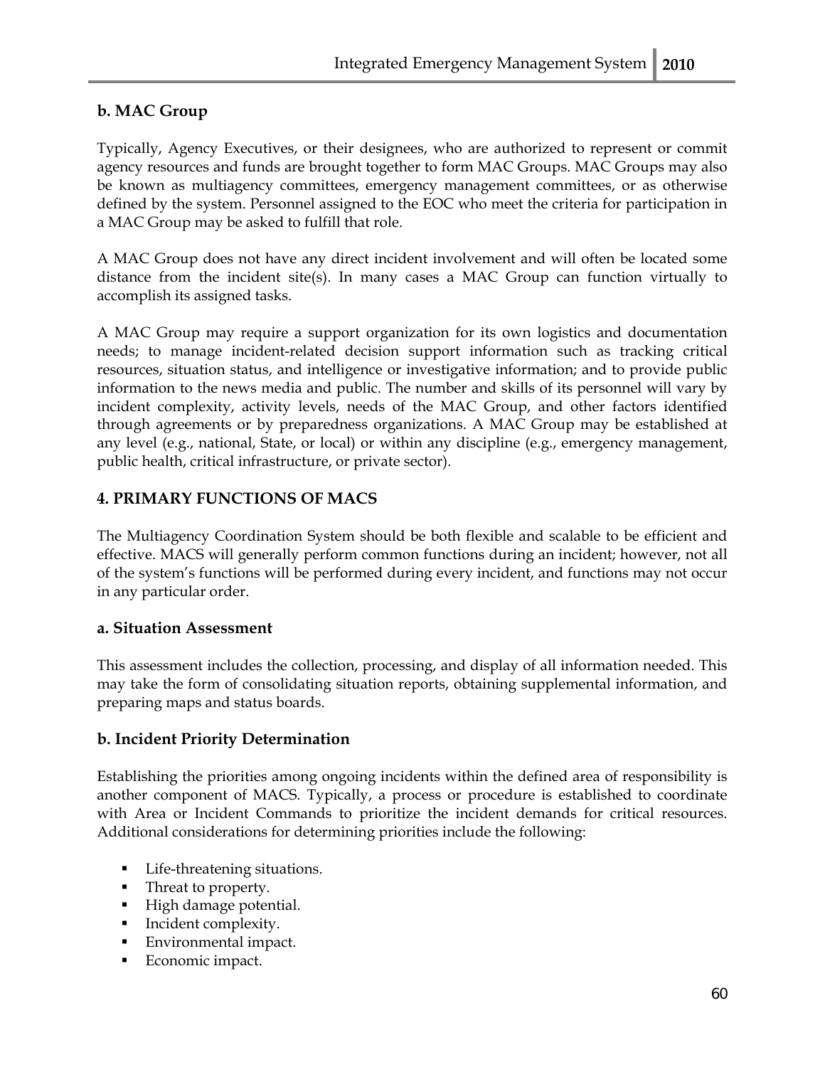### b. MAC Group

Typically, Agency Executives, or their designees, who are authorized to represent or commit agency resources and funds are brought together to form MAC Groups. MAC Groups may also be known as multiagency committees, emergency management committees, or as otherwise defined by the system. Personnel assigned to the EOC who meet the criteria for participation in a MAC Group may be asked to fulfill that role.

A MAC Group does not have any direct incident involvement and will often be located some distance from the incident site(s). In many cases a MAC Group can function virtually to accomplish its assigned tasks.

A MAC Group may require a support organization for its own logistics and documentation needs; to manage incident-related decision support information such as tracking critical resources, situation status, and intelligence or investigative information; and to provide public information to the news media and public. The number and skills of its personnel will vary by incident complexity, activity levels, needs of the MAC Group, and other factors identified through agreements or by preparedness organizations. A MAC Group may be established at any level (e.g., national, State, or local) or within any discipline (e.g., emergency management, public health, critical infrastructure, or private sector).

## 4. PRIMARY FUNCTIONS OF MACS

The Multiagency Coordination System should be both flexible and scalable to be efficient and effective. MACS will generally perform common functions during an incident; however, not all of the system's functions will be performed during every incident, and functions may not occur in any particular order.

### a. Situation Assessment

This assessment includes the collection, processing, and display of all information needed. This may take the form of consolidating situation reports, obtaining supplemental information, and preparing maps and status boards.

### b. Incident Priority Determination

Establishing the priorities among ongoing incidents within the defined area of responsibility is another component of MACS. Typically, a process or procedure is established to coordinate with Area or Incident Commands to prioritize the incident demands for critical resources. Additional considerations for determining priorities include the following:

- Life-threatening situations.
- Threat to property.
- High damage potential.
- Incident complexity.
- Environmental impact.
- Economic impact.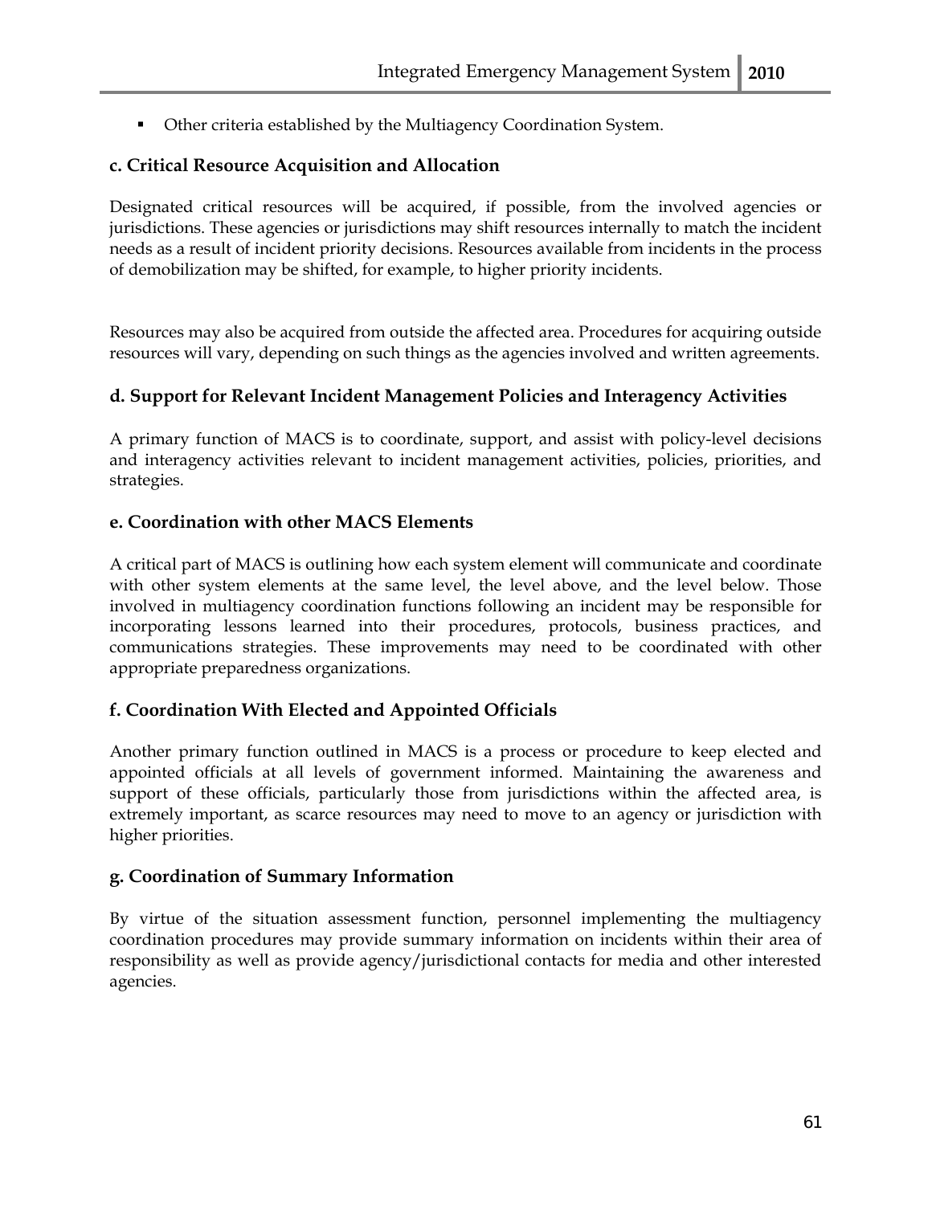- Other criteria established by the Multiagency Coordination System.

### c. Critical Resource Acquisition and Allocation

Designated critical resources will be acquired, if possible, from the involved agencies or jurisdictions. These agencies or jurisdictions may shift resources internally to match the incident needs as a result of incident priority decisions. Resources available from incidents in the process of demobilization may be shifted, for example, to higher priority incidents.

Resources may also be acquired from outside the affected area. Procedures for acquiring outside resources will vary, depending on such things as the agencies involved and written agreements.

### d. Support for Relevant Incident Management Policies and Interagency Activities

A primary function of MACS is to coordinate, support, and assist with policy-level decisions and interagency activities relevant to incident management activities, policies, priorities, and strategies.

### e. Coordination with other MACS Elements

A critical part of MACS is outlining how each system element will communicate and coordinate with other system elements at the same level, the level above, and the level below. Those involved in multiagency coordination functions following an incident may be responsible for incorporating lessons learned into their procedures, protocols, business practices, and communications strategies. These improvements may need to be coordinated with other appropriate preparedness organizations.

### f. Coordination With Elected and Appointed Officials

Another primary function outlined in MACS is a process or procedure to keep elected and appointed officials at all levels of government informed. Maintaining the awareness and support of these officials, particularly those from jurisdictions within the affected area, is extremely important, as scarce resources may need to move to an agency or jurisdiction with higher priorities.

### g. Coordination of Summary Information

By virtue of the situation assessment function, personnel implementing the multiagency coordination procedures may provide summary information on incidents within their area of responsibility as well as provide agency/jurisdictional contacts for media and other interested agencies.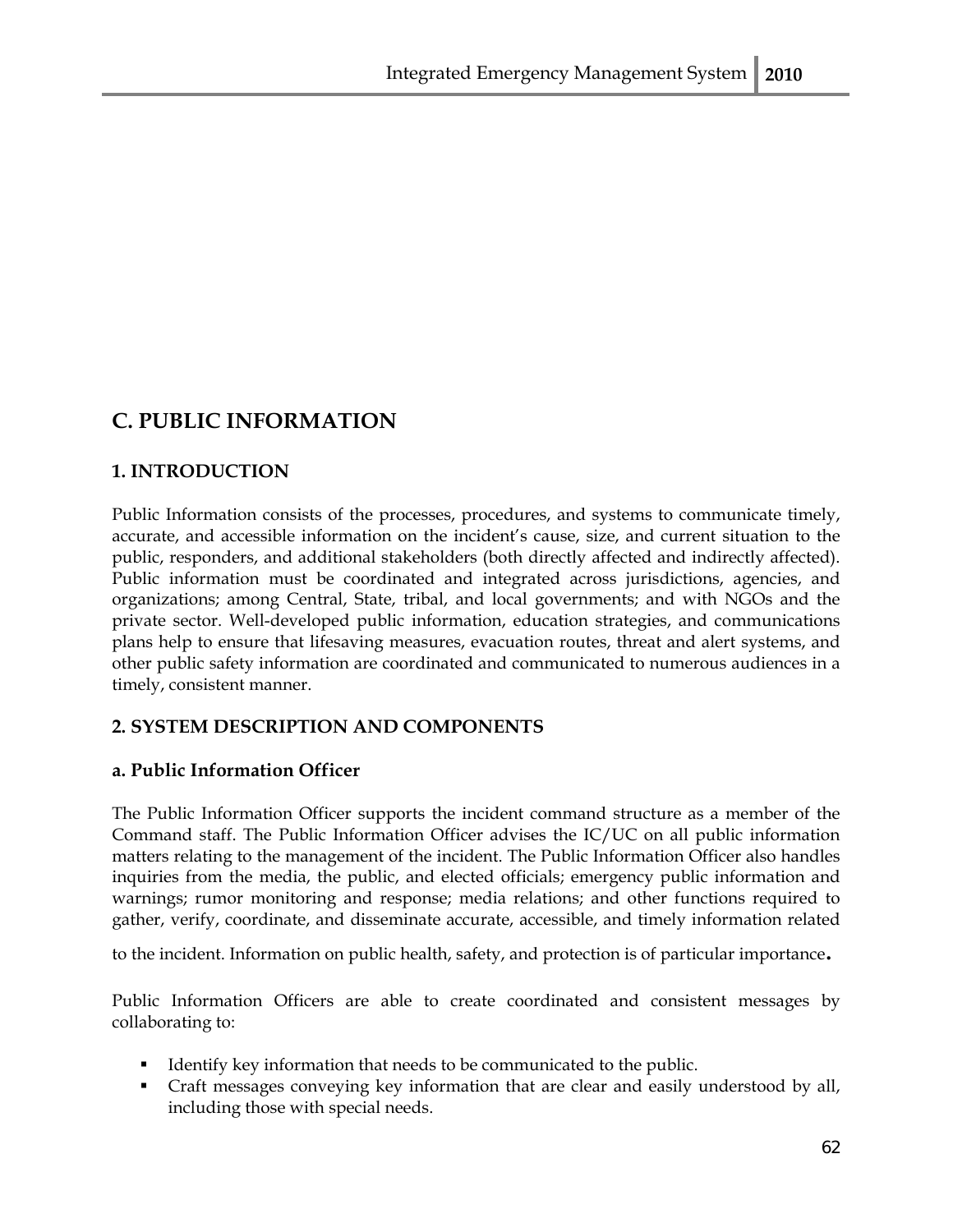## C. PUBLIC INFORMATION

### 1. INTRODUCTION

Public Information consists of the processes, procedures, and systems to communicate timely, accurate, and accessible information on the incident's cause, size, and current situation to the public, responders, and additional stakeholders (both directly affected and indirectly affected). Public information must be coordinated and integrated across jurisdictions, agencies, and organizations; among Central, State, tribal, and local governments; and with NGOs and the private sector. Well-developed public information, education strategies, and communications plans help to ensure that lifesaving measures, evacuation routes, threat and alert systems, and other public safety information are coordinated and communicated to numerous audiences in a timely, consistent manner.

### 2. SYSTEM DESCRIPTION AND COMPONENTS

#### a. Public Information Officer

The Public Information Officer supports the incident command structure as a member of the Command staff. The Public Information Officer advises the IC/UC on all public information matters relating to the management of the incident. The Public Information Officer also handles inquiries from the media, the public, and elected officials; emergency public information and warnings; rumor monitoring and response; media relations; and other functions required to gather, verify, coordinate, and disseminate accurate, accessible, and timely information related to the incident. Information on public health, safety, and protection is of particular importance.

Public Information Officers are able to create coordinated and consistent messages by collaborating to:

- Identify key information that needs to be communicated to the public.
- Craft messages conveying key information that are clear and easily understood by all, including those with special needs.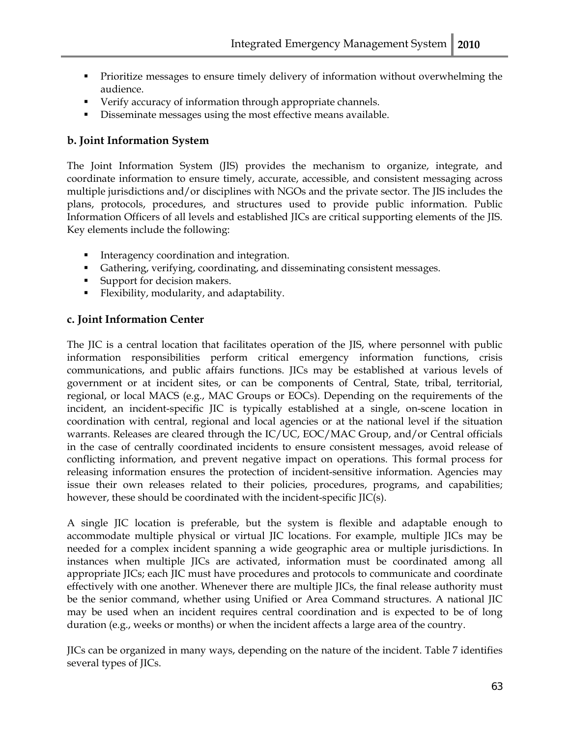- Prioritize messages to ensure timely delivery of information without overwhelming the audience.
- Verify accuracy of information through appropriate channels.
- Disseminate messages using the most effective means available.

### b. Joint Information System

The Joint Information System (JIS) provides the mechanism to organize, integrate, and coordinate information to ensure timely, accurate, accessible, and consistent messaging across multiple jurisdictions and/or disciplines with NGOs and the private sector. The JIS includes the plans, protocols, procedures, and structures used to provide public information. Public Information Officers of all levels and established JICs are critical supporting elements of the JIS. Key elements include the following:

- Interagency coordination and integration.
- Gathering, verifying, coordinating, and disseminating consistent messages.
- Support for decision makers.
- Flexibility, modularity, and adaptability.

### c. Joint Information Center

The JIC is a central location that facilitates operation of the JIS, where personnel with public information responsibilities perform critical emergency information functions, crisis communications, and public affairs functions. JICs may be established at various levels of government or at incident sites, or can be components of Central, State, tribal, territorial, regional, or local MACS (e.g., MAC Groups or EOCs). Depending on the requirements of the incident, an incident-specific JIC is typically established at a single, on-scene location in coordination with central, regional and local agencies or at the national level if the situation warrants. Releases are cleared through the IC/UC, EOC/MAC Group, and/or Central officials in the case of centrally coordinated incidents to ensure consistent messages, avoid release of conflicting information, and prevent negative impact on operations. This formal process for releasing information ensures the protection of incident-sensitive information. Agencies may issue their own releases related to their policies, procedures, programs, and capabilities; however, these should be coordinated with the incident-specific JIC(s).

A single JIC location is preferable, but the system is flexible and adaptable enough to accommodate multiple physical or virtual JIC locations. For example, multiple JICs may be needed for a complex incident spanning a wide geographic area or multiple jurisdictions. In instances when multiple JICs are activated, information must be coordinated among all appropriate JICs; each JIC must have procedures and protocols to communicate and coordinate effectively with one another. Whenever there are multiple JICs, the final release authority must be the senior command, whether using Unified or Area Command structures. A national JIC may be used when an incident requires central coordination and is expected to be of long duration (e.g., weeks or months) or when the incident affects a large area of the country.

JICs can be organized in many ways, depending on the nature of the incident. Table 7 identifies several types of JICs.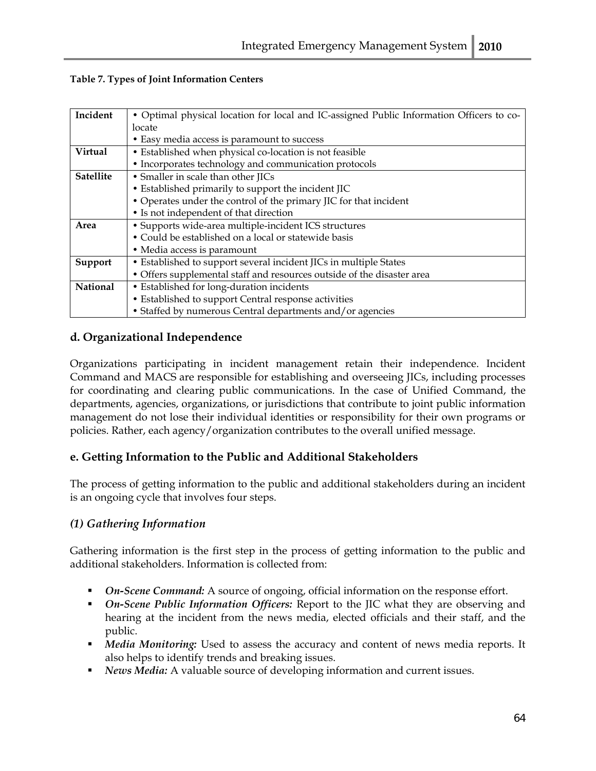**Table 7. Types of Joint Information Centers**

| | |
|---|---|
| **Incident** | • Optimal physical location for local and IC-assigned Public Information Officers to co-locate<br>• Easy media access is paramount to success |
| **Virtual** | • Established when physical co-location is not feasible<br>• Incorporates technology and communication protocols |
| **Satellite** | • Smaller in scale than other JICs<br>• Established primarily to support the incident JIC<br>• Operates under the control of the primary JIC for that incident<br>• Is not independent of that direction |
| **Area** | • Supports wide-area multiple-incident ICS structures<br>• Could be established on a local or statewide basis<br>• Media access is paramount |
| **Support** | • Established to support several incident JICs in multiple States<br>• Offers supplemental staff and resources outside of the disaster area |
| **National** | • Established for long-duration incidents<br>• Established to support Central response activities<br>• Staffed by numerous Central departments and/or agencies |

## d. Organizational Independence

Organizations participating in incident management retain their independence. Incident Command and MACS are responsible for establishing and overseeing JICs, including processes for coordinating and clearing public communications. In the case of Unified Command, the departments, agencies, organizations, or jurisdictions that contribute to joint public information management do not lose their individual identities or responsibility for their own programs or policies. Rather, each agency/organization contributes to the overall unified message.

## e. Getting Information to the Public and Additional Stakeholders

The process of getting information to the public and additional stakeholders during an incident is an ongoing cycle that involves four steps.

### *(1) Gathering Information*

Gathering information is the first step in the process of getting information to the public and additional stakeholders. Information is collected from:

- ***On-Scene Command:*** A source of ongoing, official information on the response effort.
- ***On-Scene Public Information Officers:*** Report to the JIC what they are observing and hearing at the incident from the news media, elected officials and their staff, and the public.
- ***Media Monitoring:*** Used to assess the accuracy and content of news media reports. It also helps to identify trends and breaking issues.
- ***News Media:*** A valuable source of developing information and current issues.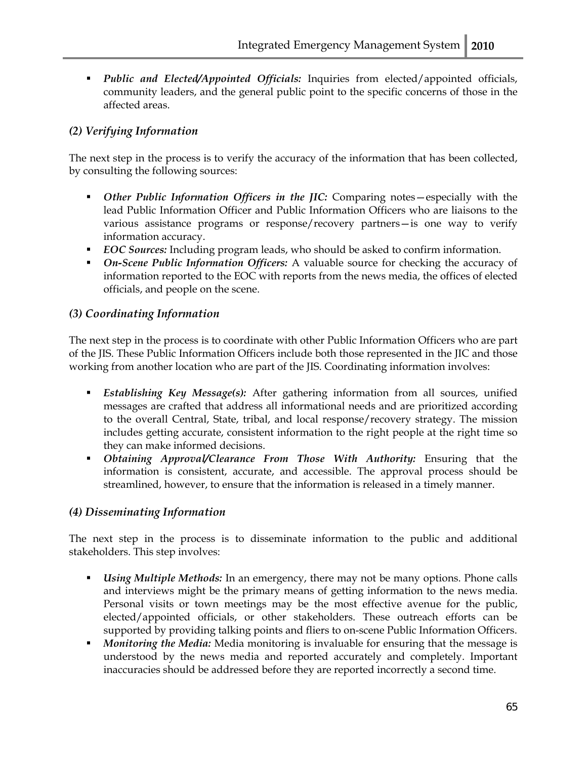- ***Public and Elected/Appointed Officials:*** Inquiries from elected/appointed officials, community leaders, and the general public point to the specific concerns of those in the affected areas.

### *(2) Verifying Information*

The next step in the process is to verify the accuracy of the information that has been collected, by consulting the following sources:

- ***Other Public Information Officers in the JIC:*** Comparing notes—especially with the lead Public Information Officer and Public Information Officers who are liaisons to the various assistance programs or response/recovery partners—is one way to verify information accuracy.
- ***EOC Sources:*** Including program leads, who should be asked to confirm information.
- ***On-Scene Public Information Officers:*** A valuable source for checking the accuracy of information reported to the EOC with reports from the news media, the offices of elected officials, and people on the scene.

### *(3) Coordinating Information*

The next step in the process is to coordinate with other Public Information Officers who are part of the JIS. These Public Information Officers include both those represented in the JIC and those working from another location who are part of the JIS. Coordinating information involves:

- ***Establishing Key Message(s):*** After gathering information from all sources, unified messages are crafted that address all informational needs and are prioritized according to the overall Central, State, tribal, and local response/recovery strategy. The mission includes getting accurate, consistent information to the right people at the right time so they can make informed decisions.
- ***Obtaining Approval/Clearance From Those With Authority:*** Ensuring that the information is consistent, accurate, and accessible. The approval process should be streamlined, however, to ensure that the information is released in a timely manner.

### *(4) Disseminating Information*

The next step in the process is to disseminate information to the public and additional stakeholders. This step involves:

- ***Using Multiple Methods:*** In an emergency, there may not be many options. Phone calls and interviews might be the primary means of getting information to the news media. Personal visits or town meetings may be the most effective avenue for the public, elected/appointed officials, or other stakeholders. These outreach efforts can be supported by providing talking points and fliers to on-scene Public Information Officers.
- ***Monitoring the Media:*** Media monitoring is invaluable for ensuring that the message is understood by the news media and reported accurately and completely. Important inaccuracies should be addressed before they are reported incorrectly a second time.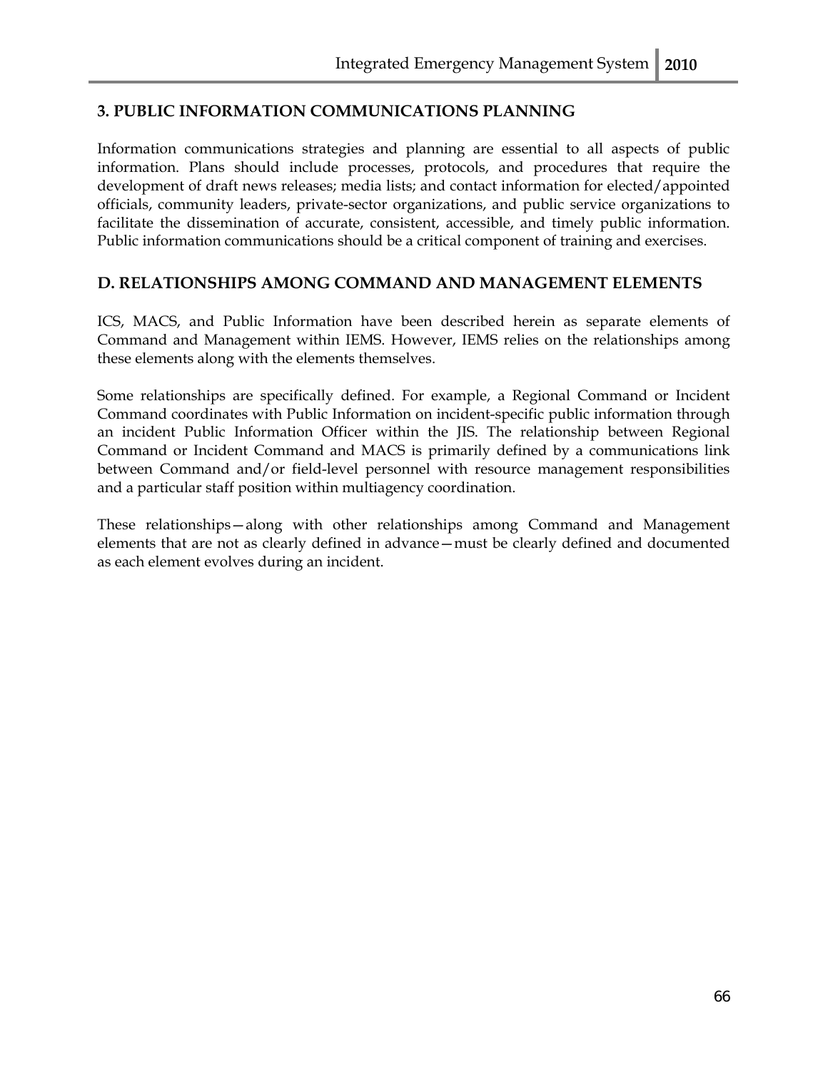### 3. PUBLIC INFORMATION COMMUNICATIONS PLANNING

Information communications strategies and planning are essential to all aspects of public information. Plans should include processes, protocols, and procedures that require the development of draft news releases; media lists; and contact information for elected/appointed officials, community leaders, private-sector organizations, and public service organizations to facilitate the dissemination of accurate, consistent, accessible, and timely public information. Public information communications should be a critical component of training and exercises.

## D. RELATIONSHIPS AMONG COMMAND AND MANAGEMENT ELEMENTS

ICS, MACS, and Public Information have been described herein as separate elements of Command and Management within IEMS. However, IEMS relies on the relationships among these elements along with the elements themselves.

Some relationships are specifically defined. For example, a Regional Command or Incident Command coordinates with Public Information on incident-specific public information through an incident Public Information Officer within the JIS. The relationship between Regional Command or Incident Command and MACS is primarily defined by a communications link between Command and/or field-level personnel with resource management responsibilities and a particular staff position within multiagency coordination.

These relationships—along with other relationships among Command and Management elements that are not as clearly defined in advance—must be clearly defined and documented as each element evolves during an incident.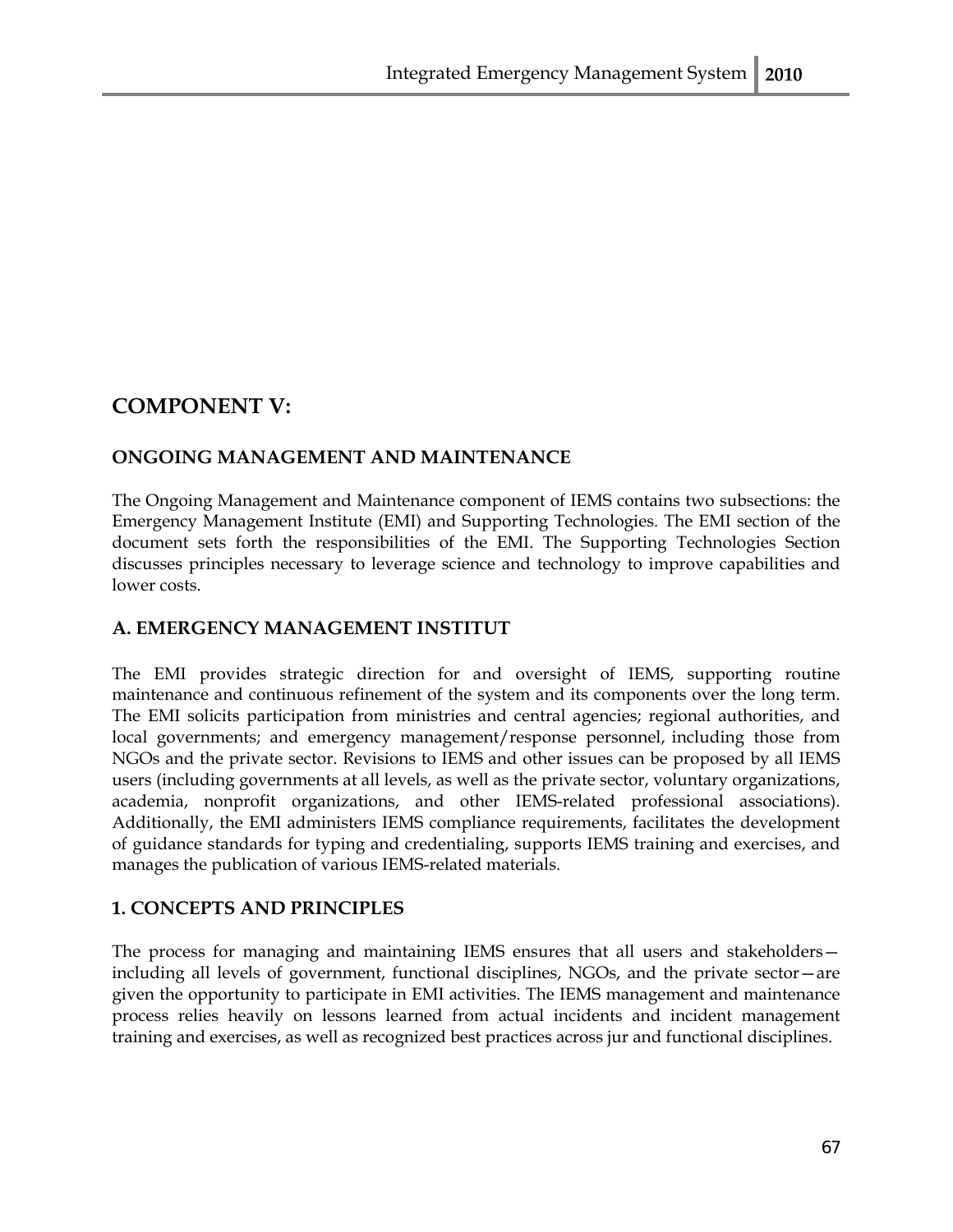## COMPONENT V:

### ONGOING MANAGEMENT AND MAINTENANCE

The Ongoing Management and Maintenance component of IEMS contains two subsections: the Emergency Management Institute (EMI) and Supporting Technologies. The EMI section of the document sets forth the responsibilities of the EMI. The Supporting Technologies Section discusses principles necessary to leverage science and technology to improve capabilities and lower costs.

### A. EMERGENCY MANAGEMENT INSTITUT

The EMI provides strategic direction for and oversight of IEMS, supporting routine maintenance and continuous refinement of the system and its components over the long term. The EMI solicits participation from ministries and central agencies; regional authorities, and local governments; and emergency management/response personnel, including those from NGOs and the private sector. Revisions to IEMS and other issues can be proposed by all IEMS users (including governments at all levels, as well as the private sector, voluntary organizations, academia, nonprofit organizations, and other IEMS-related professional associations). Additionally, the EMI administers IEMS compliance requirements, facilitates the development of guidance standards for typing and credentialing, supports IEMS training and exercises, and manages the publication of various IEMS-related materials.

### 1. CONCEPTS AND PRINCIPLES

The process for managing and maintaining IEMS ensures that all users and stakeholders—including all levels of government, functional disciplines, NGOs, and the private sector—are given the opportunity to participate in EMI activities. The IEMS management and maintenance process relies heavily on lessons learned from actual incidents and incident management training and exercises, as well as recognized best practices across jur and functional disciplines.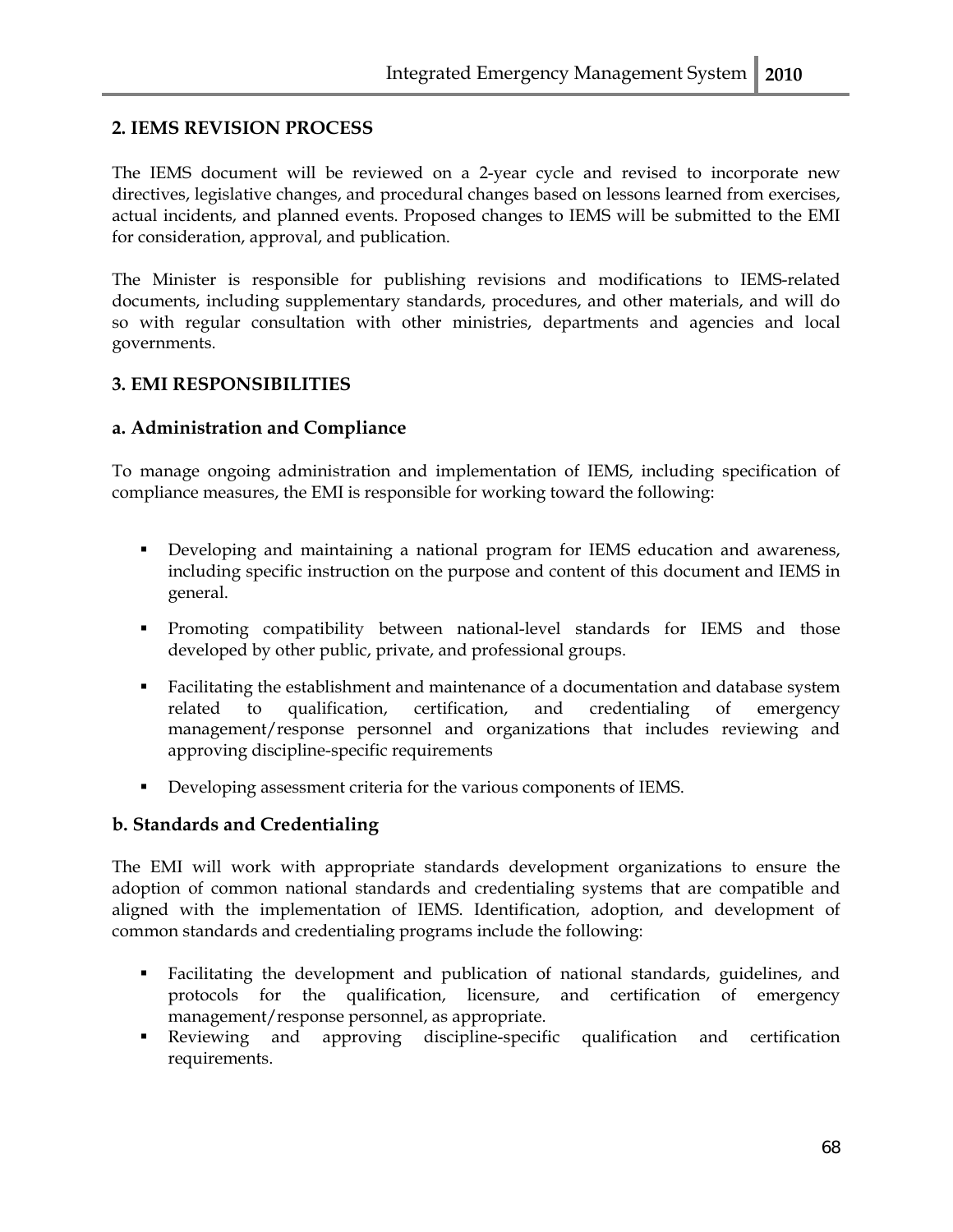## 2. IEMS REVISION PROCESS

The IEMS document will be reviewed on a 2-year cycle and revised to incorporate new directives, legislative changes, and procedural changes based on lessons learned from exercises, actual incidents, and planned events. Proposed changes to IEMS will be submitted to the EMI for consideration, approval, and publication.

The Minister is responsible for publishing revisions and modifications to IEMS-related documents, including supplementary standards, procedures, and other materials, and will do so with regular consultation with other ministries, departments and agencies and local governments.

## 3. EMI RESPONSIBILITIES

### a. Administration and Compliance

To manage ongoing administration and implementation of IEMS, including specification of compliance measures, the EMI is responsible for working toward the following:

- Developing and maintaining a national program for IEMS education and awareness, including specific instruction on the purpose and content of this document and IEMS in general.
- Promoting compatibility between national-level standards for IEMS and those developed by other public, private, and professional groups.
- Facilitating the establishment and maintenance of a documentation and database system related to qualification, certification, and credentialing of emergency management/response personnel and organizations that includes reviewing and approving discipline-specific requirements
- Developing assessment criteria for the various components of IEMS.

### b. Standards and Credentialing

The EMI will work with appropriate standards development organizations to ensure the adoption of common national standards and credentialing systems that are compatible and aligned with the implementation of IEMS. Identification, adoption, and development of common standards and credentialing programs include the following:

- Facilitating the development and publication of national standards, guidelines, and protocols for the qualification, licensure, and certification of emergency management/response personnel, as appropriate.
- Reviewing and approving discipline-specific qualification and certification requirements.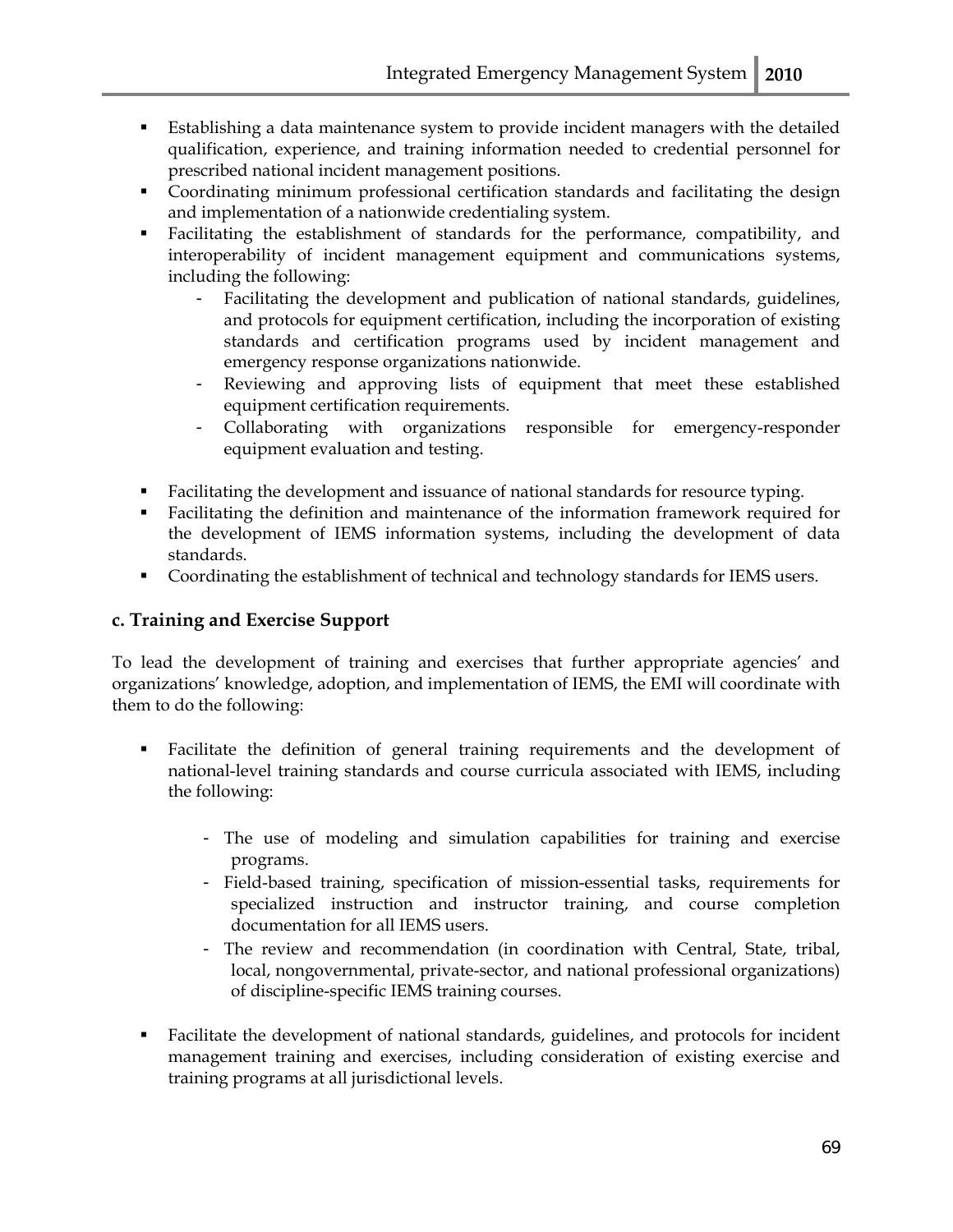- Establishing a data maintenance system to provide incident managers with the detailed qualification, experience, and training information needed to credential personnel for prescribed national incident management positions.
- Coordinating minimum professional certification standards and facilitating the design and implementation of a nationwide credentialing system.
- Facilitating the establishment of standards for the performance, compatibility, and interoperability of incident management equipment and communications systems, including the following:
    - Facilitating the development and publication of national standards, guidelines, and protocols for equipment certification, including the incorporation of existing standards and certification programs used by incident management and emergency response organizations nationwide.
    - Reviewing and approving lists of equipment that meet these established equipment certification requirements.
    - Collaborating with organizations responsible for emergency-responder equipment evaluation and testing.
- Facilitating the development and issuance of national standards for resource typing.
- Facilitating the definition and maintenance of the information framework required for the development of IEMS information systems, including the development of data standards.
- Coordinating the establishment of technical and technology standards for IEMS users.

### c. Training and Exercise Support

To lead the development of training and exercises that further appropriate agencies' and organizations' knowledge, adoption, and implementation of IEMS, the EMI will coordinate with them to do the following:

- Facilitate the definition of general training requirements and the development of national-level training standards and course curricula associated with IEMS, including the following:
    - The use of modeling and simulation capabilities for training and exercise programs.
    - Field-based training, specification of mission-essential tasks, requirements for specialized instruction and instructor training, and course completion documentation for all IEMS users.
    - The review and recommendation (in coordination with Central, State, tribal, local, nongovernmental, private-sector, and national professional organizations) of discipline-specific IEMS training courses.
- Facilitate the development of national standards, guidelines, and protocols for incident management training and exercises, including consideration of existing exercise and training programs at all jurisdictional levels.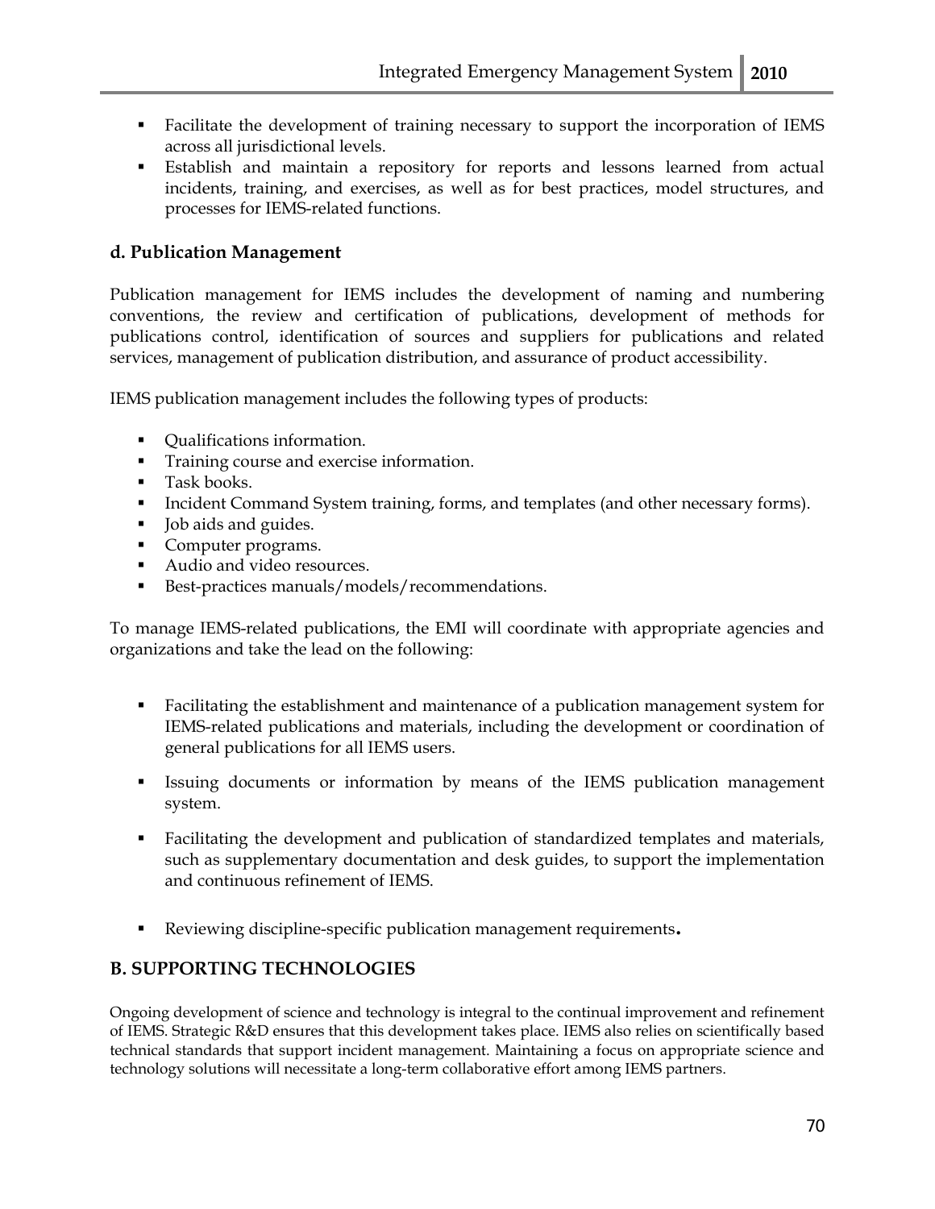- Facilitate the development of training necessary to support the incorporation of IEMS across all jurisdictional levels.
- Establish and maintain a repository for reports and lessons learned from actual incidents, training, and exercises, as well as for best practices, model structures, and processes for IEMS-related functions.

### d. Publication Management

Publication management for IEMS includes the development of naming and numbering conventions, the review and certification of publications, development of methods for publications control, identification of sources and suppliers for publications and related services, management of publication distribution, and assurance of product accessibility.

IEMS publication management includes the following types of products:

- Qualifications information.
- Training course and exercise information.
- Task books.
- Incident Command System training, forms, and templates (and other necessary forms).
- Job aids and guides.
- Computer programs.
- Audio and video resources.
- Best-practices manuals/models/recommendations.

To manage IEMS-related publications, the EMI will coordinate with appropriate agencies and organizations and take the lead on the following:

- Facilitating the establishment and maintenance of a publication management system for IEMS-related publications and materials, including the development or coordination of general publications for all IEMS users.
- Issuing documents or information by means of the IEMS publication management system.
- Facilitating the development and publication of standardized templates and materials, such as supplementary documentation and desk guides, to support the implementation and continuous refinement of IEMS.
- Reviewing discipline-specific publication management requirements.

## B. SUPPORTING TECHNOLOGIES

Ongoing development of science and technology is integral to the continual improvement and refinement of IEMS. Strategic R&D ensures that this development takes place. IEMS also relies on scientifically based technical standards that support incident management. Maintaining a focus on appropriate science and technology solutions will necessitate a long-term collaborative effort among IEMS partners.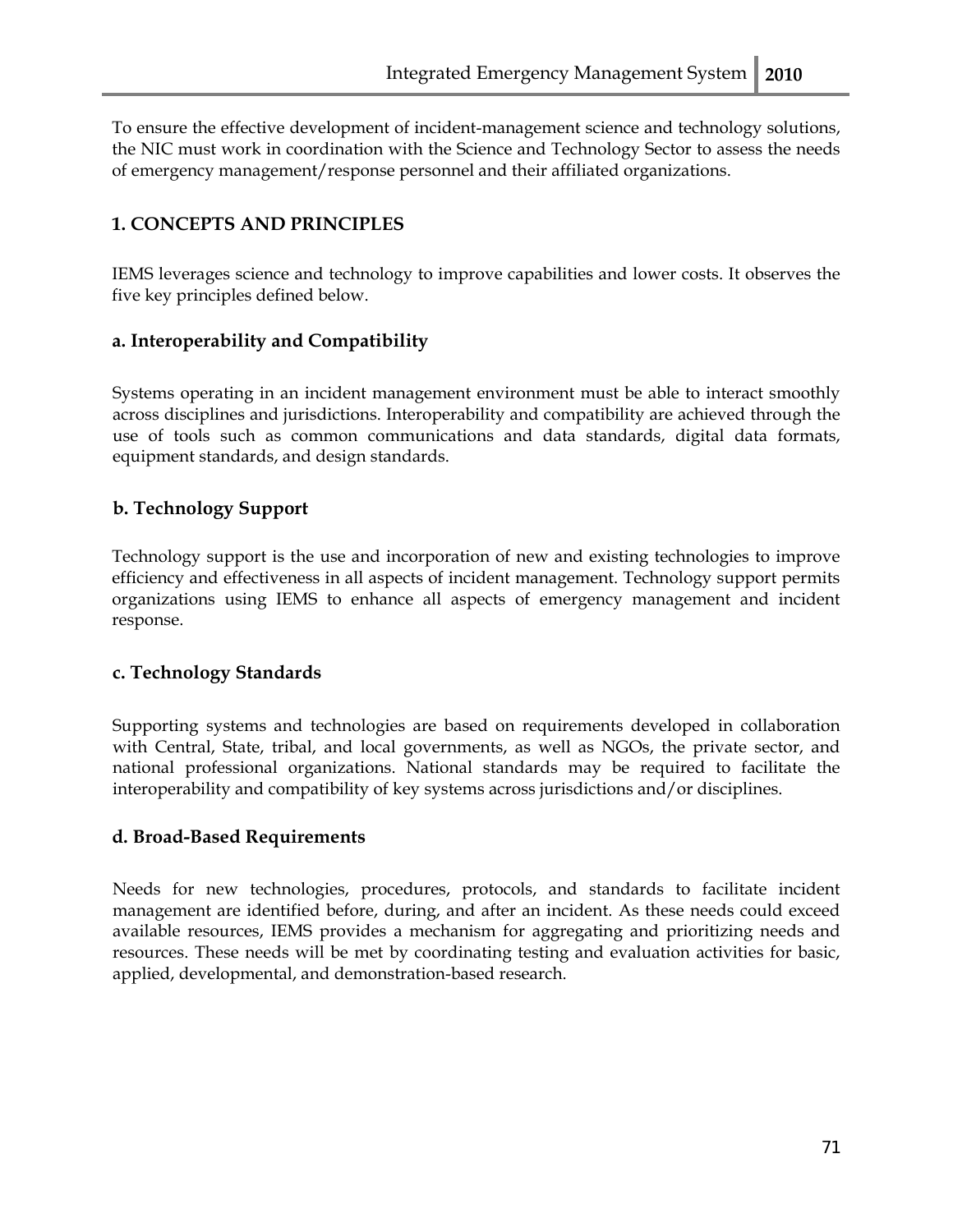To ensure the effective development of incident-management science and technology solutions, the NIC must work in coordination with the Science and Technology Sector to assess the needs of emergency management/response personnel and their affiliated organizations.

## 1. CONCEPTS AND PRINCIPLES

IEMS leverages science and technology to improve capabilities and lower costs. It observes the five key principles defined below.

### a. Interoperability and Compatibility

Systems operating in an incident management environment must be able to interact smoothly across disciplines and jurisdictions. Interoperability and compatibility are achieved through the use of tools such as common communications and data standards, digital data formats, equipment standards, and design standards.

### b. Technology Support

Technology support is the use and incorporation of new and existing technologies to improve efficiency and effectiveness in all aspects of incident management. Technology support permits organizations using IEMS to enhance all aspects of emergency management and incident response.

### c. Technology Standards

Supporting systems and technologies are based on requirements developed in collaboration with Central, State, tribal, and local governments, as well as NGOs, the private sector, and national professional organizations. National standards may be required to facilitate the interoperability and compatibility of key systems across jurisdictions and/or disciplines.

### d. Broad-Based Requirements

Needs for new technologies, procedures, protocols, and standards to facilitate incident management are identified before, during, and after an incident. As these needs could exceed available resources, IEMS provides a mechanism for aggregating and prioritizing needs and resources. These needs will be met by coordinating testing and evaluation activities for basic, applied, developmental, and demonstration-based research.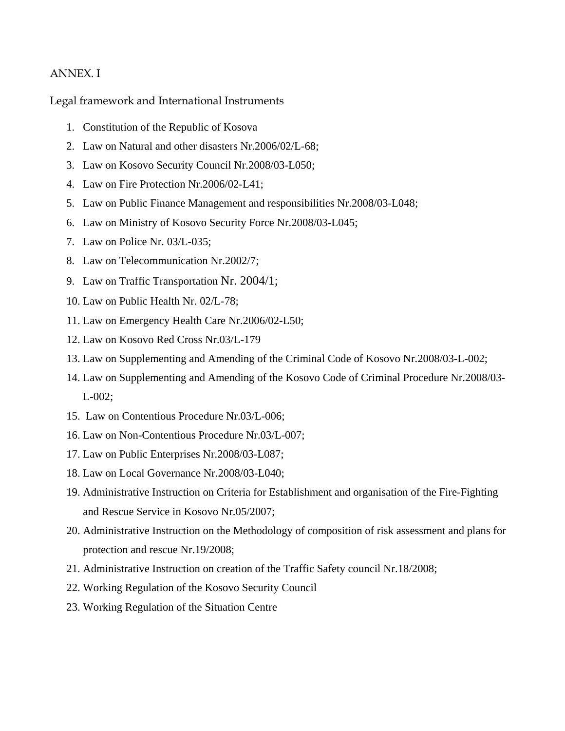ANNEX. I

## Legal framework and International Instruments

1. Constitution of the Republic of Kosova
2. Law on Natural and other disasters Nr.2006/02/L-68;
3. Law on Kosovo Security Council Nr.2008/03-L050;
4. Law on Fire Protection Nr.2006/02-L41;
5. Law on Public Finance Management and responsibilities Nr.2008/03-L048;
6. Law on Ministry of Kosovo Security Force Nr.2008/03-L045;
7. Law on Police Nr. 03/L-035;
8. Law on Telecommunication Nr.2002/7;
9. Law on Traffic Transportation Nr. 2004/1;
10. Law on Public Health Nr. 02/L-78;
11. Law on Emergency Health Care Nr.2006/02-L50;
12. Law on Kosovo Red Cross Nr.03/L-179
13. Law on Supplementing and Amending of the Criminal Code of Kosovo Nr.2008/03-L-002;
14. Law on Supplementing and Amending of the Kosovo Code of Criminal Procedure Nr.2008/03-L-002;
15. Law on Contentious Procedure Nr.03/L-006;
16. Law on Non-Contentious Procedure Nr.03/L-007;
17. Law on Public Enterprises Nr.2008/03-L087;
18. Law on Local Governance Nr.2008/03-L040;
19. Administrative Instruction on Criteria for Establishment and organisation of the Fire-Fighting and Rescue Service in Kosovo Nr.05/2007;
20. Administrative Instruction on the Methodology of composition of risk assessment and plans for protection and rescue Nr.19/2008;
21. Administrative Instruction on creation of the Traffic Safety council Nr.18/2008;
22. Working Regulation of the Kosovo Security Council
23. Working Regulation of the Situation Centre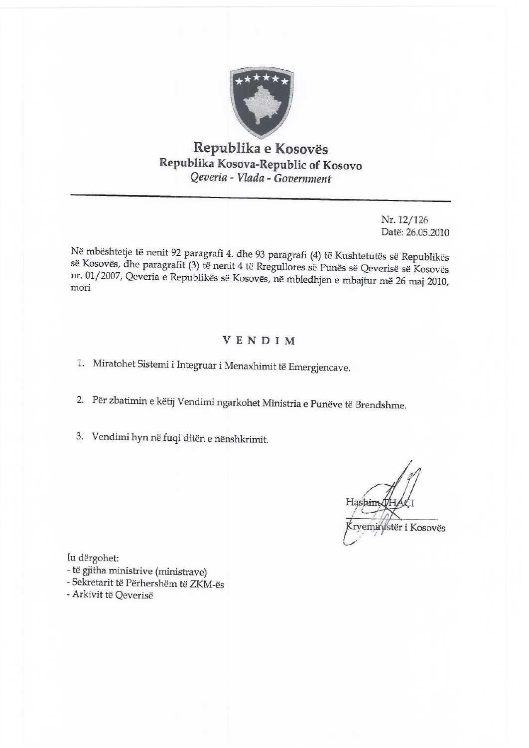# Republika e Kosovës

**Republika Kosova-Republic of Kosovo**

*Qeveria - Vlada - Government*

---

Nr. 12/126
Datë: 26.05.2010

Në mbështetje të nenit 92 paragrafi 4. dhe 93 paragrafi (4) të Kushtetutës së Republikës së Kosovës, dhe paragrafit (3) të nenit 4 të Rregullores së Punës së Qeverisë së Kosovës nr. 01/2007, Qeveria e Republikës së Kosovës, në mbledhjen e mbajtur më 26 maj 2010, mori

## V E N D I M

1. Miratohet Sistemi i Integruar i Menaxhimit të Emergjencave.

2. Për zbatimin e këtij Vendimi ngarkohet Ministria e Punëve të Brendshme.

3. Vendimi hyn në fuqi ditën e nënshkrimit.

Hashim THAÇI

Kryeministër i Kosovës

Iu dërgohet:
- të gjitha ministrive (ministrave)
- Sekretarit të Përhershëm të ZKM-ës
- Arkivit të Qeverisë